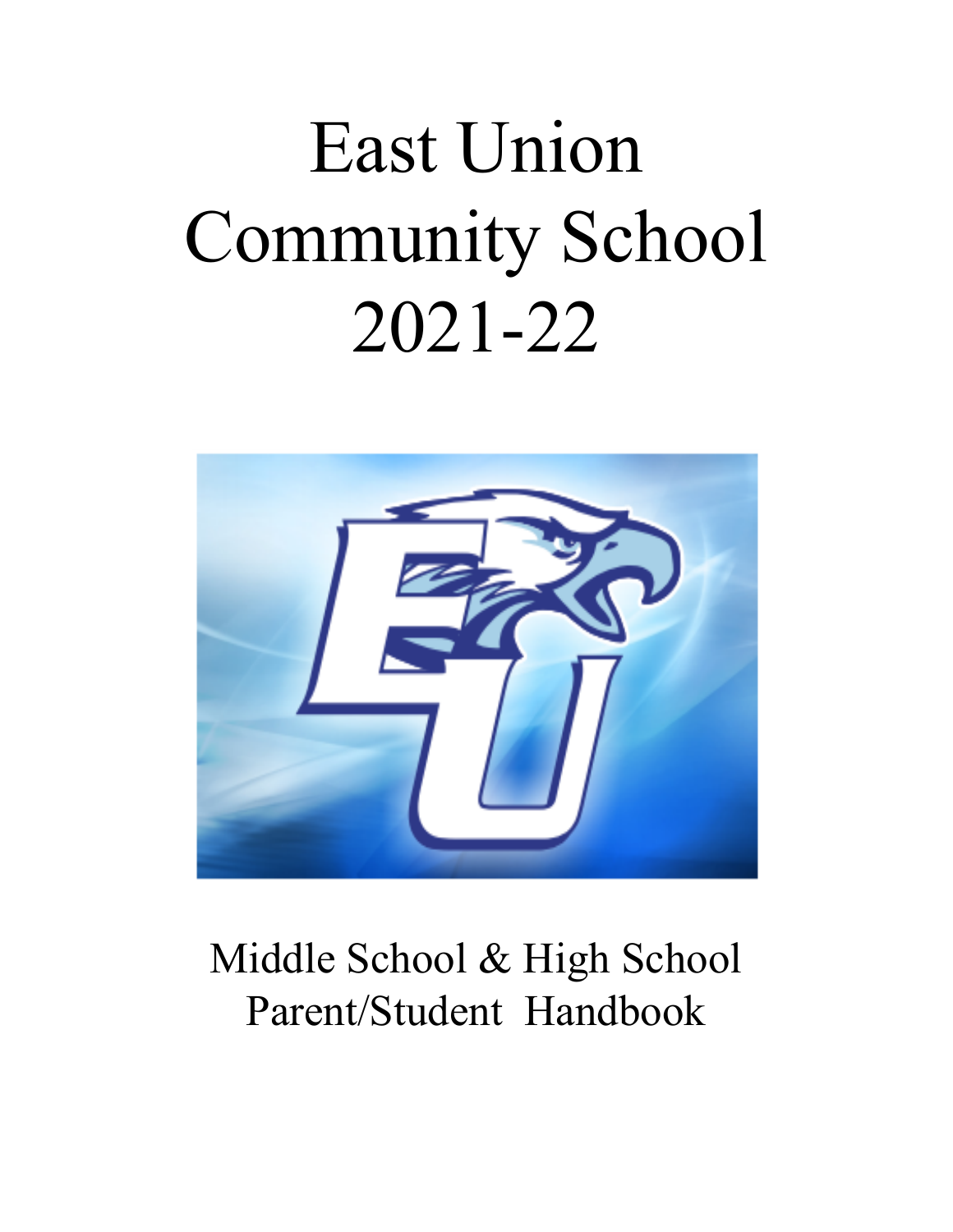# East Union Community School 2021-22

Middle School & High School
Parent/Student Handbook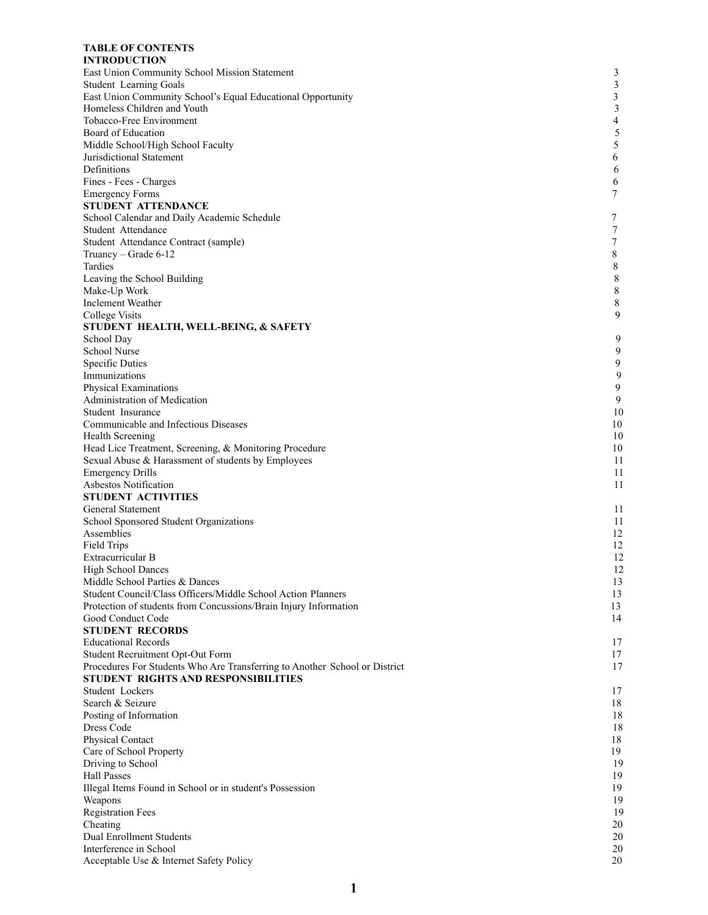# TABLE OF CONTENTS

## INTRODUCTION

| | |
|---|---|
| East Union Community School Mission Statement | 3 |
| Student Learning Goals | 3 |
| East Union Community School's Equal Educational Opportunity | 3 |
| Homeless Children and Youth | 3 |
| Tobacco-Free Environment | 4 |
| Board of Education | 5 |
| Middle School/High School Faculty | 5 |
| Jurisdictional Statement | 6 |
| Definitions | 6 |
| Fines - Fees - Charges | 6 |
| Emergency Forms | 7 |

## STUDENT ATTENDANCE

| | |
|---|---|
| School Calendar and Daily Academic Schedule | 7 |
| Student Attendance | 7 |
| Student Attendance Contract (sample) | 7 |
| Truancy – Grade 6-12 | 8 |
| Tardies | 8 |
| Leaving the School Building | 8 |
| Make-Up Work | 8 |
| Inclement Weather | 8 |
| College Visits | 9 |

## STUDENT HEALTH, WELL-BEING, & SAFETY

| | |
|---|---|
| School Day | 9 |
| School Nurse | 9 |
| Specific Duties | 9 |
| Immunizations | 9 |
| Physical Examinations | 9 |
| Administration of Medication | 9 |
| Student Insurance | 10 |
| Communicable and Infectious Diseases | 10 |
| Health Screening | 10 |
| Head Lice Treatment, Screening, & Monitoring Procedure | 10 |
| Sexual Abuse & Harassment of students by Employees | 11 |
| Emergency Drills | 11 |
| Asbestos Notification | 11 |

## STUDENT ACTIVITIES

| | |
|---|---|
| General Statement | 11 |
| School Sponsored Student Organizations | 11 |
| Assemblies | 12 |
| Field Trips | 12 |
| Extracurricular B | 12 |
| High School Dances | 12 |
| Middle School Parties & Dances | 13 |
| Student Council/Class Officers/Middle School Action Planners | 13 |
| Protection of students from Concussions/Brain Injury Information | 13 |
| Good Conduct Code | 14 |

## STUDENT RECORDS

| | |
|---|---|
| Educational Records | 17 |
| Student Recruitment Opt-Out Form | 17 |
| Procedures For Students Who Are Transferring to Another School or District | 17 |

## STUDENT RIGHTS AND RESPONSIBILITIES

| | |
|---|---|
| Student Lockers | 17 |
| Search & Seizure | 18 |
| Posting of Information | 18 |
| Dress Code | 18 |
| Physical Contact | 18 |
| Care of School Property | 19 |
| Driving to School | 19 |
| Hall Passes | 19 |
| Illegal Items Found in School or in student's Possession | 19 |
| Weapons | 19 |
| Registration Fees | 19 |
| Cheating | 20 |
| Dual Enrollment Students | 20 |
| Interference in School | 20 |
| Acceptable Use & Internet Safety Policy | 20 |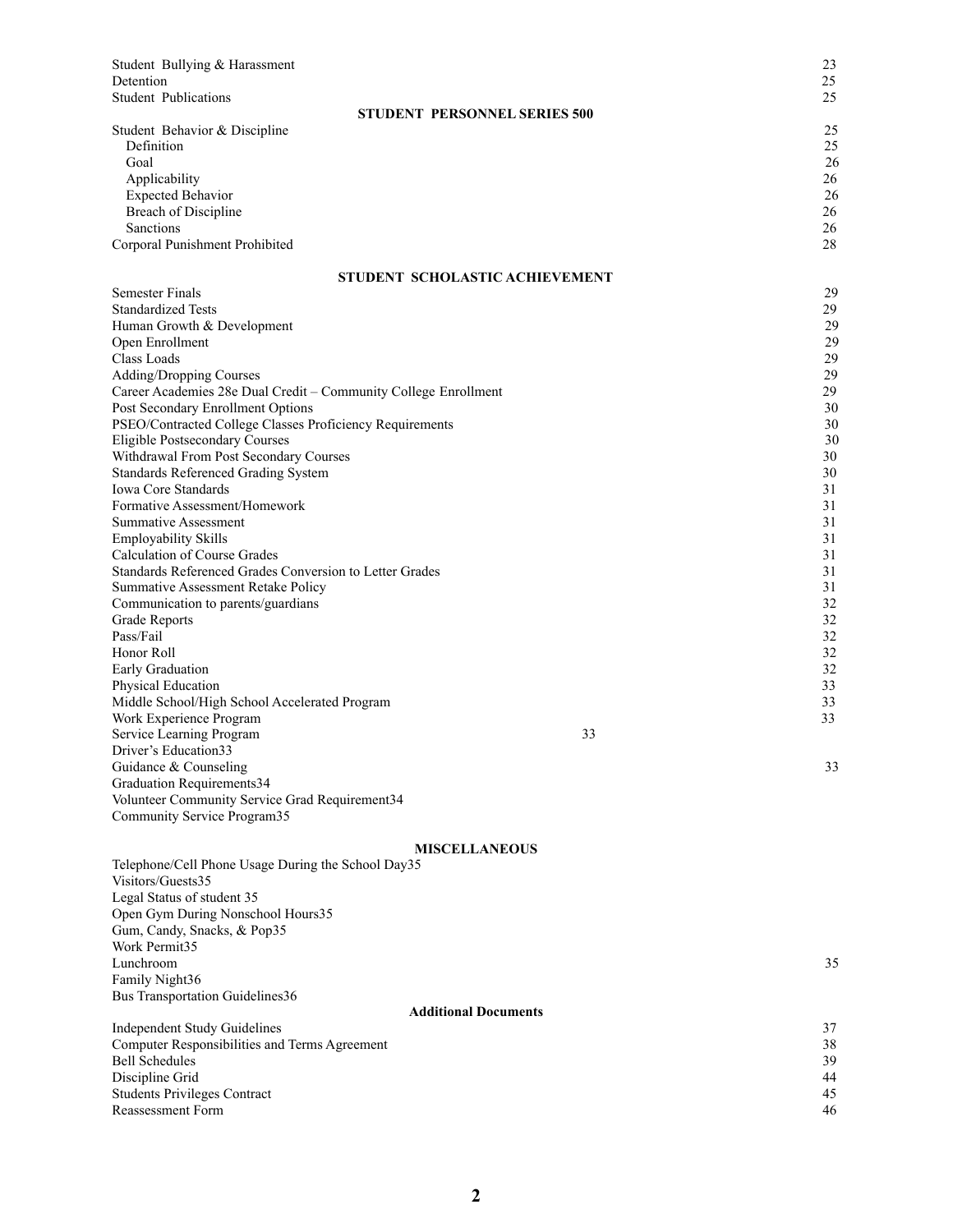| | |
|---|---|
| Student Bullying & Harassment | 23 |
| Detention | 25 |
| Student Publications | 25 |
| **STUDENT PERSONNEL SERIES 500** | |
| Student Behavior & Discipline | 25 |
| Definition | 25 |
| Goal | 26 |
| Applicability | 26 |
| Expected Behavior | 26 |
| Breach of Discipline | 26 |
| Sanctions | 26 |
| Corporal Punishment Prohibited | 28 |
| **STUDENT SCHOLASTIC ACHIEVEMENT** | |
| Semester Finals | 29 |
| Standardized Tests | 29 |
| Human Growth & Development | 29 |
| Open Enrollment | 29 |
| Class Loads | 29 |
| Adding/Dropping Courses | 29 |
| Career Academies 28e Dual Credit – Community College Enrollment | 29 |
| Post Secondary Enrollment Options | 30 |
| PSEO/Contracted College Classes Proficiency Requirements | 30 |
| Eligible Postsecondary Courses | 30 |
| Withdrawal From Post Secondary Courses | 30 |
| Standards Referenced Grading System | 30 |
| Iowa Core Standards | 31 |
| Formative Assessment/Homework | 31 |
| Summative Assessment | 31 |
| Employability Skills | 31 |
| Calculation of Course Grades | 31 |
| Standards Referenced Grades Conversion to Letter Grades | 31 |
| Summative Assessment Retake Policy | 31 |
| Communication to parents/guardians | 32 |
| Grade Reports | 32 |
| Pass/Fail | 32 |
| Honor Roll | 32 |
| Early Graduation | 32 |
| Physical Education | 33 |
| Middle School/High School Accelerated Program | 33 |
| Work Experience Program | 33 |
| Service Learning Program | 33 |
| Driver's Education | 33 |
| Guidance & Counseling | 33 |
| Graduation Requirements | 34 |
| Volunteer Community Service Grad Requirement | 34 |
| Community Service Program | 35 |
| **MISCELLANEOUS** | |
| Telephone/Cell Phone Usage During the School Day | 35 |
| Visitors/Guests | 35 |
| Legal Status of student | 35 |
| Open Gym During Nonschool Hours | 35 |
| Gum, Candy, Snacks, & Pop | 35 |
| Work Permit | 35 |
| Lunchroom | 35 |
| Family Night | 36 |
| Bus Transportation Guidelines | 36 |
| **Additional Documents** | |
| Independent Study Guidelines | 37 |
| Computer Responsibilities and Terms Agreement | 38 |
| Bell Schedules | 39 |
| Discipline Grid | 44 |
| Students Privileges Contract | 45 |
| Reassessment Form | 46 |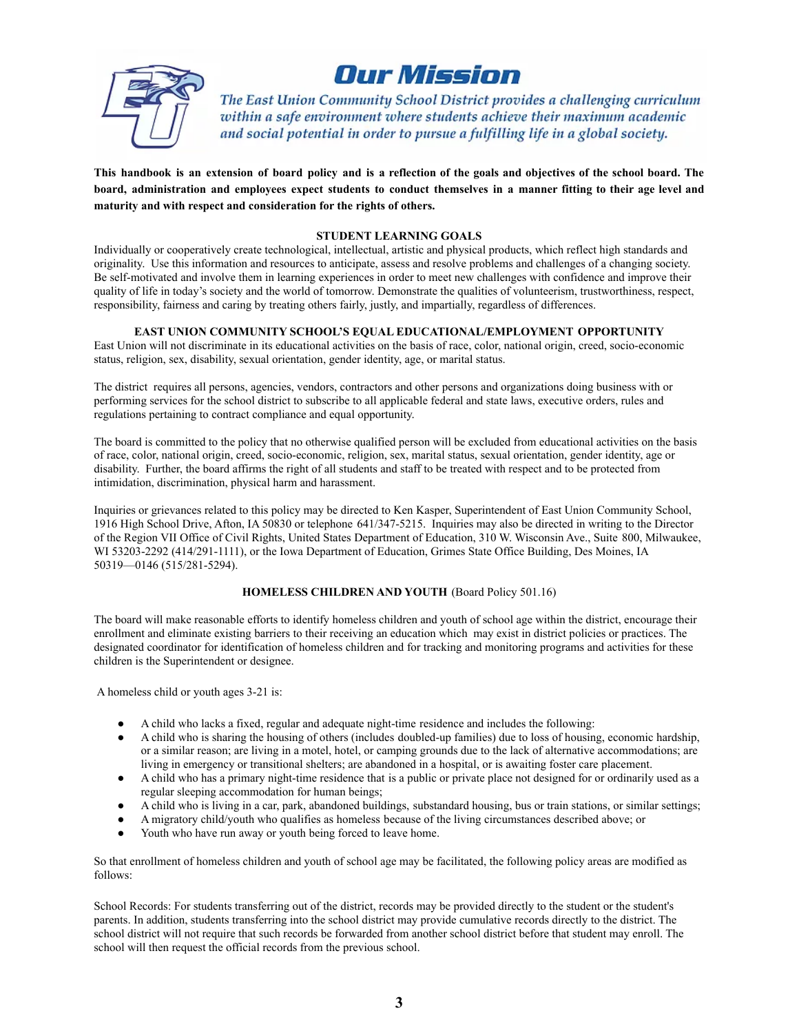# Our Mission

*The East Union Community School District provides a challenging curriculum within a safe environment where students achieve their maximum academic and social potential in order to pursue a fulfilling life in a global society.*

**This handbook is an extension of board policy and is a reflection of the goals and objectives of the school board. The board, administration and employees expect students to conduct themselves in a manner fitting to their age level and maturity and with respect and consideration for the rights of others.**

## STUDENT LEARNING GOALS

Individually or cooperatively create technological, intellectual, artistic and physical products, which reflect high standards and originality. Use this information and resources to anticipate, assess and resolve problems and challenges of a changing society. Be self-motivated and involve them in learning experiences in order to meet new challenges with confidence and improve their quality of life in today's society and the world of tomorrow. Demonstrate the qualities of volunteerism, trustworthiness, respect, responsibility, fairness and caring by treating others fairly, justly, and impartially, regardless of differences.

## EAST UNION COMMUNITY SCHOOL'S EQUAL EDUCATIONAL/EMPLOYMENT OPPORTUNITY

East Union will not discriminate in its educational activities on the basis of race, color, national origin, creed, socio-economic status, religion, sex, disability, sexual orientation, gender identity, age, or marital status.

The district requires all persons, agencies, vendors, contractors and other persons and organizations doing business with or performing services for the school district to subscribe to all applicable federal and state laws, executive orders, rules and regulations pertaining to contract compliance and equal opportunity.

The board is committed to the policy that no otherwise qualified person will be excluded from educational activities on the basis of race, color, national origin, creed, socio-economic, religion, sex, marital status, sexual orientation, gender identity, age or disability. Further, the board affirms the right of all students and staff to be treated with respect and to be protected from intimidation, discrimination, physical harm and harassment.

Inquiries or grievances related to this policy may be directed to Ken Kasper, Superintendent of East Union Community School, 1916 High School Drive, Afton, IA 50830 or telephone 641/347-5215. Inquiries may also be directed in writing to the Director of the Region VII Office of Civil Rights, United States Department of Education, 310 W. Wisconsin Ave., Suite 800, Milwaukee, WI 53203-2292 (414/291-1111), or the Iowa Department of Education, Grimes State Office Building, Des Moines, IA 50319—0146 (515/281-5294).

## HOMELESS CHILDREN AND YOUTH (Board Policy 501.16)

The board will make reasonable efforts to identify homeless children and youth of school age within the district, encourage their enrollment and eliminate existing barriers to their receiving an education which may exist in district policies or practices. The designated coordinator for identification of homeless children and for tracking and monitoring programs and activities for these children is the Superintendent or designee.

A homeless child or youth ages 3-21 is:

- A child who lacks a fixed, regular and adequate night-time residence and includes the following:
- A child who is sharing the housing of others (includes doubled-up families) due to loss of housing, economic hardship, or a similar reason; are living in a motel, hotel, or camping grounds due to the lack of alternative accommodations; are living in emergency or transitional shelters; are abandoned in a hospital, or is awaiting foster care placement.
- A child who has a primary night-time residence that is a public or private place not designed for or ordinarily used as a regular sleeping accommodation for human beings;
- A child who is living in a car, park, abandoned buildings, substandard housing, bus or train stations, or similar settings;
- A migratory child/youth who qualifies as homeless because of the living circumstances described above; or
- Youth who have run away or youth being forced to leave home.

So that enrollment of homeless children and youth of school age may be facilitated, the following policy areas are modified as follows:

School Records: For students transferring out of the district, records may be provided directly to the student or the student's parents. In addition, students transferring into the school district may provide cumulative records directly to the district. The school district will not require that such records be forwarded from another school district before that student may enroll. The school will then request the official records from the previous school.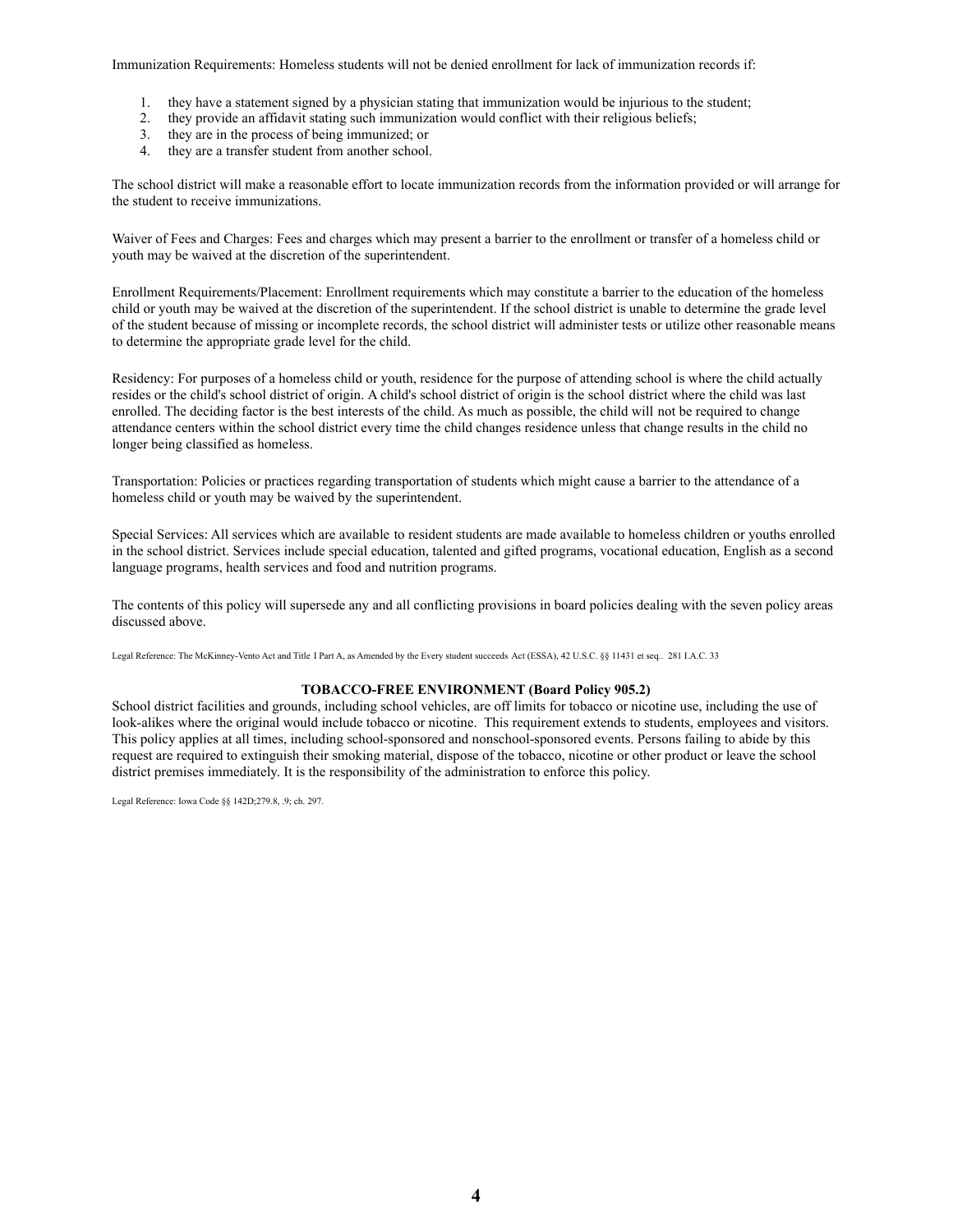Immunization Requirements: Homeless students will not be denied enrollment for lack of immunization records if:

1. they have a statement signed by a physician stating that immunization would be injurious to the student;
2. they provide an affidavit stating such immunization would conflict with their religious beliefs;
3. they are in the process of being immunized; or
4. they are a transfer student from another school.

The school district will make a reasonable effort to locate immunization records from the information provided or will arrange for the student to receive immunizations.

Waiver of Fees and Charges: Fees and charges which may present a barrier to the enrollment or transfer of a homeless child or youth may be waived at the discretion of the superintendent.

Enrollment Requirements/Placement: Enrollment requirements which may constitute a barrier to the education of the homeless child or youth may be waived at the discretion of the superintendent. If the school district is unable to determine the grade level of the student because of missing or incomplete records, the school district will administer tests or utilize other reasonable means to determine the appropriate grade level for the child.

Residency: For purposes of a homeless child or youth, residence for the purpose of attending school is where the child actually resides or the child's school district of origin. A child's school district of origin is the school district where the child was last enrolled. The deciding factor is the best interests of the child. As much as possible, the child will not be required to change attendance centers within the school district every time the child changes residence unless that change results in the child no longer being classified as homeless.

Transportation: Policies or practices regarding transportation of students which might cause a barrier to the attendance of a homeless child or youth may be waived by the superintendent.

Special Services: All services which are available to resident students are made available to homeless children or youths enrolled in the school district. Services include special education, talented and gifted programs, vocational education, English as a second language programs, health services and food and nutrition programs.

The contents of this policy will supersede any and all conflicting provisions in board policies dealing with the seven policy areas discussed above.

Legal Reference: The McKinney-Vento Act and Title I Part A, as Amended by the Every student succeeds Act (ESSA), 42 U.S.C. §§ 11431 et seq.. 281 I.A.C. 33

**TOBACCO-FREE ENVIRONMENT (Board Policy 905.2)**

School district facilities and grounds, including school vehicles, are off limits for tobacco or nicotine use, including the use of look-alikes where the original would include tobacco or nicotine. This requirement extends to students, employees and visitors. This policy applies at all times, including school-sponsored and nonschool-sponsored events. Persons failing to abide by this request are required to extinguish their smoking material, dispose of the tobacco, nicotine or other product or leave the school district premises immediately. It is the responsibility of the administration to enforce this policy.

Legal Reference: Iowa Code §§ 142D;279.8, .9; ch. 297.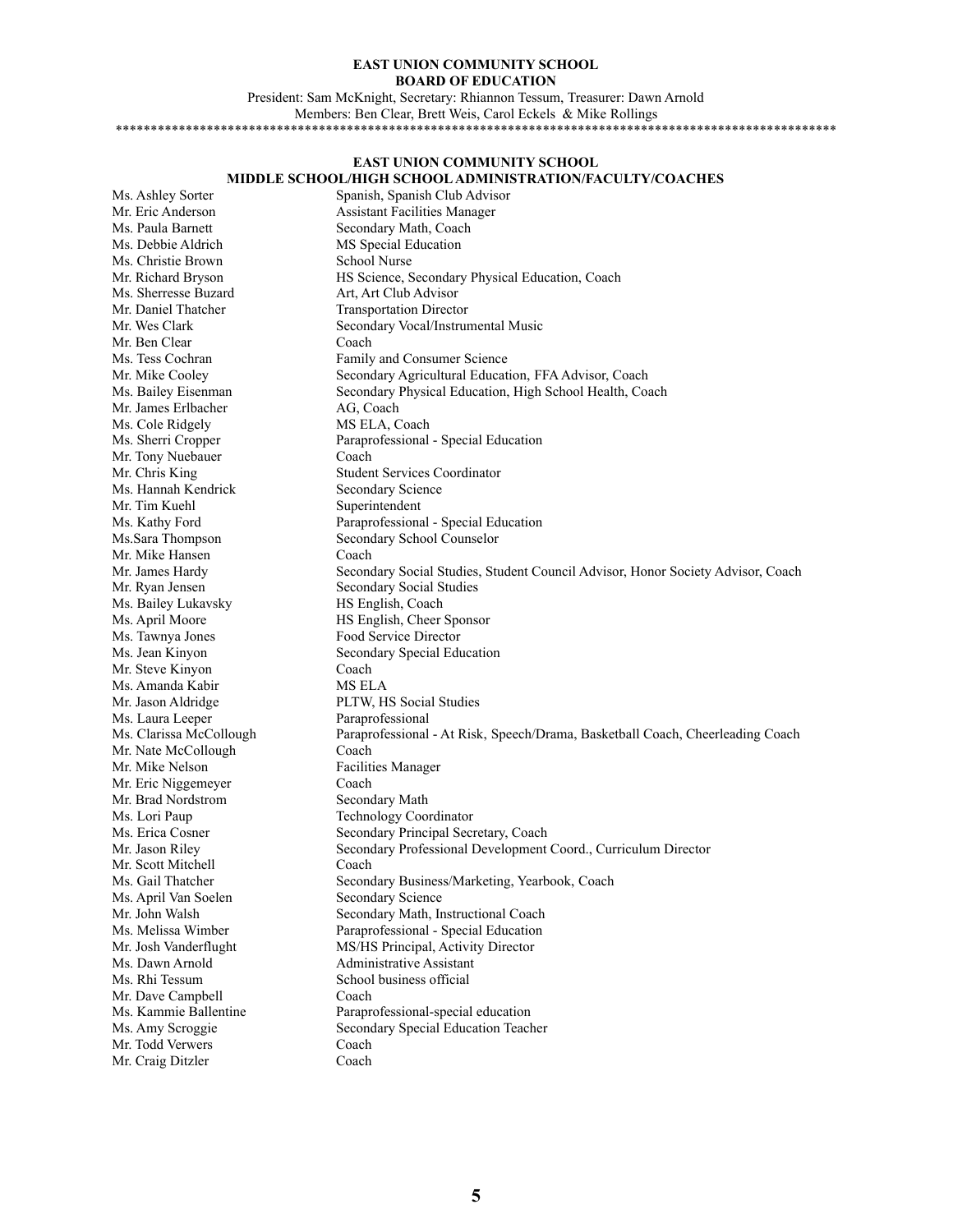# EAST UNION COMMUNITY SCHOOL

## BOARD OF EDUCATION

President: Sam McKnight, Secretary: Rhiannon Tessum, Treasurer: Dawn Arnold

Members: Ben Clear, Brett Weis, Carol Eckels & Mike Rollings

********************************************************************************************************

# EAST UNION COMMUNITY SCHOOL

## MIDDLE SCHOOL/HIGH SCHOOL ADMINISTRATION/FACULTY/COACHES

| | |
|---|---|
| Ms. Ashley Sorter | Spanish, Spanish Club Advisor |
| Mr. Eric Anderson | Assistant Facilities Manager |
| Ms. Paula Barnett | Secondary Math, Coach |
| Ms. Debbie Aldrich | MS Special Education |
| Ms. Christie Brown | School Nurse |
| Mr. Richard Bryson | HS Science, Secondary Physical Education, Coach |
| Ms. Sherresse Buzard | Art, Art Club Advisor |
| Mr. Daniel Thatcher | Transportation Director |
| Mr. Wes Clark | Secondary Vocal/Instrumental Music |
| Mr. Ben Clear | Coach |
| Ms. Tess Cochran | Family and Consumer Science |
| Mr. Mike Cooley | Secondary Agricultural Education, FFA Advisor, Coach |
| Ms. Bailey Eisenman | Secondary Physical Education, High School Health, Coach |
| Mr. James Erlbacher | AG, Coach |
| Ms. Cole Ridgely | MS ELA, Coach |
| Ms. Sherri Cropper | Paraprofessional - Special Education |
| Mr. Tony Nuebauer | Coach |
| Mr. Chris King | Student Services Coordinator |
| Ms. Hannah Kendrick | Secondary Science |
| Mr. Tim Kuehl | Superintendent |
| Ms. Kathy Ford | Paraprofessional - Special Education |
| Ms.Sara Thompson | Secondary School Counselor |
| Mr. Mike Hansen | Coach |
| Mr. James Hardy | Secondary Social Studies, Student Council Advisor, Honor Society Advisor, Coach |
| Mr. Ryan Jensen | Secondary Social Studies |
| Ms. Bailey Lukavsky | HS English, Coach |
| Ms. April Moore | HS English, Cheer Sponsor |
| Ms. Tawnya Jones | Food Service Director |
| Ms. Jean Kinyon | Secondary Special Education |
| Mr. Steve Kinyon | Coach |
| Ms. Amanda Kabir | MS ELA |
| Mr. Jason Aldridge | PLTW, HS Social Studies |
| Ms. Laura Leeper | Paraprofessional |
| Ms. Clarissa McCollough | Paraprofessional - At Risk, Speech/Drama, Basketball Coach, Cheerleading Coach |
| Mr. Nate McCollough | Coach |
| Mr. Mike Nelson | Facilities Manager |
| Mr. Eric Niggemeyer | Coach |
| Mr. Brad Nordstrom | Secondary Math |
| Ms. Lori Paup | Technology Coordinator |
| Ms. Erica Cosner | Secondary Principal Secretary, Coach |
| Mr. Jason Riley | Secondary Professional Development Coord., Curriculum Director |
| Mr. Scott Mitchell | Coach |
| Ms. Gail Thatcher | Secondary Business/Marketing, Yearbook, Coach |
| Ms. April Van Soelen | Secondary Science |
| Mr. John Walsh | Secondary Math, Instructional Coach |
| Ms. Melissa Wimber | Paraprofessional - Special Education |
| Mr. Josh Vanderflught | MS/HS Principal, Activity Director |
| Ms. Dawn Arnold | Administrative Assistant |
| Ms. Rhi Tessum | School business official |
| Mr. Dave Campbell | Coach |
| Ms. Kammie Ballentine | Paraprofessional-special education |
| Ms. Amy Scroggie | Secondary Special Education Teacher |
| Mr. Todd Verwers | Coach |
| Mr. Craig Ditzler | Coach |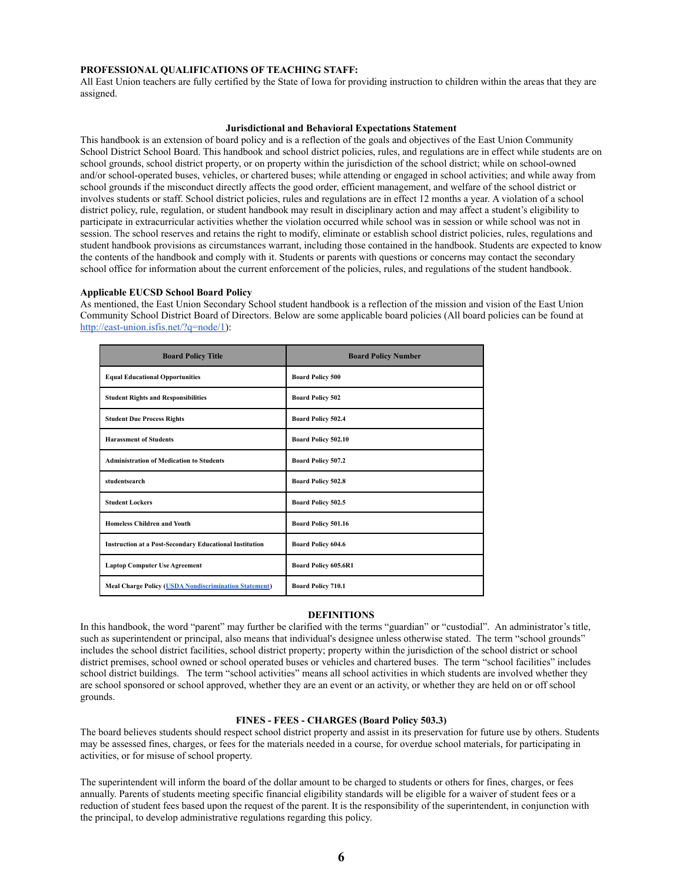**PROFESSIONAL QUALIFICATIONS OF TEACHING STAFF:**
All East Union teachers are fully certified by the State of Iowa for providing instruction to children within the areas that they are assigned.

## Jurisdictional and Behavioral Expectations Statement

This handbook is an extension of board policy and is a reflection of the goals and objectives of the East Union Community School District School Board. This handbook and school district policies, rules, and regulations are in effect while students are on school grounds, school district property, or on property within the jurisdiction of the school district; while on school-owned and/or school-operated buses, vehicles, or chartered buses; while attending or engaged in school activities; and while away from school grounds if the misconduct directly affects the good order, efficient management, and welfare of the school district or involves students or staff. School district policies, rules and regulations are in effect 12 months a year. A violation of a school district policy, rule, regulation, or student handbook may result in disciplinary action and may affect a student's eligibility to participate in extracurricular activities whether the violation occurred while school was in session or while school was not in session. The school reserves and retains the right to modify, eliminate or establish school district policies, rules, regulations and student handbook provisions as circumstances warrant, including those contained in the handbook. Students are expected to know the contents of the handbook and comply with it. Students or parents with questions or concerns may contact the secondary school office for information about the current enforcement of the policies, rules, and regulations of the student handbook.

**Applicable EUCSD School Board Policy**
As mentioned, the East Union Secondary School student handbook is a reflection of the mission and vision of the East Union Community School District Board of Directors. Below are some applicable board policies (All board policies can be found at http://east-union.isfis.net/?q=node/1):

| Board Policy Title | Board Policy Number |
|---|---|
| Equal Educational Opportunities | Board Policy 500 |
| Student Rights and Responsibilities | Board Policy 502 |
| Student Due Process Rights | Board Policy 502.4 |
| Harassment of Students | Board Policy 502.10 |
| Administration of Medication to Students | Board Policy 507.2 |
| studentsearch | Board Policy 502.8 |
| Student Lockers | Board Policy 502.5 |
| Homeless Children and Youth | Board Policy 501.16 |
| Instruction at a Post-Secondary Educational Institution | Board Policy 604.6 |
| Laptop Computer Use Agreement | Board Policy 605.6R1 |
| Meal Charge Policy (USDA Nondiscrimination Statement) | Board Policy 710.1 |

## DEFINITIONS

In this handbook, the word "parent" may further be clarified with the terms "guardian" or "custodial". An administrator's title, such as superintendent or principal, also means that individual's designee unless otherwise stated. The term "school grounds" includes the school district facilities, school district property; property within the jurisdiction of the school district or school district premises, school owned or school operated buses or vehicles and chartered buses. The term "school facilities" includes school district buildings. The term "school activities" means all school activities in which students are involved whether they are school sponsored or school approved, whether they are an event or an activity, or whether they are held on or off school grounds.

## FINES - FEES - CHARGES (Board Policy 503.3)

The board believes students should respect school district property and assist in its preservation for future use by others. Students may be assessed fines, charges, or fees for the materials needed in a course, for overdue school materials, for participating in activities, or for misuse of school property.

The superintendent will inform the board of the dollar amount to be charged to students or others for fines, charges, or fees annually. Parents of students meeting specific financial eligibility standards will be eligible for a waiver of student fees or a reduction of student fees based upon the request of the parent. It is the responsibility of the superintendent, in conjunction with the principal, to develop administrative regulations regarding this policy.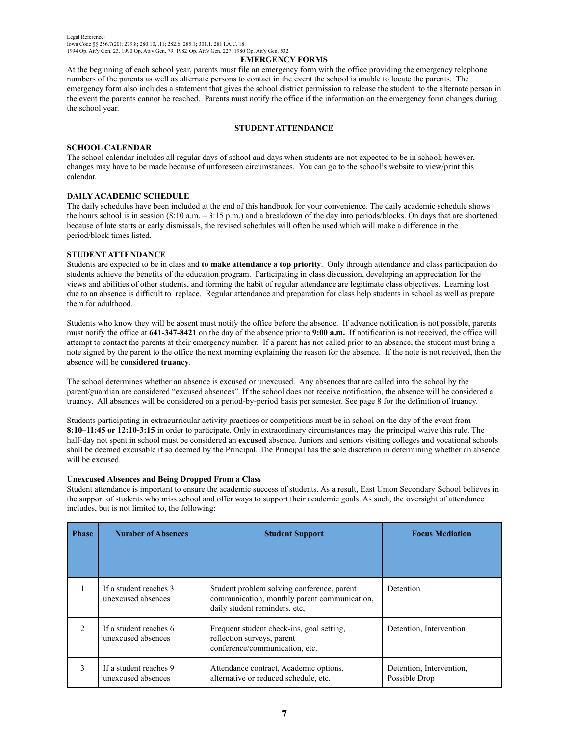Legal Reference:
Iowa Code §§ 256.7(20); 279.8; 280.10, .11; 282.6; 285.1; 301.1. 281 I.A.C. 18.
1994 Op. Att'y Gen. 23. 1990 Op. Att'y Gen. 79. 1982 Op. Att'y Gen. 227. 1980 Op. Att'y Gen. 532.

## EMERGENCY FORMS

At the beginning of each school year, parents must file an emergency form with the office providing the emergency telephone numbers of the parents as well as alternate persons to contact in the event the school is unable to locate the parents. The emergency form also includes a statement that gives the school district permission to release the student to the alternate person in the event the parents cannot be reached. Parents must notify the office if the information on the emergency form changes during the school year.

## STUDENT ATTENDANCE

### SCHOOL CALENDAR

The school calendar includes all regular days of school and days when students are not expected to be in school; however, changes may have to be made because of unforeseen circumstances. You can go to the school's website to view/print this calendar.

### DAILY ACADEMIC SCHEDULE

The daily schedules have been included at the end of this handbook for your convenience. The daily academic schedule shows the hours school is in session (8:10 a.m. – 3:15 p.m.) and a breakdown of the day into periods/blocks. On days that are shortened because of late starts or early dismissals, the revised schedules will often be used which will make a difference in the period/block times listed.

### STUDENT ATTENDANCE

Students are expected to be in class and **to make attendance a top priority**. Only through attendance and class participation do students achieve the benefits of the education program. Participating in class discussion, developing an appreciation for the views and abilities of other students, and forming the habit of regular attendance are legitimate class objectives. Learning lost due to an absence is difficult to replace. Regular attendance and preparation for class help students in school as well as prepare them for adulthood.

Students who know they will be absent must notify the office before the absence. If advance notification is not possible, parents must notify the office at **641-347-8421** on the day of the absence prior to **9:00 a.m.** If notification is not received, the office will attempt to contact the parents at their emergency number. If a parent has not called prior to an absence, the student must bring a note signed by the parent to the office the next morning explaining the reason for the absence. If the note is not received, then the absence will be **considered truancy**.

The school determines whether an absence is excused or unexcused. Any absences that are called into the school by the parent/guardian are considered "excused absences". If the school does not receive notification, the absence will be considered a truancy. All absences will be considered on a period-by-period basis per semester. See page 8 for the definition of truancy.

Students participating in extracurricular activity practices or competitions must be in school on the day of the event from **8:10–11:45 or 12:10-3:15** in order to participate. Only in extraordinary circumstances may the principal waive this rule. The half-day not spent in school must be considered an **excused** absence. Juniors and seniors visiting colleges and vocational schools shall be deemed excusable if so deemed by the Principal. The Principal has the sole discretion in determining whether an absence will be excused.

#### Unexcused Absences and Being Dropped From a Class

Student attendance is important to ensure the academic success of students. As a result, East Union Secondary School believes in the support of students who miss school and offer ways to support their academic goals. As such, the oversight of attendance includes, but is not limited to, the following:

| Phase | Number of Absences | Student Support | Focus Mediation |
|---|---|---|---|
| 1 | If a student reaches 3 unexcused absences | Student problem solving conference, parent communication, monthly parent communication, daily student reminders, etc, | Detention |
| 2 | If a student reaches 6 unexcused absences | Frequent student check-ins, goal setting, reflection surveys, parent conference/communication, etc. | Detention, Intervention |
| 3 | If a student reaches 9 unexcused absences | Attendance contract, Academic options, alternative or reduced schedule, etc. | Detention, Intervention, Possible Drop |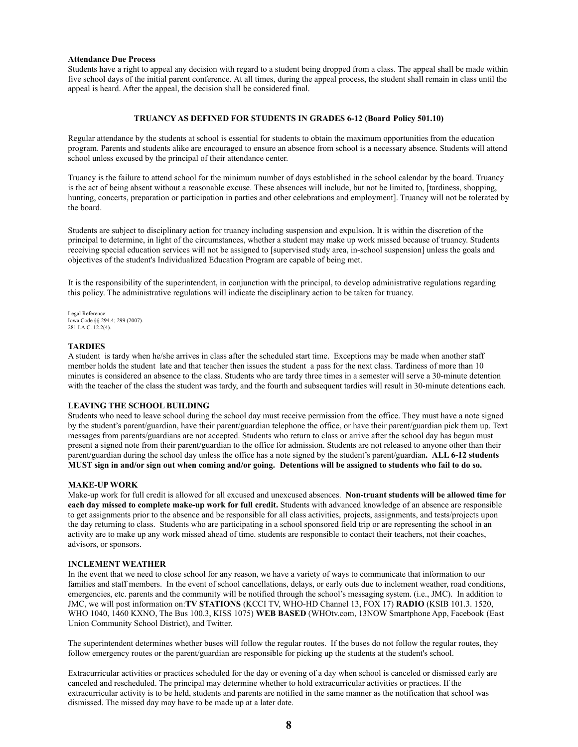**Attendance Due Process**

Students have a right to appeal any decision with regard to a student being dropped from a class. The appeal shall be made within five school days of the initial parent conference. At all times, during the appeal process, the student shall remain in class until the appeal is heard. After the appeal, the decision shall be considered final.

### TRUANCY AS DEFINED FOR STUDENTS IN GRADES 6-12 (Board Policy 501.10)

Regular attendance by the students at school is essential for students to obtain the maximum opportunities from the education program. Parents and students alike are encouraged to ensure an absence from school is a necessary absence. Students will attend school unless excused by the principal of their attendance center.

Truancy is the failure to attend school for the minimum number of days established in the school calendar by the board. Truancy is the act of being absent without a reasonable excuse. These absences will include, but not be limited to, [tardiness, shopping, hunting, concerts, preparation or participation in parties and other celebrations and employment]. Truancy will not be tolerated by the board.

Students are subject to disciplinary action for truancy including suspension and expulsion. It is within the discretion of the principal to determine, in light of the circumstances, whether a student may make up work missed because of truancy. Students receiving special education services will not be assigned to [supervised study area, in-school suspension] unless the goals and objectives of the student's Individualized Education Program are capable of being met.

It is the responsibility of the superintendent, in conjunction with the principal, to develop administrative regulations regarding this policy. The administrative regulations will indicate the disciplinary action to be taken for truancy.

Legal Reference:
Iowa Code §§ 294.4; 299 (2007).
281 I.A.C. 12.2(4).

**TARDIES**

A student is tardy when he/she arrives in class after the scheduled start time. Exceptions may be made when another staff member holds the student late and that teacher then issues the student a pass for the next class. Tardiness of more than 10 minutes is considered an absence to the class. Students who are tardy three times in a semester will serve a 30-minute detention with the teacher of the class the student was tardy, and the fourth and subsequent tardies will result in 30-minute detentions each.

**LEAVING THE SCHOOL BUILDING**

Students who need to leave school during the school day must receive permission from the office. They must have a note signed by the student's parent/guardian, have their parent/guardian telephone the office, or have their parent/guardian pick them up. Text messages from parents/guardians are not accepted. Students who return to class or arrive after the school day has begun must present a signed note from their parent/guardian to the office for admission. Students are not released to anyone other than their parent/guardian during the school day unless the office has a note signed by the student's parent/guardian**. ALL 6-12 students MUST sign in and/or sign out when coming and/or going. Detentions will be assigned to students who fail to do so.**

**MAKE-UP WORK**

Make-up work for full credit is allowed for all excused and unexcused absences. **Non-truant students will be allowed time for each day missed to complete make-up work for full credit.** Students with advanced knowledge of an absence are responsible to get assignments prior to the absence and be responsible for all class activities, projects, assignments, and tests/projects upon the day returning to class. Students who are participating in a school sponsored field trip or are representing the school in an activity are to make up any work missed ahead of time. students are responsible to contact their teachers, not their coaches, advisors, or sponsors.

**INCLEMENT WEATHER**

In the event that we need to close school for any reason, we have a variety of ways to communicate that information to our families and staff members. In the event of school cancellations, delays, or early outs due to inclement weather, road conditions, emergencies, etc. parents and the community will be notified through the school's messaging system. (i.e., JMC). In addition to JMC, we will post information on:**TV STATIONS** (KCCI TV, WHO-HD Channel 13, FOX 17) **RADIO** (KSIB 101.3. 1520, WHO 1040, 1460 KXNO, The Bus 100.3, KISS 1075) **WEB BASED** (WHOtv.com, 13NOW Smartphone App, Facebook (East Union Community School District), and Twitter.

The superintendent determines whether buses will follow the regular routes. If the buses do not follow the regular routes, they follow emergency routes or the parent/guardian are responsible for picking up the students at the student's school.

Extracurricular activities or practices scheduled for the day or evening of a day when school is canceled or dismissed early are canceled and rescheduled. The principal may determine whether to hold extracurricular activities or practices. If the extracurricular activity is to be held, students and parents are notified in the same manner as the notification that school was dismissed. The missed day may have to be made up at a later date.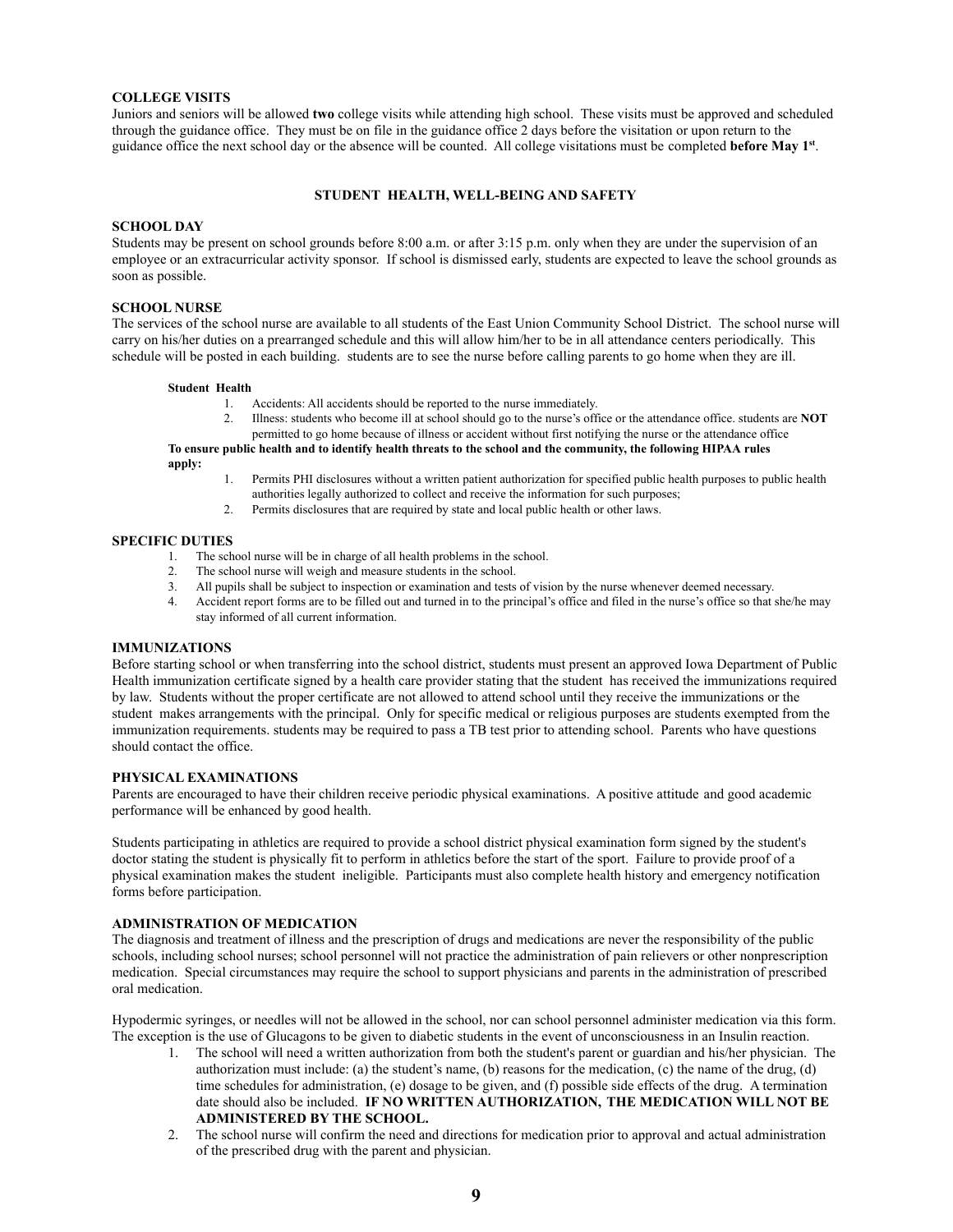### COLLEGE VISITS

Juniors and seniors will be allowed **two** college visits while attending high school. These visits must be approved and scheduled through the guidance office. They must be on file in the guidance office 2 days before the visitation or upon return to the guidance office the next school day or the absence will be counted. All college visitations must be completed **before May 1st**.

## STUDENT HEALTH, WELL-BEING AND SAFETY

### SCHOOL DAY

Students may be present on school grounds before 8:00 a.m. or after 3:15 p.m. only when they are under the supervision of an employee or an extracurricular activity sponsor. If school is dismissed early, students are expected to leave the school grounds as soon as possible.

### SCHOOL NURSE

The services of the school nurse are available to all students of the East Union Community School District. The school nurse will carry on his/her duties on a prearranged schedule and this will allow him/her to be in all attendance centers periodically. This schedule will be posted in each building. students are to see the nurse before calling parents to go home when they are ill.

**Student Health**

1. Accidents: All accidents should be reported to the nurse immediately.
2. Illness: students who become ill at school should go to the nurse's office or the attendance office. students are **NOT** permitted to go home because of illness or accident without first notifying the nurse or the attendance office

**To ensure public health and to identify health threats to the school and the community, the following HIPAA rules apply:**

1. Permits PHI disclosures without a written patient authorization for specified public health purposes to public health authorities legally authorized to collect and receive the information for such purposes;
2. Permits disclosures that are required by state and local public health or other laws.

### SPECIFIC DUTIES

1. The school nurse will be in charge of all health problems in the school.
2. The school nurse will weigh and measure students in the school.
3. All pupils shall be subject to inspection or examination and tests of vision by the nurse whenever deemed necessary.
4. Accident report forms are to be filled out and turned in to the principal's office and filed in the nurse's office so that she/he may stay informed of all current information.

### IMMUNIZATIONS

Before starting school or when transferring into the school district, students must present an approved Iowa Department of Public Health immunization certificate signed by a health care provider stating that the student has received the immunizations required by law. Students without the proper certificate are not allowed to attend school until they receive the immunizations or the student makes arrangements with the principal. Only for specific medical or religious purposes are students exempted from the immunization requirements. students may be required to pass a TB test prior to attending school. Parents who have questions should contact the office.

### PHYSICAL EXAMINATIONS

Parents are encouraged to have their children receive periodic physical examinations. A positive attitude and good academic performance will be enhanced by good health.

Students participating in athletics are required to provide a school district physical examination form signed by the student's doctor stating the student is physically fit to perform in athletics before the start of the sport. Failure to provide proof of a physical examination makes the student ineligible. Participants must also complete health history and emergency notification forms before participation.

### ADMINISTRATION OF MEDICATION

The diagnosis and treatment of illness and the prescription of drugs and medications are never the responsibility of the public schools, including school nurses; school personnel will not practice the administration of pain relievers or other nonprescription medication. Special circumstances may require the school to support physicians and parents in the administration of prescribed oral medication.

Hypodermic syringes, or needles will not be allowed in the school, nor can school personnel administer medication via this form. The exception is the use of Glucagons to be given to diabetic students in the event of unconsciousness in an Insulin reaction.

1. The school will need a written authorization from both the student's parent or guardian and his/her physician. The authorization must include: (a) the student's name, (b) reasons for the medication, (c) the name of the drug, (d) time schedules for administration, (e) dosage to be given, and (f) possible side effects of the drug. A termination date should also be included. **IF NO WRITTEN AUTHORIZATION, THE MEDICATION WILL NOT BE ADMINISTERED BY THE SCHOOL.**
2. The school nurse will confirm the need and directions for medication prior to approval and actual administration of the prescribed drug with the parent and physician.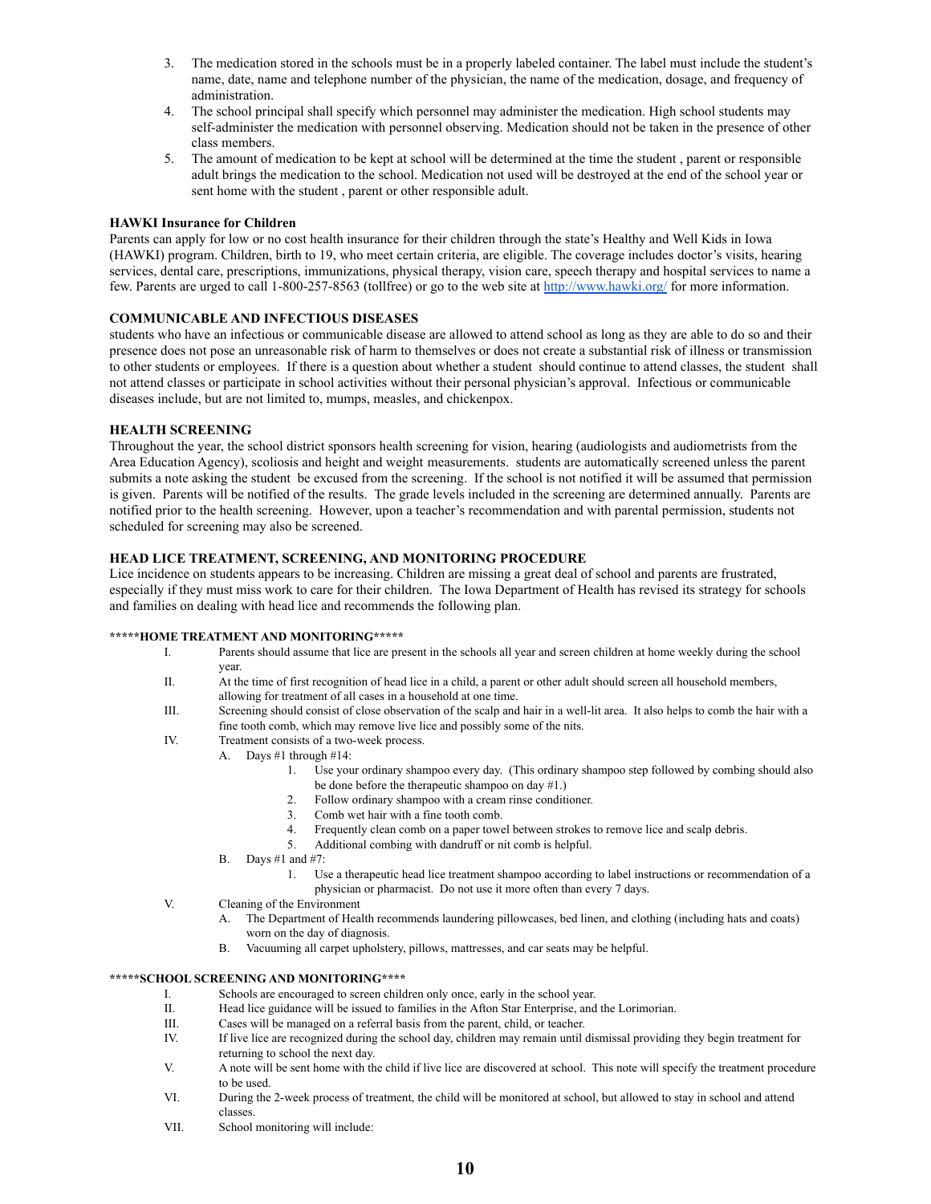3. The medication stored in the schools must be in a properly labeled container. The label must include the student's name, date, name and telephone number of the physician, the name of the medication, dosage, and frequency of administration.
4. The school principal shall specify which personnel may administer the medication. High school students may self-administer the medication with personnel observing. Medication should not be taken in the presence of other class members.
5. The amount of medication to be kept at school will be determined at the time the student , parent or responsible adult brings the medication to the school. Medication not used will be destroyed at the end of the school year or sent home with the student , parent or other responsible adult.

**HAWKI Insurance for Children**

Parents can apply for low or no cost health insurance for their children through the state's Healthy and Well Kids in Iowa (HAWKI) program. Children, birth to 19, who meet certain criteria, are eligible. The coverage includes doctor's visits, hearing services, dental care, prescriptions, immunizations, physical therapy, vision care, speech therapy and hospital services to name a few. Parents are urged to call 1-800-257-8563 (tollfree) or go to the web site at http://www.hawki.org/ for more information.

**COMMUNICABLE AND INFECTIOUS DISEASES**

students who have an infectious or communicable disease are allowed to attend school as long as they are able to do so and their presence does not pose an unreasonable risk of harm to themselves or does not create a substantial risk of illness or transmission to other students or employees. If there is a question about whether a student should continue to attend classes, the student shall not attend classes or participate in school activities without their personal physician's approval. Infectious or communicable diseases include, but are not limited to, mumps, measles, and chickenpox.

**HEALTH SCREENING**

Throughout the year, the school district sponsors health screening for vision, hearing (audiologists and audiometrists from the Area Education Agency), scoliosis and height and weight measurements. students are automatically screened unless the parent submits a note asking the student be excused from the screening. If the school is not notified it will be assumed that permission is given. Parents will be notified of the results. The grade levels included in the screening are determined annually. Parents are notified prior to the health screening. However, upon a teacher's recommendation and with parental permission, students not scheduled for screening may also be screened.

**HEAD LICE TREATMENT, SCREENING, AND MONITORING PROCEDURE**

Lice incidence on students appears to be increasing. Children are missing a great deal of school and parents are frustrated, especially if they must miss work to care for their children. The Iowa Department of Health has revised its strategy for schools and families on dealing with head lice and recommends the following plan.

**\*\*\*\*\*HOME TREATMENT AND MONITORING\*\*\*\*\***

I. Parents should assume that lice are present in the schools all year and screen children at home weekly during the school year.

II. At the time of first recognition of head lice in a child, a parent or other adult should screen all household members, allowing for treatment of all cases in a household at one time.

III. Screening should consist of close observation of the scalp and hair in a well-lit area. It also helps to comb the hair with a fine tooth comb, which may remove live lice and possibly some of the nits.

IV. Treatment consists of a two-week process.
   - A. Days #1 through #14:
     1. Use your ordinary shampoo every day. (This ordinary shampoo step followed by combing should also be done before the therapeutic shampoo on day #1.)
     2. Follow ordinary shampoo with a cream rinse conditioner.
     3. Comb wet hair with a fine tooth comb.
     4. Frequently clean comb on a paper towel between strokes to remove lice and scalp debris.
     5. Additional combing with dandruff or nit comb is helpful.
   - B. Days #1 and #7:
     1. Use a therapeutic head lice treatment shampoo according to label instructions or recommendation of a physician or pharmacist. Do not use it more often than every 7 days.

V. Cleaning of the Environment
   - A. The Department of Health recommends laundering pillowcases, bed linen, and clothing (including hats and coats) worn on the day of diagnosis.
   - B. Vacuuming all carpet upholstery, pillows, mattresses, and car seats may be helpful.

**\*\*\*\*\*SCHOOL SCREENING AND MONITORING\*\*\*\***

I. Schools are encouraged to screen children only once, early in the school year.

II. Head lice guidance will be issued to families in the Afton Star Enterprise, and the Lorimorian.

III. Cases will be managed on a referral basis from the parent, child, or teacher.

IV. If live lice are recognized during the school day, children may remain until dismissal providing they begin treatment for returning to school the next day.

V. A note will be sent home with the child if live lice are discovered at school. This note will specify the treatment procedure to be used.

VI. During the 2-week process of treatment, the child will be monitored at school, but allowed to stay in school and attend classes.

VII. School monitoring will include: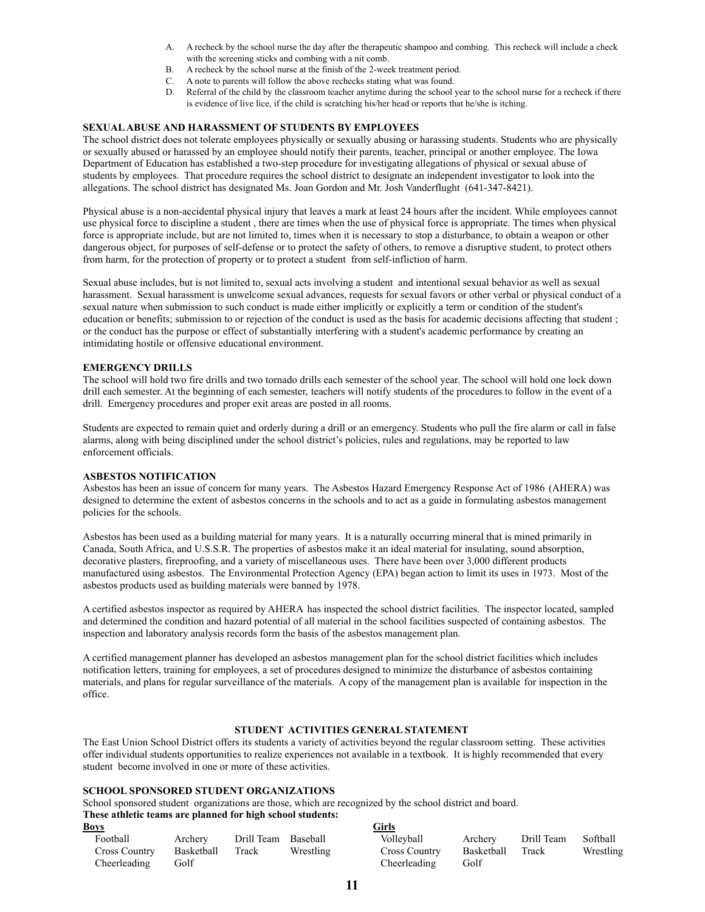A. A recheck by the school nurse the day after the therapeutic shampoo and combing. This recheck will include a check with the screening sticks and combing with a nit comb.
B. A recheck by the school nurse at the finish of the 2-week treatment period.
C. A note to parents will follow the above rechecks stating what was found.
D. Referral of the child by the classroom teacher anytime during the school year to the school nurse for a recheck if there is evidence of live lice, if the child is scratching his/her head or reports that he/she is itching.

**SEXUAL ABUSE AND HARASSMENT OF STUDENTS BY EMPLOYEES**

The school district does not tolerate employees physically or sexually abusing or harassing students. Students who are physically or sexually abused or harassed by an employee should notify their parents, teacher, principal or another employee. The Iowa Department of Education has established a two-step procedure for investigating allegations of physical or sexual abuse of students by employees. That procedure requires the school district to designate an independent investigator to look into the allegations. The school district has designated Ms. Joan Gordon and Mr. Josh Vanderflught (641-347-8421).

Physical abuse is a non-accidental physical injury that leaves a mark at least 24 hours after the incident. While employees cannot use physical force to discipline a student , there are times when the use of physical force is appropriate. The times when physical force is appropriate include, but are not limited to, times when it is necessary to stop a disturbance, to obtain a weapon or other dangerous object, for purposes of self-defense or to protect the safety of others, to remove a disruptive student, to protect others from harm, for the protection of property or to protect a student from self-infliction of harm.

Sexual abuse includes, but is not limited to, sexual acts involving a student and intentional sexual behavior as well as sexual harassment. Sexual harassment is unwelcome sexual advances, requests for sexual favors or other verbal or physical conduct of a sexual nature when submission to such conduct is made either implicitly or explicitly a term or condition of the student's education or benefits; submission to or rejection of the conduct is used as the basis for academic decisions affecting that student ; or the conduct has the purpose or effect of substantially interfering with a student's academic performance by creating an intimidating hostile or offensive educational environment.

**EMERGENCY DRILLS**

The school will hold two fire drills and two tornado drills each semester of the school year. The school will hold one lock down drill each semester. At the beginning of each semester, teachers will notify students of the procedures to follow in the event of a drill. Emergency procedures and proper exit areas are posted in all rooms.

Students are expected to remain quiet and orderly during a drill or an emergency. Students who pull the fire alarm or call in false alarms, along with being disciplined under the school district's policies, rules and regulations, may be reported to law enforcement officials.

**ASBESTOS NOTIFICATION**

Asbestos has been an issue of concern for many years. The Asbestos Hazard Emergency Response Act of 1986 (AHERA) was designed to determine the extent of asbestos concerns in the schools and to act as a guide in formulating asbestos management policies for the schools.

Asbestos has been used as a building material for many years. It is a naturally occurring mineral that is mined primarily in Canada, South Africa, and U.S.S.R. The properties of asbestos make it an ideal material for insulating, sound absorption, decorative plasters, fireproofing, and a variety of miscellaneous uses. There have been over 3,000 different products manufactured using asbestos. The Environmental Protection Agency (EPA) began action to limit its uses in 1973. Most of the asbestos products used as building materials were banned by 1978.

A certified asbestos inspector as required by AHERA has inspected the school district facilities. The inspector located, sampled and determined the condition and hazard potential of all material in the school facilities suspected of containing asbestos. The inspection and laboratory analysis records form the basis of the asbestos management plan.

A certified management planner has developed an asbestos management plan for the school district facilities which includes notification letters, training for employees, a set of procedures designed to minimize the disturbance of asbestos containing materials, and plans for regular surveillance of the materials. A copy of the management plan is available for inspection in the office.

**STUDENT ACTIVITIES GENERAL STATEMENT**

The East Union School District offers its students a variety of activities beyond the regular classroom setting. These activities offer individual students opportunities to realize experiences not available in a textbook. It is highly recommended that every student become involved in one or more of these activities.

**SCHOOL SPONSORED STUDENT ORGANIZATIONS**

School sponsored student organizations are those, which are recognized by the school district and board.

**These athletic teams are planned for high school students:**

**Boys**

| | | | |
|---|---|---|---|
| Football | Archery | Drill Team | Baseball |
| Cross Country | Basketball | Track | Wrestling |
| Cheerleading | Golf | | |

**Girls**

| | | | |
|---|---|---|---|
| Volleyball | Archery | Drill Team | Softball |
| Cross Country | Basketball | Track | Wrestling |
| Cheerleading | Golf | | |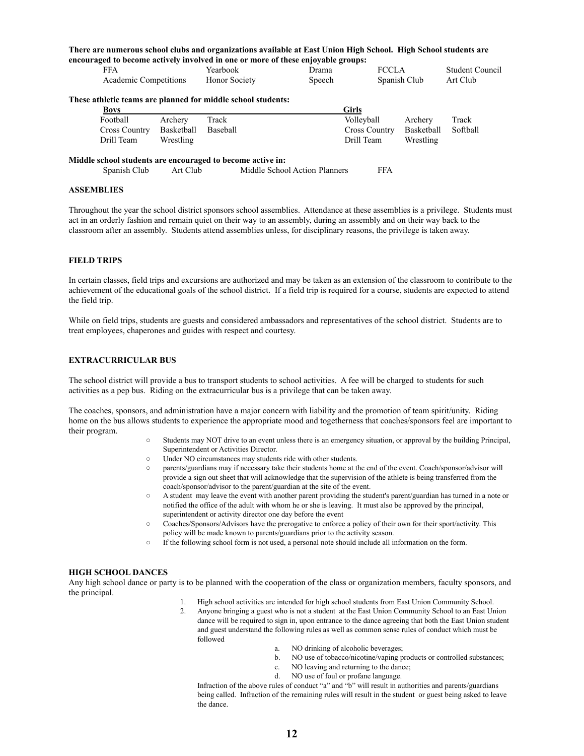**There are numerous school clubs and organizations available at East Union High School. High School students are encouraged to become actively involved in one or more of these enjoyable groups:**

| | | | | |
|---|---|---|---|---|
| FFA | Yearbook | Drama | FCCLA | Student Council |
| Academic Competitions | Honor Society | Speech | Spanish Club | Art Club |

**These athletic teams are planned for middle school students:**

| Boys | | | Girls | | |
|---|---|---|---|---|---|
| Football | Archery | Track | Volleyball | Archery | Track |
| Cross Country | Basketball | Baseball | Cross Country | Basketball | Softball |
| Drill Team | Wrestling | | Drill Team | Wrestling | |

**Middle school students are encouraged to become active in:**

| | | | |
|---|---|---|---|
| Spanish Club | Art Club | Middle School Action Planners | FFA |

## ASSEMBLIES

Throughout the year the school district sponsors school assemblies. Attendance at these assemblies is a privilege. Students must act in an orderly fashion and remain quiet on their way to an assembly, during an assembly and on their way back to the classroom after an assembly. Students attend assemblies unless, for disciplinary reasons, the privilege is taken away.

## FIELD TRIPS

In certain classes, field trips and excursions are authorized and may be taken as an extension of the classroom to contribute to the achievement of the educational goals of the school district. If a field trip is required for a course, students are expected to attend the field trip.

While on field trips, students are guests and considered ambassadors and representatives of the school district. Students are to treat employees, chaperones and guides with respect and courtesy.

## EXTRACURRICULAR BUS

The school district will provide a bus to transport students to school activities. A fee will be charged to students for such activities as a pep bus. Riding on the extracurricular bus is a privilege that can be taken away.

The coaches, sponsors, and administration have a major concern with liability and the promotion of team spirit/unity. Riding home on the bus allows students to experience the appropriate mood and togetherness that coaches/sponsors feel are important to their program.

- Students may NOT drive to an event unless there is an emergency situation, or approval by the building Principal, Superintendent or Activities Director.
- Under NO circumstances may students ride with other students.
- parents/guardians may if necessary take their students home at the end of the event. Coach/sponsor/advisor will provide a sign out sheet that will acknowledge that the supervision of the athlete is being transferred from the coach/sponsor/advisor to the parent/guardian at the site of the event.
- A student may leave the event with another parent providing the student's parent/guardian has turned in a note or notified the office of the adult with whom he or she is leaving. It must also be approved by the principal, superintendent or activity director one day before the event
- Coaches/Sponsors/Advisors have the prerogative to enforce a policy of their own for their sport/activity. This policy will be made known to parents/guardians prior to the activity season.
- If the following school form is not used, a personal note should include all information on the form.

## HIGH SCHOOL DANCES

Any high school dance or party is to be planned with the cooperation of the class or organization members, faculty sponsors, and the principal.

1. High school activities are intended for high school students from East Union Community School.
2. Anyone bringing a guest who is not a student at the East Union Community School to an East Union dance will be required to sign in, upon entrance to the dance agreeing that both the East Union student and guest understand the following rules as well as common sense rules of conduct which must be followed
   a. NO drinking of alcoholic beverages;
   b. NO use of tobacco/nicotine/vaping products or controlled substances;
   c. NO leaving and returning to the dance;
   d. NO use of foul or profane language.

   Infraction of the above rules of conduct "a" and "b" will result in authorities and parents/guardians being called. Infraction of the remaining rules will result in the student or guest being asked to leave the dance.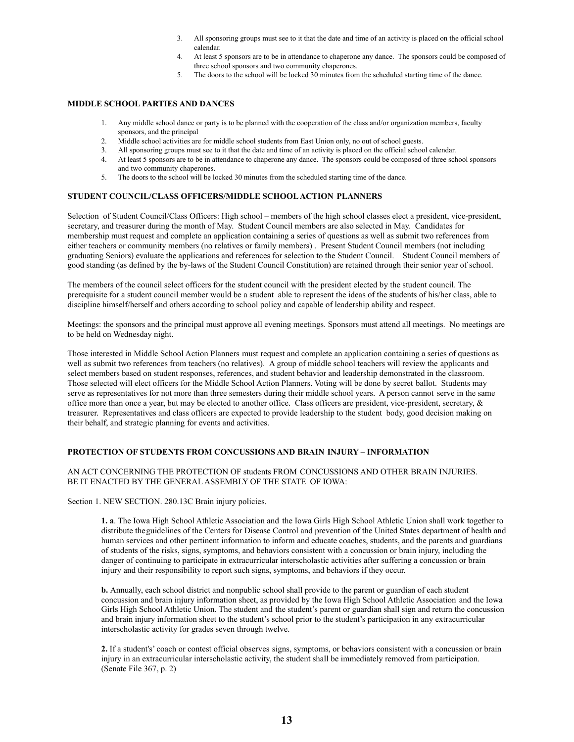3. All sponsoring groups must see to it that the date and time of an activity is placed on the official school calendar.
4. At least 5 sponsors are to be in attendance to chaperone any dance. The sponsors could be composed of three school sponsors and two community chaperones.
5. The doors to the school will be locked 30 minutes from the scheduled starting time of the dance.

### MIDDLE SCHOOL PARTIES AND DANCES

1. Any middle school dance or party is to be planned with the cooperation of the class and/or organization members, faculty sponsors, and the principal
2. Middle school activities are for middle school students from East Union only, no out of school guests.
3. All sponsoring groups must see to it that the date and time of an activity is placed on the official school calendar.
4. At least 5 sponsors are to be in attendance to chaperone any dance. The sponsors could be composed of three school sponsors and two community chaperones.
5. The doors to the school will be locked 30 minutes from the scheduled starting time of the dance.

### STUDENT COUNCIL/CLASS OFFICERS/MIDDLE SCHOOL ACTION PLANNERS

Selection of Student Council/Class Officers: High school – members of the high school classes elect a president, vice-president, secretary, and treasurer during the month of May. Student Council members are also selected in May. Candidates for membership must request and complete an application containing a series of questions as well as submit two references from either teachers or community members (no relatives or family members) . Present Student Council members (not including graduating Seniors) evaluate the applications and references for selection to the Student Council. Student Council members of good standing (as defined by the by-laws of the Student Council Constitution) are retained through their senior year of school.

The members of the council select officers for the student council with the president elected by the student council. The prerequisite for a student council member would be a student able to represent the ideas of the students of his/her class, able to discipline himself/herself and others according to school policy and capable of leadership ability and respect.

Meetings: the sponsors and the principal must approve all evening meetings. Sponsors must attend all meetings. No meetings are to be held on Wednesday night.

Those interested in Middle School Action Planners must request and complete an application containing a series of questions as well as submit two references from teachers (no relatives). A group of middle school teachers will review the applicants and select members based on student responses, references, and student behavior and leadership demonstrated in the classroom. Those selected will elect officers for the Middle School Action Planners. Voting will be done by secret ballot. Students may serve as representatives for not more than three semesters during their middle school years. A person cannot serve in the same office more than once a year, but may be elected to another office. Class officers are president, vice-president, secretary, & treasurer. Representatives and class officers are expected to provide leadership to the student body, good decision making on their behalf, and strategic planning for events and activities.

### PROTECTION OF STUDENTS FROM CONCUSSIONS AND BRAIN INJURY – INFORMATION

AN ACT CONCERNING THE PROTECTION OF students FROM CONCUSSIONS AND OTHER BRAIN INJURIES.
BE IT ENACTED BY THE GENERAL ASSEMBLY OF THE STATE OF IOWA:

Section 1. NEW SECTION. 280.13C Brain injury policies.

**1. a**. The Iowa High School Athletic Association and the Iowa Girls High School Athletic Union shall work together to distribute theguidelines of the Centers for Disease Control and prevention of the United States department of health and human services and other pertinent information to inform and educate coaches, students, and the parents and guardians of students of the risks, signs, symptoms, and behaviors consistent with a concussion or brain injury, including the danger of continuing to participate in extracurricular interscholastic activities after suffering a concussion or brain injury and their responsibility to report such signs, symptoms, and behaviors if they occur.

**b.** Annually, each school district and nonpublic school shall provide to the parent or guardian of each student concussion and brain injury information sheet, as provided by the Iowa High School Athletic Association and the Iowa Girls High School Athletic Union. The student and the student's parent or guardian shall sign and return the concussion and brain injury information sheet to the student's school prior to the student's participation in any extracurricular interscholastic activity for grades seven through twelve.

**2.** If a student's' coach or contest official observes signs, symptoms, or behaviors consistent with a concussion or brain injury in an extracurricular interscholastic activity, the student shall be immediately removed from participation. (Senate File 367, p. 2)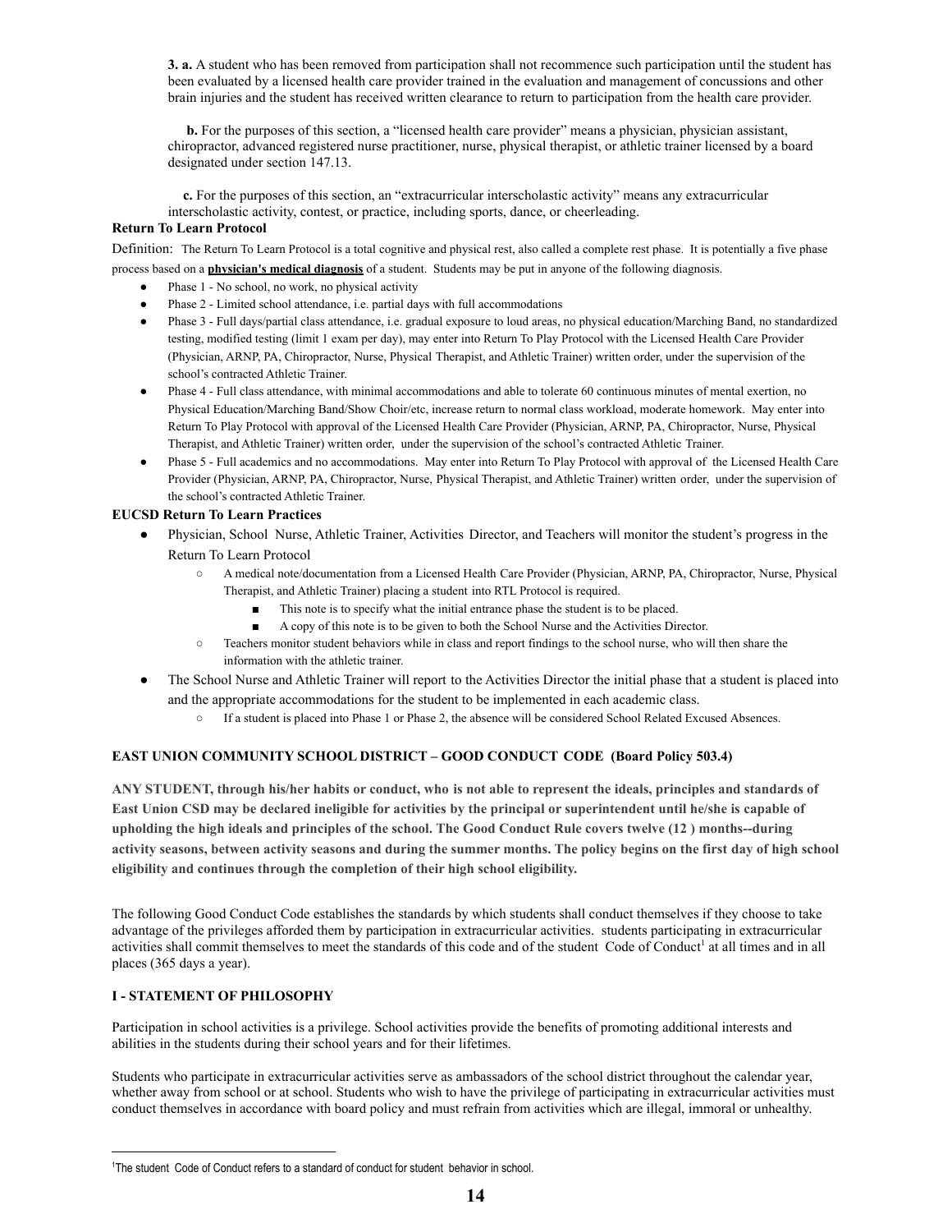**3. a.** A student who has been removed from participation shall not recommence such participation until the student has been evaluated by a licensed health care provider trained in the evaluation and management of concussions and other brain injuries and the student has received written clearance to return to participation from the health care provider.

**b.** For the purposes of this section, a "licensed health care provider" means a physician, physician assistant, chiropractor, advanced registered nurse practitioner, nurse, physical therapist, or athletic trainer licensed by a board designated under section 147.13.

**c.** For the purposes of this section, an "extracurricular interscholastic activity" means any extracurricular interscholastic activity, contest, or practice, including sports, dance, or cheerleading.

**Return To Learn Protocol**

Definition: The Return To Learn Protocol is a total cognitive and physical rest, also called a complete rest phase. It is potentially a five phase process based on a **physician's medical diagnosis** of a student. Students may be put in anyone of the following diagnosis.

- Phase 1 - No school, no work, no physical activity
- Phase 2 - Limited school attendance, i.e. partial days with full accommodations
- Phase 3 - Full days/partial class attendance, i.e. gradual exposure to loud areas, no physical education/Marching Band, no standardized testing, modified testing (limit 1 exam per day), may enter into Return To Play Protocol with the Licensed Health Care Provider (Physician, ARNP, PA, Chiropractor, Nurse, Physical Therapist, and Athletic Trainer) written order, under the supervision of the school's contracted Athletic Trainer.
- Phase 4 - Full class attendance, with minimal accommodations and able to tolerate 60 continuous minutes of mental exertion, no Physical Education/Marching Band/Show Choir/etc, increase return to normal class workload, moderate homework. May enter into Return To Play Protocol with approval of the Licensed Health Care Provider (Physician, ARNP, PA, Chiropractor, Nurse, Physical Therapist, and Athletic Trainer) written order, under the supervision of the school's contracted Athletic Trainer.
- Phase 5 - Full academics and no accommodations. May enter into Return To Play Protocol with approval of the Licensed Health Care Provider (Physician, ARNP, PA, Chiropractor, Nurse, Physical Therapist, and Athletic Trainer) written order, under the supervision of the school's contracted Athletic Trainer.

**EUCSD Return To Learn Practices**

- Physician, School Nurse, Athletic Trainer, Activities Director, and Teachers will monitor the student's progress in the Return To Learn Protocol
  - A medical note/documentation from a Licensed Health Care Provider (Physician, ARNP, PA, Chiropractor, Nurse, Physical Therapist, and Athletic Trainer) placing a student into RTL Protocol is required.
    - This note is to specify what the initial entrance phase the student is to be placed.
    - A copy of this note is to be given to both the School Nurse and the Activities Director.
  - Teachers monitor student behaviors while in class and report findings to the school nurse, who will then share the information with the athletic trainer.
- The School Nurse and Athletic Trainer will report to the Activities Director the initial phase that a student is placed into and the appropriate accommodations for the student to be implemented in each academic class.
  - If a student is placed into Phase 1 or Phase 2, the absence will be considered School Related Excused Absences.

## EAST UNION COMMUNITY SCHOOL DISTRICT – GOOD CONDUCT CODE (Board Policy 503.4)

**ANY STUDENT, through his/her habits or conduct, who is not able to represent the ideals, principles and standards of East Union CSD may be declared ineligible for activities by the principal or superintendent until he/she is capable of upholding the high ideals and principles of the school. The Good Conduct Rule covers twelve (12 ) months--during activity seasons, between activity seasons and during the summer months. The policy begins on the first day of high school eligibility and continues through the completion of their high school eligibility.**

The following Good Conduct Code establishes the standards by which students shall conduct themselves if they choose to take advantage of the privileges afforded them by participation in extracurricular activities. students participating in extracurricular activities shall commit themselves to meet the standards of this code and of the student Code of Conduct[1] at all times and in all places (365 days a year).

### I - STATEMENT OF PHILOSOPHY

Participation in school activities is a privilege. School activities provide the benefits of promoting additional interests and abilities in the students during their school years and for their lifetimes.

Students who participate in extracurricular activities serve as ambassadors of the school district throughout the calendar year, whether away from school or at school. Students who wish to have the privilege of participating in extracurricular activities must conduct themselves in accordance with board policy and must refrain from activities which are illegal, immoral or unhealthy.

[1] The student Code of Conduct refers to a standard of conduct for student behavior in school.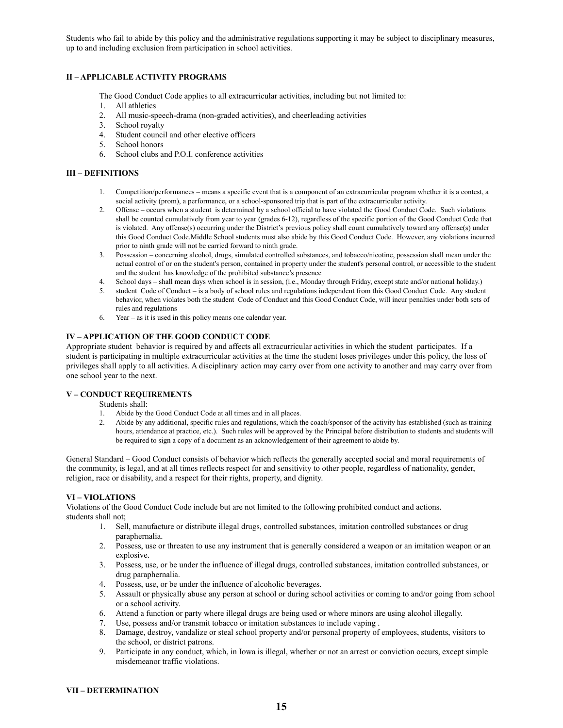Students who fail to abide by this policy and the administrative regulations supporting it may be subject to disciplinary measures, up to and including exclusion from participation in school activities.

### II – APPLICABLE ACTIVITY PROGRAMS

The Good Conduct Code applies to all extracurricular activities, including but not limited to:

1. All athletics
2. All music-speech-drama (non-graded activities), and cheerleading activities
3. School royalty
4. Student council and other elective officers
5. School honors
6. School clubs and P.O.I. conference activities

### III – DEFINITIONS

1. Competition/performances – means a specific event that is a component of an extracurricular program whether it is a contest, a social activity (prom), a performance, or a school-sponsored trip that is part of the extracurricular activity.
2. Offense – occurs when a student is determined by a school official to have violated the Good Conduct Code. Such violations shall be counted cumulatively from year to year (grades 6-12), regardless of the specific portion of the Good Conduct Code that is violated. Any offense(s) occurring under the District's previous policy shall count cumulatively toward any offense(s) under this Good Conduct Code.Middle School students must also abide by this Good Conduct Code. However, any violations incurred prior to ninth grade will not be carried forward to ninth grade.
3. Possession – concerning alcohol, drugs, simulated controlled substances, and tobacco/nicotine, possession shall mean under the actual control of or on the student's person, contained in property under the student's personal control, or accessible to the student and the student has knowledge of the prohibited substance's presence
4. School days – shall mean days when school is in session, (i.e., Monday through Friday, except state and/or national holiday.)
5. student Code of Conduct – is a body of school rules and regulations independent from this Good Conduct Code. Any student behavior, when violates both the student Code of Conduct and this Good Conduct Code, will incur penalties under both sets of rules and regulations
6. Year – as it is used in this policy means one calendar year.

### IV – APPLICATION OF THE GOOD CONDUCT CODE

Appropriate student behavior is required by and affects all extracurricular activities in which the student participates. If a student is participating in multiple extracurricular activities at the time the student loses privileges under this policy, the loss of privileges shall apply to all activities. A disciplinary action may carry over from one activity to another and may carry over from one school year to the next.

### V – CONDUCT REQUIREMENTS

Students shall:

1. Abide by the Good Conduct Code at all times and in all places.
2. Abide by any additional, specific rules and regulations, which the coach/sponsor of the activity has established (such as training hours, attendance at practice, etc.). Such rules will be approved by the Principal before distribution to students and students will be required to sign a copy of a document as an acknowledgement of their agreement to abide by.

General Standard – Good Conduct consists of behavior which reflects the generally accepted social and moral requirements of the community, is legal, and at all times reflects respect for and sensitivity to other people, regardless of nationality, gender, religion, race or disability, and a respect for their rights, property, and dignity.

### VI – VIOLATIONS

Violations of the Good Conduct Code include but are not limited to the following prohibited conduct and actions.
students shall not;

1. Sell, manufacture or distribute illegal drugs, controlled substances, imitation controlled substances or drug paraphernalia.
2. Possess, use or threaten to use any instrument that is generally considered a weapon or an imitation weapon or an explosive.
3. Possess, use, or be under the influence of illegal drugs, controlled substances, imitation controlled substances, or drug paraphernalia.
4. Possess, use, or be under the influence of alcoholic beverages.
5. Assault or physically abuse any person at school or during school activities or coming to and/or going from school or a school activity.
6. Attend a function or party where illegal drugs are being used or where minors are using alcohol illegally.
7. Use, possess and/or transmit tobacco or imitation substances to include vaping .
8. Damage, destroy, vandalize or steal school property and/or personal property of employees, students, visitors to the school, or district patrons.
9. Participate in any conduct, which, in Iowa is illegal, whether or not an arrest or conviction occurs, except simple misdemeanor traffic violations.

### VII – DETERMINATION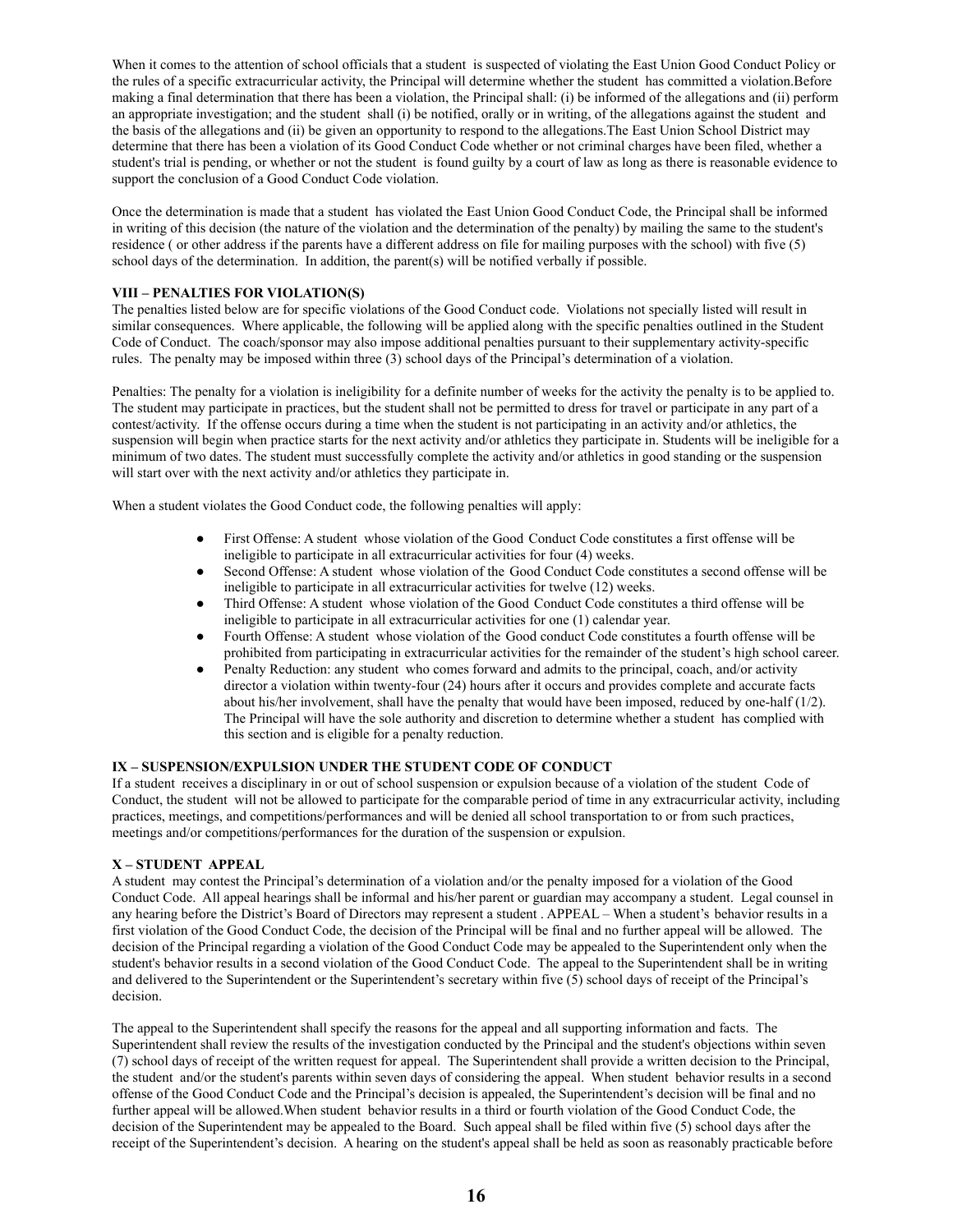When it comes to the attention of school officials that a student is suspected of violating the East Union Good Conduct Policy or the rules of a specific extracurricular activity, the Principal will determine whether the student has committed a violation.Before making a final determination that there has been a violation, the Principal shall: (i) be informed of the allegations and (ii) perform an appropriate investigation; and the student shall (i) be notified, orally or in writing, of the allegations against the student and the basis of the allegations and (ii) be given an opportunity to respond to the allegations.The East Union School District may determine that there has been a violation of its Good Conduct Code whether or not criminal charges have been filed, whether a student's trial is pending, or whether or not the student is found guilty by a court of law as long as there is reasonable evidence to support the conclusion of a Good Conduct Code violation.

Once the determination is made that a student has violated the East Union Good Conduct Code, the Principal shall be informed in writing of this decision (the nature of the violation and the determination of the penalty) by mailing the same to the student's residence ( or other address if the parents have a different address on file for mailing purposes with the school) with five (5) school days of the determination. In addition, the parent(s) will be notified verbally if possible.

**VIII – PENALTIES FOR VIOLATION(S)**

The penalties listed below are for specific violations of the Good Conduct code. Violations not specially listed will result in similar consequences. Where applicable, the following will be applied along with the specific penalties outlined in the Student Code of Conduct. The coach/sponsor may also impose additional penalties pursuant to their supplementary activity-specific rules. The penalty may be imposed within three (3) school days of the Principal's determination of a violation.

Penalties: The penalty for a violation is ineligibility for a definite number of weeks for the activity the penalty is to be applied to. The student may participate in practices, but the student shall not be permitted to dress for travel or participate in any part of a contest/activity. If the offense occurs during a time when the student is not participating in an activity and/or athletics, the suspension will begin when practice starts for the next activity and/or athletics they participate in. Students will be ineligible for a minimum of two dates. The student must successfully complete the activity and/or athletics in good standing or the suspension will start over with the next activity and/or athletics they participate in.

When a student violates the Good Conduct code, the following penalties will apply:

- First Offense: A student whose violation of the Good Conduct Code constitutes a first offense will be ineligible to participate in all extracurricular activities for four (4) weeks.
- Second Offense: A student whose violation of the Good Conduct Code constitutes a second offense will be ineligible to participate in all extracurricular activities for twelve (12) weeks.
- Third Offense: A student whose violation of the Good Conduct Code constitutes a third offense will be ineligible to participate in all extracurricular activities for one (1) calendar year.
- Fourth Offense: A student whose violation of the Good conduct Code constitutes a fourth offense will be prohibited from participating in extracurricular activities for the remainder of the student's high school career.
- Penalty Reduction: any student who comes forward and admits to the principal, coach, and/or activity director a violation within twenty-four (24) hours after it occurs and provides complete and accurate facts about his/her involvement, shall have the penalty that would have been imposed, reduced by one-half (1/2). The Principal will have the sole authority and discretion to determine whether a student has complied with this section and is eligible for a penalty reduction.

**IX – SUSPENSION/EXPULSION UNDER THE STUDENT CODE OF CONDUCT**

If a student receives a disciplinary in or out of school suspension or expulsion because of a violation of the student Code of Conduct, the student will not be allowed to participate for the comparable period of time in any extracurricular activity, including practices, meetings, and competitions/performances and will be denied all school transportation to or from such practices, meetings and/or competitions/performances for the duration of the suspension or expulsion.

**X – STUDENT APPEAL**

A student may contest the Principal's determination of a violation and/or the penalty imposed for a violation of the Good Conduct Code. All appeal hearings shall be informal and his/her parent or guardian may accompany a student. Legal counsel in any hearing before the District's Board of Directors may represent a student . APPEAL – When a student's behavior results in a first violation of the Good Conduct Code, the decision of the Principal will be final and no further appeal will be allowed. The decision of the Principal regarding a violation of the Good Conduct Code may be appealed to the Superintendent only when the student's behavior results in a second violation of the Good Conduct Code. The appeal to the Superintendent shall be in writing and delivered to the Superintendent or the Superintendent's secretary within five (5) school days of receipt of the Principal's decision.

The appeal to the Superintendent shall specify the reasons for the appeal and all supporting information and facts. The Superintendent shall review the results of the investigation conducted by the Principal and the student's objections within seven (7) school days of receipt of the written request for appeal. The Superintendent shall provide a written decision to the Principal, the student and/or the student's parents within seven days of considering the appeal. When student behavior results in a second offense of the Good Conduct Code and the Principal's decision is appealed, the Superintendent's decision will be final and no further appeal will be allowed.When student behavior results in a third or fourth violation of the Good Conduct Code, the decision of the Superintendent may be appealed to the Board. Such appeal shall be filed within five (5) school days after the receipt of the Superintendent's decision. A hearing on the student's appeal shall be held as soon as reasonably practicable before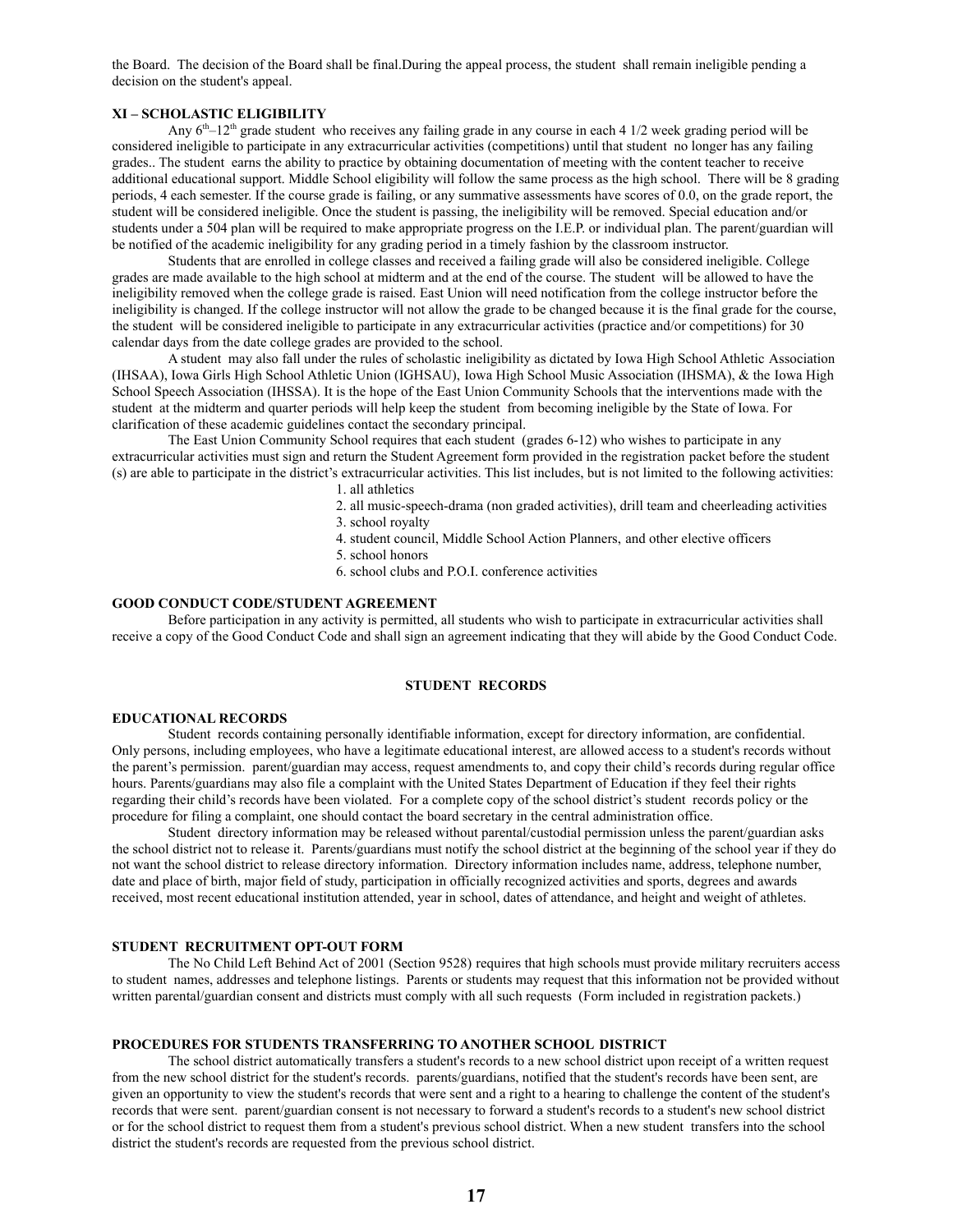the Board. The decision of the Board shall be final.During the appeal process, the student shall remain ineligible pending a decision on the student's appeal.

### XI – SCHOLASTIC ELIGIBILITY

Any 6th–12th grade student who receives any failing grade in any course in each 4 1/2 week grading period will be considered ineligible to participate in any extracurricular activities (competitions) until that student no longer has any failing grades.. The student earns the ability to practice by obtaining documentation of meeting with the content teacher to receive additional educational support. Middle School eligibility will follow the same process as the high school. There will be 8 grading periods, 4 each semester. If the course grade is failing, or any summative assessments have scores of 0.0, on the grade report, the student will be considered ineligible. Once the student is passing, the ineligibility will be removed. Special education and/or students under a 504 plan will be required to make appropriate progress on the I.E.P. or individual plan. The parent/guardian will be notified of the academic ineligibility for any grading period in a timely fashion by the classroom instructor.

Students that are enrolled in college classes and received a failing grade will also be considered ineligible. College grades are made available to the high school at midterm and at the end of the course. The student will be allowed to have the ineligibility removed when the college grade is raised. East Union will need notification from the college instructor before the ineligibility is changed. If the college instructor will not allow the grade to be changed because it is the final grade for the course, the student will be considered ineligible to participate in any extracurricular activities (practice and/or competitions) for 30 calendar days from the date college grades are provided to the school.

A student may also fall under the rules of scholastic ineligibility as dictated by Iowa High School Athletic Association (IHSAA), Iowa Girls High School Athletic Union (IGHSAU), Iowa High School Music Association (IHSMA), & the Iowa High School Speech Association (IHSSA). It is the hope of the East Union Community Schools that the interventions made with the student at the midterm and quarter periods will help keep the student from becoming ineligible by the State of Iowa. For clarification of these academic guidelines contact the secondary principal.

The East Union Community School requires that each student (grades 6-12) who wishes to participate in any extracurricular activities must sign and return the Student Agreement form provided in the registration packet before the student (s) are able to participate in the district's extracurricular activities. This list includes, but is not limited to the following activities:

1. all athletics
2. all music-speech-drama (non graded activities), drill team and cheerleading activities
3. school royalty
4. student council, Middle School Action Planners, and other elective officers
5. school honors
6. school clubs and P.O.I. conference activities

### GOOD CONDUCT CODE/STUDENT AGREEMENT

Before participation in any activity is permitted, all students who wish to participate in extracurricular activities shall receive a copy of the Good Conduct Code and shall sign an agreement indicating that they will abide by the Good Conduct Code.

## STUDENT RECORDS

### EDUCATIONAL RECORDS

Student records containing personally identifiable information, except for directory information, are confidential. Only persons, including employees, who have a legitimate educational interest, are allowed access to a student's records without the parent's permission. parent/guardian may access, request amendments to, and copy their child's records during regular office hours. Parents/guardians may also file a complaint with the United States Department of Education if they feel their rights regarding their child's records have been violated. For a complete copy of the school district's student records policy or the procedure for filing a complaint, one should contact the board secretary in the central administration office.

Student directory information may be released without parental/custodial permission unless the parent/guardian asks the school district not to release it. Parents/guardians must notify the school district at the beginning of the school year if they do not want the school district to release directory information. Directory information includes name, address, telephone number, date and place of birth, major field of study, participation in officially recognized activities and sports, degrees and awards received, most recent educational institution attended, year in school, dates of attendance, and height and weight of athletes.

### STUDENT RECRUITMENT OPT-OUT FORM

The No Child Left Behind Act of 2001 (Section 9528) requires that high schools must provide military recruiters access to student names, addresses and telephone listings. Parents or students may request that this information not be provided without written parental/guardian consent and districts must comply with all such requests (Form included in registration packets.)

### PROCEDURES FOR STUDENTS TRANSFERRING TO ANOTHER SCHOOL DISTRICT

The school district automatically transfers a student's records to a new school district upon receipt of a written request from the new school district for the student's records. parents/guardians, notified that the student's records have been sent, are given an opportunity to view the student's records that were sent and a right to a hearing to challenge the content of the student's records that were sent. parent/guardian consent is not necessary to forward a student's records to a student's new school district or for the school district to request them from a student's previous school district. When a new student transfers into the school district the student's records are requested from the previous school district.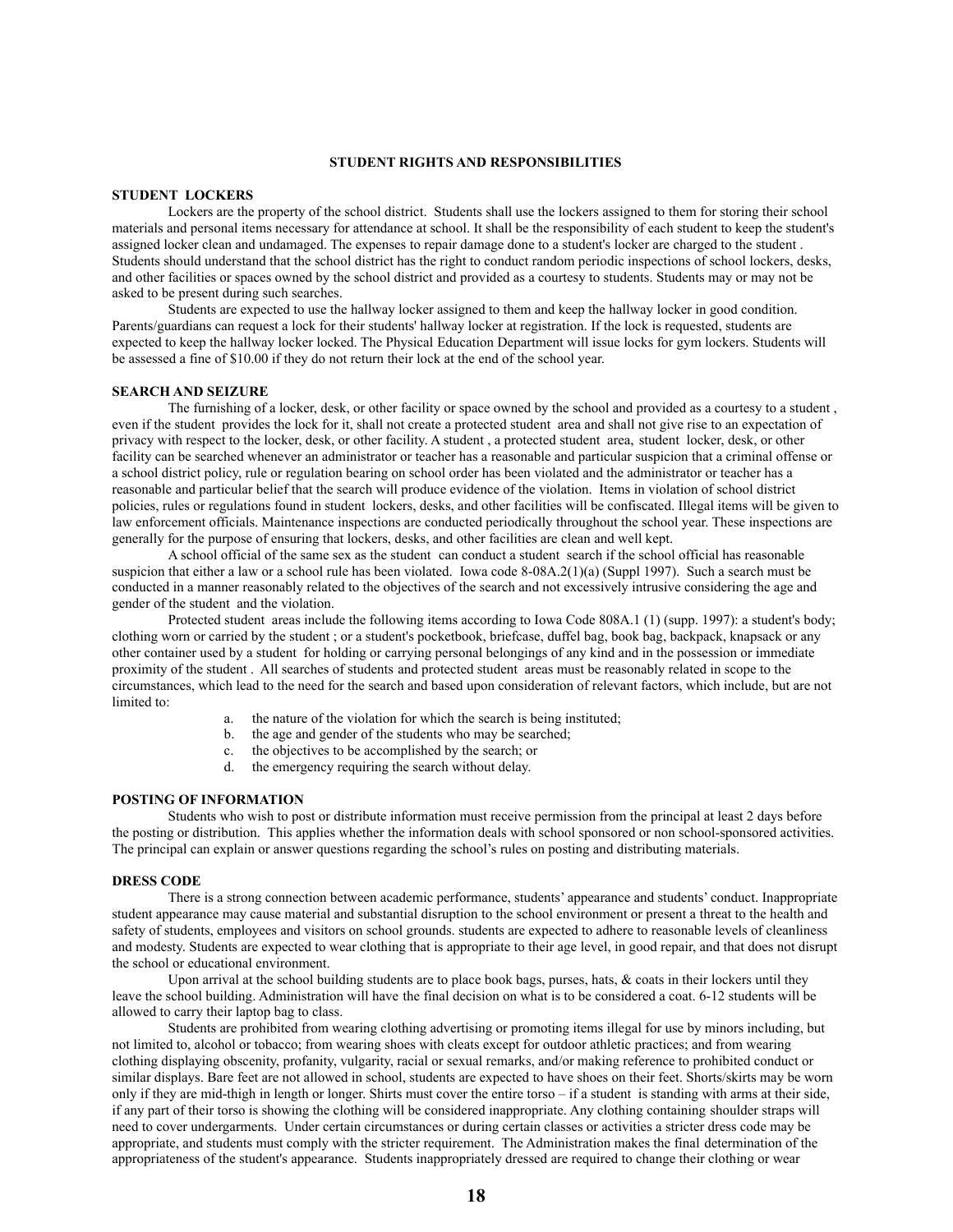## STUDENT RIGHTS AND RESPONSIBILITIES

### STUDENT LOCKERS

Lockers are the property of the school district. Students shall use the lockers assigned to them for storing their school materials and personal items necessary for attendance at school. It shall be the responsibility of each student to keep the student's assigned locker clean and undamaged. The expenses to repair damage done to a student's locker are charged to the student . Students should understand that the school district has the right to conduct random periodic inspections of school lockers, desks, and other facilities or spaces owned by the school district and provided as a courtesy to students. Students may or may not be asked to be present during such searches.

Students are expected to use the hallway locker assigned to them and keep the hallway locker in good condition. Parents/guardians can request a lock for their students' hallway locker at registration. If the lock is requested, students are expected to keep the hallway locker locked. The Physical Education Department will issue locks for gym lockers. Students will be assessed a fine of $10.00 if they do not return their lock at the end of the school year.

### SEARCH AND SEIZURE

The furnishing of a locker, desk, or other facility or space owned by the school and provided as a courtesy to a student , even if the student provides the lock for it, shall not create a protected student area and shall not give rise to an expectation of privacy with respect to the locker, desk, or other facility. A student , a protected student area, student locker, desk, or other facility can be searched whenever an administrator or teacher has a reasonable and particular suspicion that a criminal offense or a school district policy, rule or regulation bearing on school order has been violated and the administrator or teacher has a reasonable and particular belief that the search will produce evidence of the violation. Items in violation of school district policies, rules or regulations found in student lockers, desks, and other facilities will be confiscated. Illegal items will be given to law enforcement officials. Maintenance inspections are conducted periodically throughout the school year. These inspections are generally for the purpose of ensuring that lockers, desks, and other facilities are clean and well kept.

A school official of the same sex as the student can conduct a student search if the school official has reasonable suspicion that either a law or a school rule has been violated. Iowa code 8-08A.2(1)(a) (Suppl 1997). Such a search must be conducted in a manner reasonably related to the objectives of the search and not excessively intrusive considering the age and gender of the student and the violation.

Protected student areas include the following items according to Iowa Code 808A.1 (1) (supp. 1997): a student's body; clothing worn or carried by the student ; or a student's pocketbook, briefcase, duffel bag, book bag, backpack, knapsack or any other container used by a student for holding or carrying personal belongings of any kind and in the possession or immediate proximity of the student . All searches of students and protected student areas must be reasonably related in scope to the circumstances, which lead to the need for the search and based upon consideration of relevant factors, which include, but are not limited to:

a. the nature of the violation for which the search is being instituted;
b. the age and gender of the students who may be searched;
c. the objectives to be accomplished by the search; or
d. the emergency requiring the search without delay.

### POSTING OF INFORMATION

Students who wish to post or distribute information must receive permission from the principal at least 2 days before the posting or distribution. This applies whether the information deals with school sponsored or non school-sponsored activities. The principal can explain or answer questions regarding the school's rules on posting and distributing materials.

### DRESS CODE

There is a strong connection between academic performance, students' appearance and students' conduct. Inappropriate student appearance may cause material and substantial disruption to the school environment or present a threat to the health and safety of students, employees and visitors on school grounds. students are expected to adhere to reasonable levels of cleanliness and modesty. Students are expected to wear clothing that is appropriate to their age level, in good repair, and that does not disrupt the school or educational environment.

Upon arrival at the school building students are to place book bags, purses, hats, & coats in their lockers until they leave the school building. Administration will have the final decision on what is to be considered a coat. 6-12 students will be allowed to carry their laptop bag to class.

Students are prohibited from wearing clothing advertising or promoting items illegal for use by minors including, but not limited to, alcohol or tobacco; from wearing shoes with cleats except for outdoor athletic practices; and from wearing clothing displaying obscenity, profanity, vulgarity, racial or sexual remarks, and/or making reference to prohibited conduct or similar displays. Bare feet are not allowed in school, students are expected to have shoes on their feet. Shorts/skirts may be worn only if they are mid-thigh in length or longer. Shirts must cover the entire torso – if a student is standing with arms at their side, if any part of their torso is showing the clothing will be considered inappropriate. Any clothing containing shoulder straps will need to cover undergarments. Under certain circumstances or during certain classes or activities a stricter dress code may be appropriate, and students must comply with the stricter requirement. The Administration makes the final determination of the appropriateness of the student's appearance. Students inappropriately dressed are required to change their clothing or wear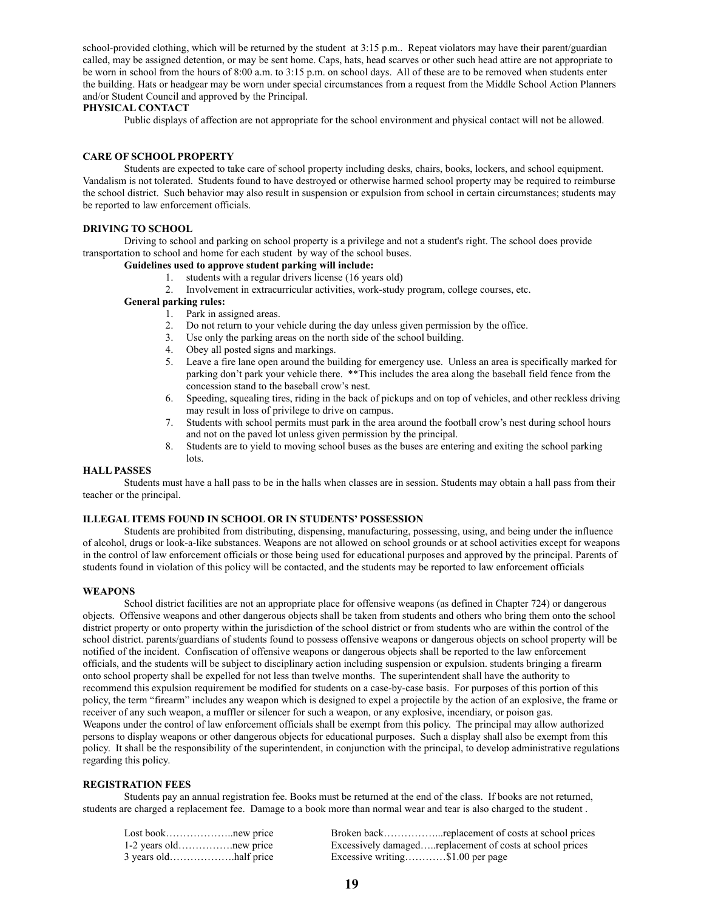school-provided clothing, which will be returned by the student at 3:15 p.m.. Repeat violators may have their parent/guardian called, may be assigned detention, or may be sent home. Caps, hats, head scarves or other such head attire are not appropriate to be worn in school from the hours of 8:00 a.m. to 3:15 p.m. on school days. All of these are to be removed when students enter the building. Hats or headgear may be worn under special circumstances from a request from the Middle School Action Planners and/or Student Council and approved by the Principal.

**PHYSICAL CONTACT**

Public displays of affection are not appropriate for the school environment and physical contact will not be allowed.

**CARE OF SCHOOL PROPERTY**

Students are expected to take care of school property including desks, chairs, books, lockers, and school equipment. Vandalism is not tolerated. Students found to have destroyed or otherwise harmed school property may be required to reimburse the school district. Such behavior may also result in suspension or expulsion from school in certain circumstances; students may be reported to law enforcement officials.

**DRIVING TO SCHOOL**

Driving to school and parking on school property is a privilege and not a student's right. The school does provide transportation to school and home for each student by way of the school buses.

**Guidelines used to approve student parking will include:**

1. students with a regular drivers license (16 years old)
2. Involvement in extracurricular activities, work-study program, college courses, etc.

**General parking rules:**

1. Park in assigned areas.
2. Do not return to your vehicle during the day unless given permission by the office.
3. Use only the parking areas on the north side of the school building.
4. Obey all posted signs and markings.
5. Leave a fire lane open around the building for emergency use. Unless an area is specifically marked for parking don't park your vehicle there. **This includes the area along the baseball field fence from the concession stand to the baseball crow's nest.
6. Speeding, squealing tires, riding in the back of pickups and on top of vehicles, and other reckless driving may result in loss of privilege to drive on campus.
7. Students with school permits must park in the area around the football crow's nest during school hours and not on the paved lot unless given permission by the principal.
8. Students are to yield to moving school buses as the buses are entering and exiting the school parking lots.

**HALL PASSES**

Students must have a hall pass to be in the halls when classes are in session. Students may obtain a hall pass from their teacher or the principal.

**ILLEGAL ITEMS FOUND IN SCHOOL OR IN STUDENTS' POSSESSION**

Students are prohibited from distributing, dispensing, manufacturing, possessing, using, and being under the influence of alcohol, drugs or look-a-like substances. Weapons are not allowed on school grounds or at school activities except for weapons in the control of law enforcement officials or those being used for educational purposes and approved by the principal. Parents of students found in violation of this policy will be contacted, and the students may be reported to law enforcement officials

**WEAPONS**

School district facilities are not an appropriate place for offensive weapons (as defined in Chapter 724) or dangerous objects. Offensive weapons and other dangerous objects shall be taken from students and others who bring them onto the school district property or onto property within the jurisdiction of the school district or from students who are within the control of the school district. parents/guardians of students found to possess offensive weapons or dangerous objects on school property will be notified of the incident. Confiscation of offensive weapons or dangerous objects shall be reported to the law enforcement officials, and the students will be subject to disciplinary action including suspension or expulsion. students bringing a firearm onto school property shall be expelled for not less than twelve months. The superintendent shall have the authority to recommend this expulsion requirement be modified for students on a case-by-case basis. For purposes of this portion of this policy, the term "firearm" includes any weapon which is designed to expel a projectile by the action of an explosive, the frame or receiver of any such weapon, a muffler or silencer for such a weapon, or any explosive, incendiary, or poison gas.
Weapons under the control of law enforcement officials shall be exempt from this policy. The principal may allow authorized persons to display weapons or other dangerous objects for educational purposes. Such a display shall also be exempt from this policy. It shall be the responsibility of the superintendent, in conjunction with the principal, to develop administrative regulations regarding this policy.

**REGISTRATION FEES**

Students pay an annual registration fee. Books must be returned at the end of the class. If books are not returned, students are charged a replacement fee. Damage to a book more than normal wear and tear is also charged to the student .

| | |
|---|---|
| Lost book………………..new price | Broken back……………...replacement of costs at school prices |
| 1-2 years old…………….new price | Excessively damaged…..replacement of costs at school prices |
| 3 years old……………….half price | Excessive writing…………$1.00 per page |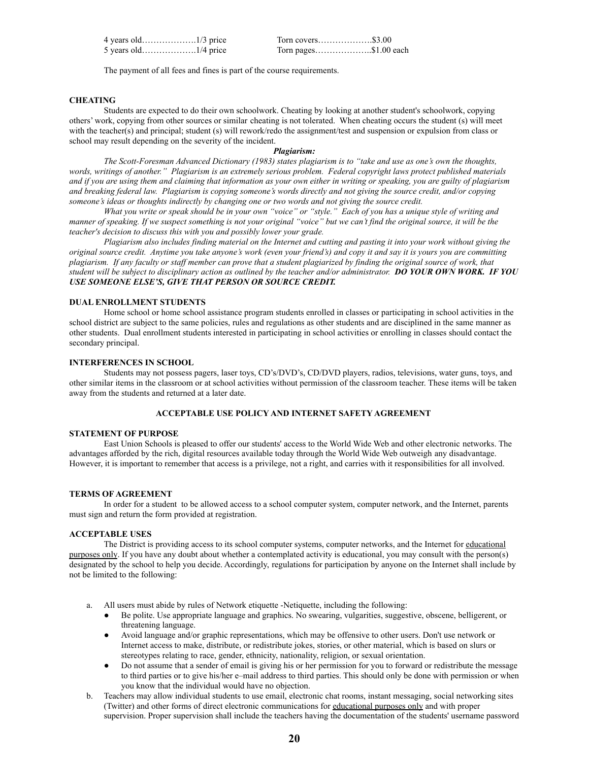| | |
|---|---|
| 4 years old……………….1/3 price | Torn covers……………….$3.00 |
| 5 years old……………….1/4 price | Torn pages………………..$1.00 each |

The payment of all fees and fines is part of the course requirements.

**CHEATING**

Students are expected to do their own schoolwork. Cheating by looking at another student's schoolwork, copying others' work, copying from other sources or similar cheating is not tolerated. When cheating occurs the student (s) will meet with the teacher(s) and principal; student (s) will rework/redo the assignment/test and suspension or expulsion from class or school may result depending on the severity of the incident.

***Plagiarism:***

*The Scott-Foresman Advanced Dictionary (1983) states plagiarism is to "take and use as one's own the thoughts, words, writings of another." Plagiarism is an extremely serious problem. Federal copyright laws protect published materials and if you are using them and claiming that information as your own either in writing or speaking, you are guilty of plagiarism and breaking federal law. Plagiarism is copying someone's words directly and not giving the source credit, and/or copying someone's ideas or thoughts indirectly by changing one or two words and not giving the source credit.*

*What you write or speak should be in your own "voice" or "style." Each of you has a unique style of writing and manner of speaking. If we suspect something is not your original "voice" but we can't find the original source, it will be the teacher's decision to discuss this with you and possibly lower your grade.*

*Plagiarism also includes finding material on the Internet and cutting and pasting it into your work without giving the original source credit. Anytime you take anyone's work (even your friend's) and copy it and say it is yours you are committing plagiarism. If any faculty or staff member can prove that a student plagiarized by finding the original source of work, that student will be subject to disciplinary action as outlined by the teacher and/or administrator.* ***DO YOUR OWN WORK. IF YOU USE SOMEONE ELSE'S, GIVE THAT PERSON OR SOURCE CREDIT.***

**DUAL ENROLLMENT STUDENTS**

Home school or home school assistance program students enrolled in classes or participating in school activities in the school district are subject to the same policies, rules and regulations as other students and are disciplined in the same manner as other students. Dual enrollment students interested in participating in school activities or enrolling in classes should contact the secondary principal.

**INTERFERENCES IN SCHOOL**

Students may not possess pagers, laser toys, CD's/DVD's, CD/DVD players, radios, televisions, water guns, toys, and other similar items in the classroom or at school activities without permission of the classroom teacher. These items will be taken away from the students and returned at a later date.

## ACCEPTABLE USE POLICY AND INTERNET SAFETY AGREEMENT

**STATEMENT OF PURPOSE**

East Union Schools is pleased to offer our students' access to the World Wide Web and other electronic networks. The advantages afforded by the rich, digital resources available today through the World Wide Web outweigh any disadvantage. However, it is important to remember that access is a privilege, not a right, and carries with it responsibilities for all involved.

**TERMS OF AGREEMENT**

In order for a student to be allowed access to a school computer system, computer network, and the Internet, parents must sign and return the form provided at registration.

**ACCEPTABLE USES**

The District is providing access to its school computer systems, computer networks, and the Internet for educational purposes only. If you have any doubt about whether a contemplated activity is educational, you may consult with the person(s) designated by the school to help you decide. Accordingly, regulations for participation by anyone on the Internet shall include by not be limited to the following:

a. All users must abide by rules of Network etiquette -Netiquette, including the following:
   - Be polite. Use appropriate language and graphics. No swearing, vulgarities, suggestive, obscene, belligerent, or threatening language.
   - Avoid language and/or graphic representations, which may be offensive to other users. Don't use network or Internet access to make, distribute, or redistribute jokes, stories, or other material, which is based on slurs or stereotypes relating to race, gender, ethnicity, nationality, religion, or sexual orientation.
   - Do not assume that a sender of email is giving his or her permission for you to forward or redistribute the message to third parties or to give his/her e–mail address to third parties. This should only be done with permission or when you know that the individual would have no objection.

b. Teachers may allow individual students to use email, electronic chat rooms, instant messaging, social networking sites (Twitter) and other forms of direct electronic communications for educational purposes only and with proper supervision. Proper supervision shall include the teachers having the documentation of the students' username password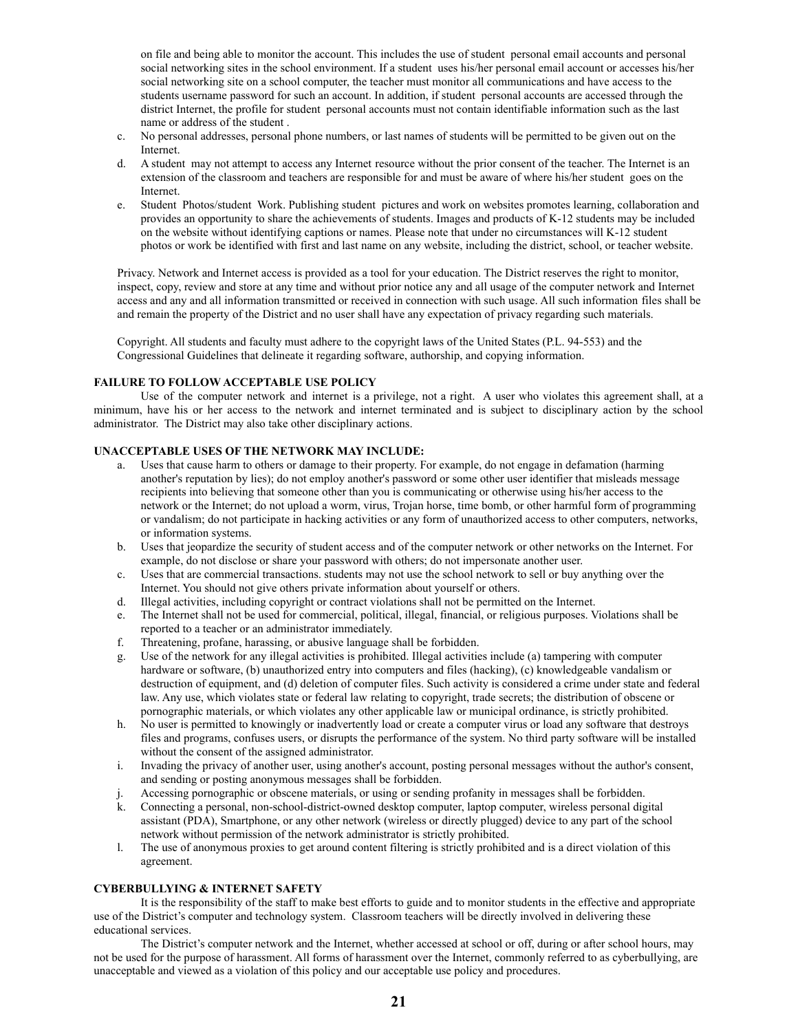on file and being able to monitor the account. This includes the use of student personal email accounts and personal social networking sites in the school environment. If a student uses his/her personal email account or accesses his/her social networking site on a school computer, the teacher must monitor all communications and have access to the students username password for such an account. In addition, if student personal accounts are accessed through the district Internet, the profile for student personal accounts must not contain identifiable information such as the last name or address of the student .

c. No personal addresses, personal phone numbers, or last names of students will be permitted to be given out on the Internet.

d. A student may not attempt to access any Internet resource without the prior consent of the teacher. The Internet is an extension of the classroom and teachers are responsible for and must be aware of where his/her student goes on the Internet.

e. Student Photos/student Work. Publishing student pictures and work on websites promotes learning, collaboration and provides an opportunity to share the achievements of students. Images and products of K-12 students may be included on the website without identifying captions or names. Please note that under no circumstances will K-12 student photos or work be identified with first and last name on any website, including the district, school, or teacher website.

Privacy. Network and Internet access is provided as a tool for your education. The District reserves the right to monitor, inspect, copy, review and store at any time and without prior notice any and all usage of the computer network and Internet access and any and all information transmitted or received in connection with such usage. All such information files shall be and remain the property of the District and no user shall have any expectation of privacy regarding such materials.

Copyright. All students and faculty must adhere to the copyright laws of the United States (P.L. 94-553) and the Congressional Guidelines that delineate it regarding software, authorship, and copying information.

**FAILURE TO FOLLOW ACCEPTABLE USE POLICY**

Use of the computer network and internet is a privilege, not a right. A user who violates this agreement shall, at a minimum, have his or her access to the network and internet terminated and is subject to disciplinary action by the school administrator. The District may also take other disciplinary actions.

**UNACCEPTABLE USES OF THE NETWORK MAY INCLUDE:**

a. Uses that cause harm to others or damage to their property. For example, do not engage in defamation (harming another's reputation by lies); do not employ another's password or some other user identifier that misleads message recipients into believing that someone other than you is communicating or otherwise using his/her access to the network or the Internet; do not upload a worm, virus, Trojan horse, time bomb, or other harmful form of programming or vandalism; do not participate in hacking activities or any form of unauthorized access to other computers, networks, or information systems.

b. Uses that jeopardize the security of student access and of the computer network or other networks on the Internet. For example, do not disclose or share your password with others; do not impersonate another user.

c. Uses that are commercial transactions. students may not use the school network to sell or buy anything over the Internet. You should not give others private information about yourself or others.

d. Illegal activities, including copyright or contract violations shall not be permitted on the Internet.

e. The Internet shall not be used for commercial, political, illegal, financial, or religious purposes. Violations shall be reported to a teacher or an administrator immediately.

f. Threatening, profane, harassing, or abusive language shall be forbidden.

g. Use of the network for any illegal activities is prohibited. Illegal activities include (a) tampering with computer hardware or software, (b) unauthorized entry into computers and files (hacking), (c) knowledgeable vandalism or destruction of equipment, and (d) deletion of computer files. Such activity is considered a crime under state and federal law. Any use, which violates state or federal law relating to copyright, trade secrets; the distribution of obscene or pornographic materials, or which violates any other applicable law or municipal ordinance, is strictly prohibited.

h. No user is permitted to knowingly or inadvertently load or create a computer virus or load any software that destroys files and programs, confuses users, or disrupts the performance of the system. No third party software will be installed without the consent of the assigned administrator.

i. Invading the privacy of another user, using another's account, posting personal messages without the author's consent, and sending or posting anonymous messages shall be forbidden.

j. Accessing pornographic or obscene materials, or using or sending profanity in messages shall be forbidden.

k. Connecting a personal, non-school-district-owned desktop computer, laptop computer, wireless personal digital assistant (PDA), Smartphone, or any other network (wireless or directly plugged) device to any part of the school network without permission of the network administrator is strictly prohibited.

l. The use of anonymous proxies to get around content filtering is strictly prohibited and is a direct violation of this agreement.

**CYBERBULLYING & INTERNET SAFETY**

It is the responsibility of the staff to make best efforts to guide and to monitor students in the effective and appropriate use of the District's computer and technology system. Classroom teachers will be directly involved in delivering these educational services.

The District's computer network and the Internet, whether accessed at school or off, during or after school hours, may not be used for the purpose of harassment. All forms of harassment over the Internet, commonly referred to as cyberbullying, are unacceptable and viewed as a violation of this policy and our acceptable use policy and procedures.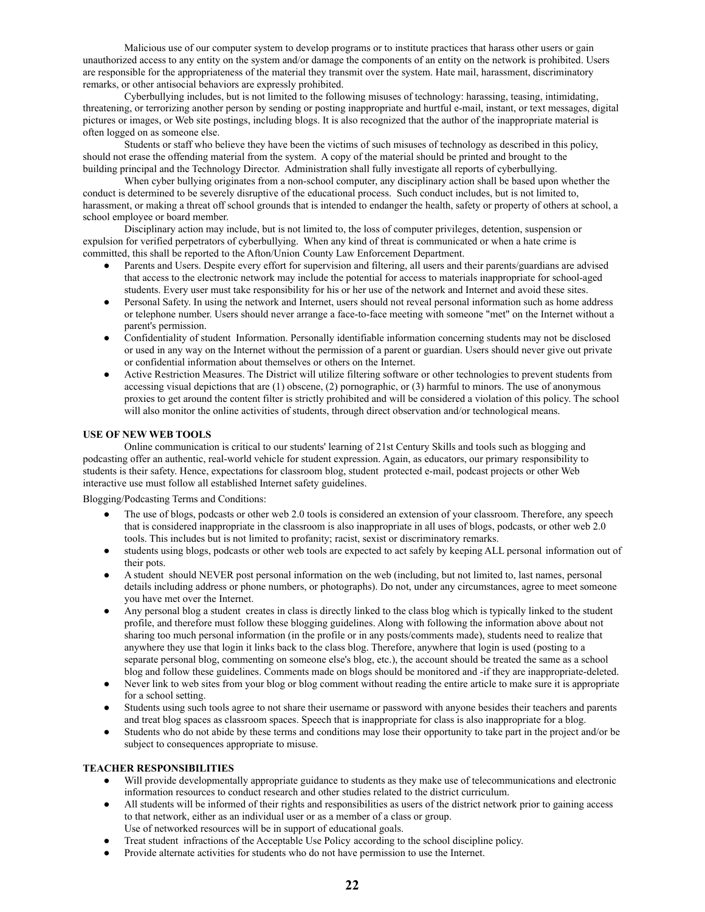Malicious use of our computer system to develop programs or to institute practices that harass other users or gain unauthorized access to any entity on the system and/or damage the components of an entity on the network is prohibited. Users are responsible for the appropriateness of the material they transmit over the system. Hate mail, harassment, discriminatory remarks, or other antisocial behaviors are expressly prohibited.

Cyberbullying includes, but is not limited to the following misuses of technology: harassing, teasing, intimidating, threatening, or terrorizing another person by sending or posting inappropriate and hurtful e-mail, instant, or text messages, digital pictures or images, or Web site postings, including blogs. It is also recognized that the author of the inappropriate material is often logged on as someone else.

Students or staff who believe they have been the victims of such misuses of technology as described in this policy, should not erase the offending material from the system. A copy of the material should be printed and brought to the building principal and the Technology Director. Administration shall fully investigate all reports of cyberbullying.

When cyber bullying originates from a non-school computer, any disciplinary action shall be based upon whether the conduct is determined to be severely disruptive of the educational process. Such conduct includes, but is not limited to, harassment, or making a threat off school grounds that is intended to endanger the health, safety or property of others at school, a school employee or board member.

Disciplinary action may include, but is not limited to, the loss of computer privileges, detention, suspension or expulsion for verified perpetrators of cyberbullying. When any kind of threat is communicated or when a hate crime is committed, this shall be reported to the Afton/Union County Law Enforcement Department.

- Parents and Users. Despite every effort for supervision and filtering, all users and their parents/guardians are advised that access to the electronic network may include the potential for access to materials inappropriate for school-aged students. Every user must take responsibility for his or her use of the network and Internet and avoid these sites.
- Personal Safety. In using the network and Internet, users should not reveal personal information such as home address or telephone number. Users should never arrange a face-to-face meeting with someone "met" on the Internet without a parent's permission.
- Confidentiality of student Information. Personally identifiable information concerning students may not be disclosed or used in any way on the Internet without the permission of a parent or guardian. Users should never give out private or confidential information about themselves or others on the Internet.
- Active Restriction Measures. The District will utilize filtering software or other technologies to prevent students from accessing visual depictions that are (1) obscene, (2) pornographic, or (3) harmful to minors. The use of anonymous proxies to get around the content filter is strictly prohibited and will be considered a violation of this policy. The school will also monitor the online activities of students, through direct observation and/or technological means.

**USE OF NEW WEB TOOLS**

Online communication is critical to our students' learning of 21st Century Skills and tools such as blogging and podcasting offer an authentic, real-world vehicle for student expression. Again, as educators, our primary responsibility to students is their safety. Hence, expectations for classroom blog, student protected e-mail, podcast projects or other Web interactive use must follow all established Internet safety guidelines.

Blogging/Podcasting Terms and Conditions:

- The use of blogs, podcasts or other web 2.0 tools is considered an extension of your classroom. Therefore, any speech that is considered inappropriate in the classroom is also inappropriate in all uses of blogs, podcasts, or other web 2.0 tools. This includes but is not limited to profanity; racist, sexist or discriminatory remarks.
- students using blogs, podcasts or other web tools are expected to act safely by keeping ALL personal information out of their pots.
- A student should NEVER post personal information on the web (including, but not limited to, last names, personal details including address or phone numbers, or photographs). Do not, under any circumstances, agree to meet someone you have met over the Internet.
- Any personal blog a student creates in class is directly linked to the class blog which is typically linked to the student profile, and therefore must follow these blogging guidelines. Along with following the information above about not sharing too much personal information (in the profile or in any posts/comments made), students need to realize that anywhere they use that login it links back to the class blog. Therefore, anywhere that login is used (posting to a separate personal blog, commenting on someone else's blog, etc.), the account should be treated the same as a school blog and follow these guidelines. Comments made on blogs should be monitored and -if they are inappropriate-deleted.
- Never link to web sites from your blog or blog comment without reading the entire article to make sure it is appropriate for a school setting.
- Students using such tools agree to not share their username or password with anyone besides their teachers and parents and treat blog spaces as classroom spaces. Speech that is inappropriate for class is also inappropriate for a blog.
- Students who do not abide by these terms and conditions may lose their opportunity to take part in the project and/or be subject to consequences appropriate to misuse.

**TEACHER RESPONSIBILITIES**

- Will provide developmentally appropriate guidance to students as they make use of telecommunications and electronic information resources to conduct research and other studies related to the district curriculum.
- All students will be informed of their rights and responsibilities as users of the district network prior to gaining access to that network, either as an individual user or as a member of a class or group. Use of networked resources will be in support of educational goals.
- Treat student infractions of the Acceptable Use Policy according to the school discipline policy.
- Provide alternate activities for students who do not have permission to use the Internet.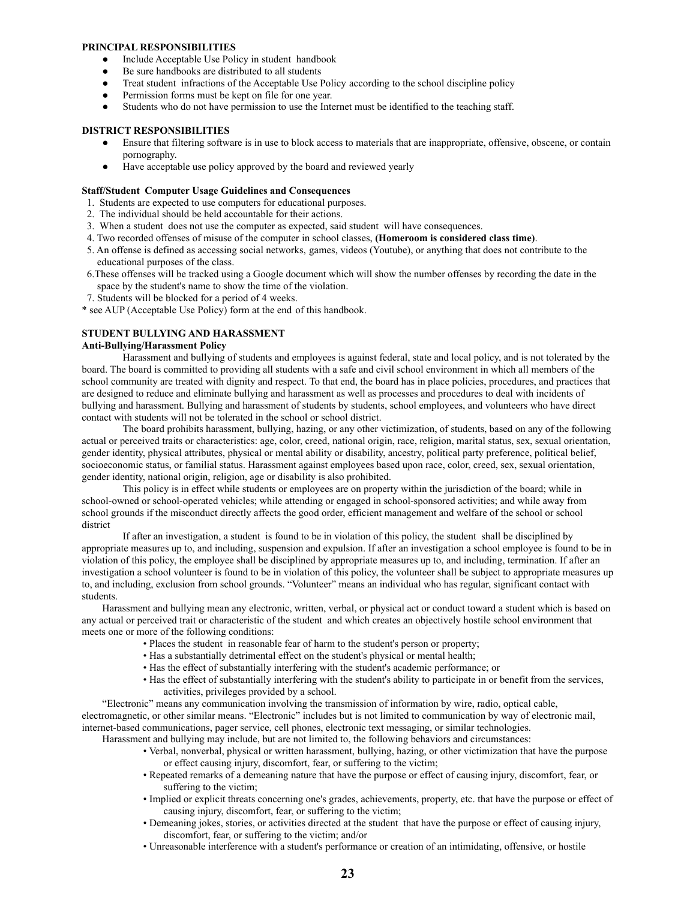**PRINCIPAL RESPONSIBILITIES**

- Include Acceptable Use Policy in student handbook
- Be sure handbooks are distributed to all students
- Treat student infractions of the Acceptable Use Policy according to the school discipline policy
- Permission forms must be kept on file for one year.
- Students who do not have permission to use the Internet must be identified to the teaching staff.

**DISTRICT RESPONSIBILITIES**

- Ensure that filtering software is in use to block access to materials that are inappropriate, offensive, obscene, or contain pornography.
- Have acceptable use policy approved by the board and reviewed yearly

**Staff/Student Computer Usage Guidelines and Consequences**

1. Students are expected to use computers for educational purposes.
2. The individual should be held accountable for their actions.
3. When a student does not use the computer as expected, said student will have consequences.
4. Two recorded offenses of misuse of the computer in school classes, **(Homeroom is considered class time)**.
5. An offense is defined as accessing social networks, games, videos (Youtube), or anything that does not contribute to the educational purposes of the class.
6. These offenses will be tracked using a Google document which will show the number offenses by recording the date in the space by the student's name to show the time of the violation.
7. Students will be blocked for a period of 4 weeks.

\* see AUP (Acceptable Use Policy) form at the end of this handbook.

**STUDENT BULLYING AND HARASSMENT**

**Anti-Bullying/Harassment Policy**

Harassment and bullying of students and employees is against federal, state and local policy, and is not tolerated by the board. The board is committed to providing all students with a safe and civil school environment in which all members of the school community are treated with dignity and respect. To that end, the board has in place policies, procedures, and practices that are designed to reduce and eliminate bullying and harassment as well as processes and procedures to deal with incidents of bullying and harassment. Bullying and harassment of students by students, school employees, and volunteers who have direct contact with students will not be tolerated in the school or school district.

The board prohibits harassment, bullying, hazing, or any other victimization, of students, based on any of the following actual or perceived traits or characteristics: age, color, creed, national origin, race, religion, marital status, sex, sexual orientation, gender identity, physical attributes, physical or mental ability or disability, ancestry, political party preference, political belief, socioeconomic status, or familial status. Harassment against employees based upon race, color, creed, sex, sexual orientation, gender identity, national origin, religion, age or disability is also prohibited.

This policy is in effect while students or employees are on property within the jurisdiction of the board; while in school-owned or school-operated vehicles; while attending or engaged in school-sponsored activities; and while away from school grounds if the misconduct directly affects the good order, efficient management and welfare of the school or school district

If after an investigation, a student is found to be in violation of this policy, the student shall be disciplined by appropriate measures up to, and including, suspension and expulsion. If after an investigation a school employee is found to be in violation of this policy, the employee shall be disciplined by appropriate measures up to, and including, termination. If after an investigation a school volunteer is found to be in violation of this policy, the volunteer shall be subject to appropriate measures up to, and including, exclusion from school grounds. "Volunteer" means an individual who has regular, significant contact with students.

Harassment and bullying mean any electronic, written, verbal, or physical act or conduct toward a student which is based on any actual or perceived trait or characteristic of the student and which creates an objectively hostile school environment that meets one or more of the following conditions:

- Places the student in reasonable fear of harm to the student's person or property;
- Has a substantially detrimental effect on the student's physical or mental health;
- Has the effect of substantially interfering with the student's academic performance; or
- Has the effect of substantially interfering with the student's ability to participate in or benefit from the services, activities, privileges provided by a school.

"Electronic" means any communication involving the transmission of information by wire, radio, optical cable, electromagnetic, or other similar means. "Electronic" includes but is not limited to communication by way of electronic mail, internet-based communications, pager service, cell phones, electronic text messaging, or similar technologies.

Harassment and bullying may include, but are not limited to, the following behaviors and circumstances:

- Verbal, nonverbal, physical or written harassment, bullying, hazing, or other victimization that have the purpose or effect causing injury, discomfort, fear, or suffering to the victim;
- Repeated remarks of a demeaning nature that have the purpose or effect of causing injury, discomfort, fear, or suffering to the victim;
- Implied or explicit threats concerning one's grades, achievements, property, etc. that have the purpose or effect of causing injury, discomfort, fear, or suffering to the victim;
- Demeaning jokes, stories, or activities directed at the student that have the purpose or effect of causing injury, discomfort, fear, or suffering to the victim; and/or
- Unreasonable interference with a student's performance or creation of an intimidating, offensive, or hostile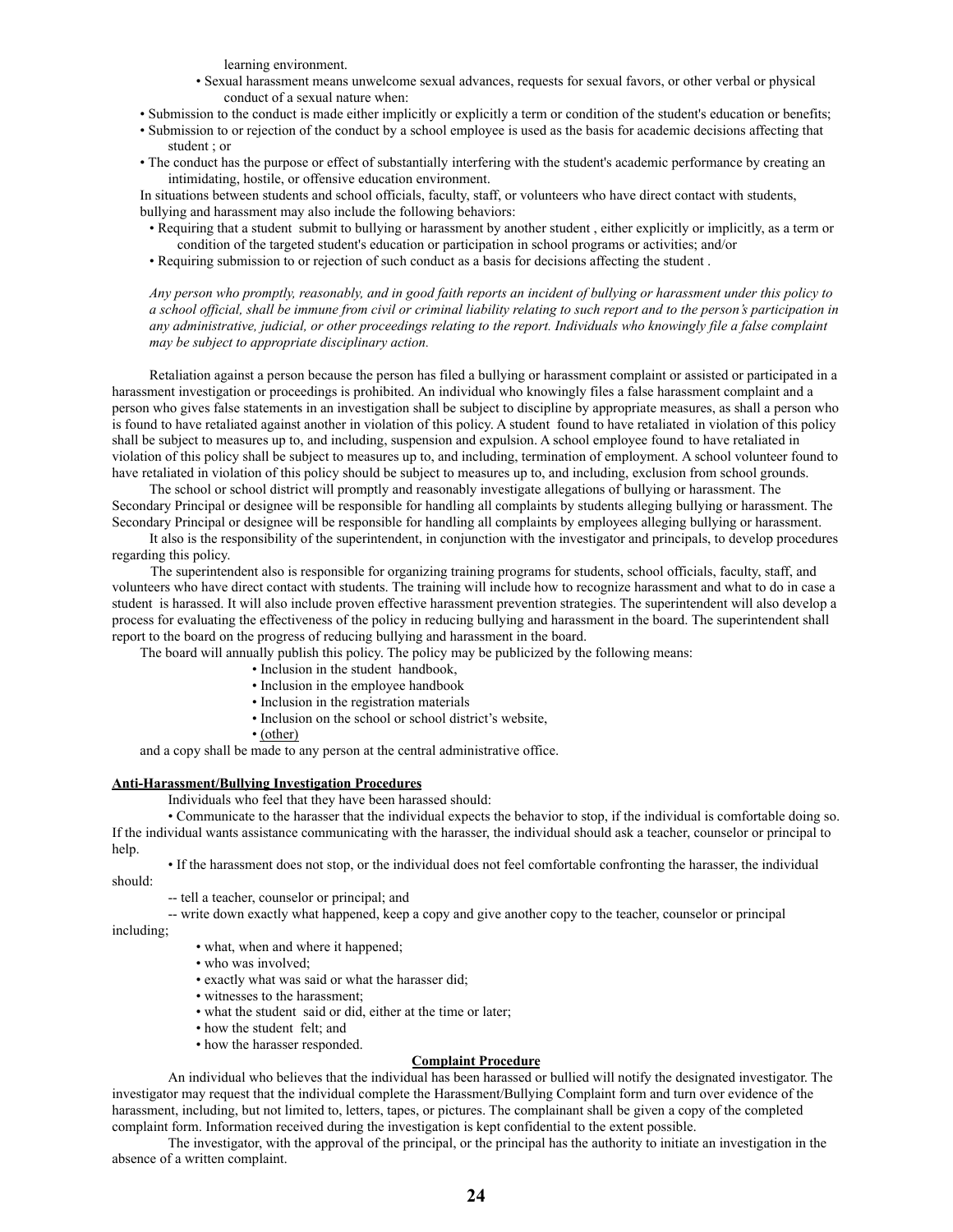learning environment.

- Sexual harassment means unwelcome sexual advances, requests for sexual favors, or other verbal or physical conduct of a sexual nature when:
- Submission to the conduct is made either implicitly or explicitly a term or condition of the student's education or benefits;
- Submission to or rejection of the conduct by a school employee is used as the basis for academic decisions affecting that student ; or
- The conduct has the purpose or effect of substantially interfering with the student's academic performance by creating an intimidating, hostile, or offensive education environment.

In situations between students and school officials, faculty, staff, or volunteers who have direct contact with students, bullying and harassment may also include the following behaviors:

- Requiring that a student submit to bullying or harassment by another student , either explicitly or implicitly, as a term or condition of the targeted student's education or participation in school programs or activities; and/or
- Requiring submission to or rejection of such conduct as a basis for decisions affecting the student .

*Any person who promptly, reasonably, and in good faith reports an incident of bullying or harassment under this policy to a school official, shall be immune from civil or criminal liability relating to such report and to the person's participation in any administrative, judicial, or other proceedings relating to the report. Individuals who knowingly file a false complaint may be subject to appropriate disciplinary action.*

Retaliation against a person because the person has filed a bullying or harassment complaint or assisted or participated in a harassment investigation or proceedings is prohibited. An individual who knowingly files a false harassment complaint and a person who gives false statements in an investigation shall be subject to discipline by appropriate measures, as shall a person who is found to have retaliated against another in violation of this policy. A student found to have retaliated in violation of this policy shall be subject to measures up to, and including, suspension and expulsion. A school employee found to have retaliated in violation of this policy shall be subject to measures up to, and including, termination of employment. A school volunteer found to have retaliated in violation of this policy should be subject to measures up to, and including, exclusion from school grounds.

The school or school district will promptly and reasonably investigate allegations of bullying or harassment. The Secondary Principal or designee will be responsible for handling all complaints by students alleging bullying or harassment. The Secondary Principal or designee will be responsible for handling all complaints by employees alleging bullying or harassment.

It also is the responsibility of the superintendent, in conjunction with the investigator and principals, to develop procedures regarding this policy.

The superintendent also is responsible for organizing training programs for students, school officials, faculty, staff, and volunteers who have direct contact with students. The training will include how to recognize harassment and what to do in case a student is harassed. It will also include proven effective harassment prevention strategies. The superintendent will also develop a process for evaluating the effectiveness of the policy in reducing bullying and harassment in the board. The superintendent shall report to the board on the progress of reducing bullying and harassment in the board.

The board will annually publish this policy. The policy may be publicized by the following means:

- Inclusion in the student handbook,
- Inclusion in the employee handbook
- Inclusion in the registration materials
- Inclusion on the school or school district's website,
- <u>(other)</u>

and a copy shall be made to any person at the central administrative office.

**<u>Anti-Harassment/Bullying Investigation Procedures</u>**

Individuals who feel that they have been harassed should:

- Communicate to the harasser that the individual expects the behavior to stop, if the individual is comfortable doing so. If the individual wants assistance communicating with the harasser, the individual should ask a teacher, counselor or principal to help.
- If the harassment does not stop, or the individual does not feel comfortable confronting the harasser, the individual should:

-- tell a teacher, counselor or principal; and

-- write down exactly what happened, keep a copy and give another copy to the teacher, counselor or principal including;

- what, when and where it happened;
- who was involved;
- exactly what was said or what the harasser did;
- witnesses to the harassment;
- what the student said or did, either at the time or later;
- how the student felt; and
- how the harasser responded.

**<u>Complaint Procedure</u>**

An individual who believes that the individual has been harassed or bullied will notify the designated investigator. The investigator may request that the individual complete the Harassment/Bullying Complaint form and turn over evidence of the harassment, including, but not limited to, letters, tapes, or pictures. The complainant shall be given a copy of the completed complaint form. Information received during the investigation is kept confidential to the extent possible.

The investigator, with the approval of the principal, or the principal has the authority to initiate an investigation in the absence of a written complaint.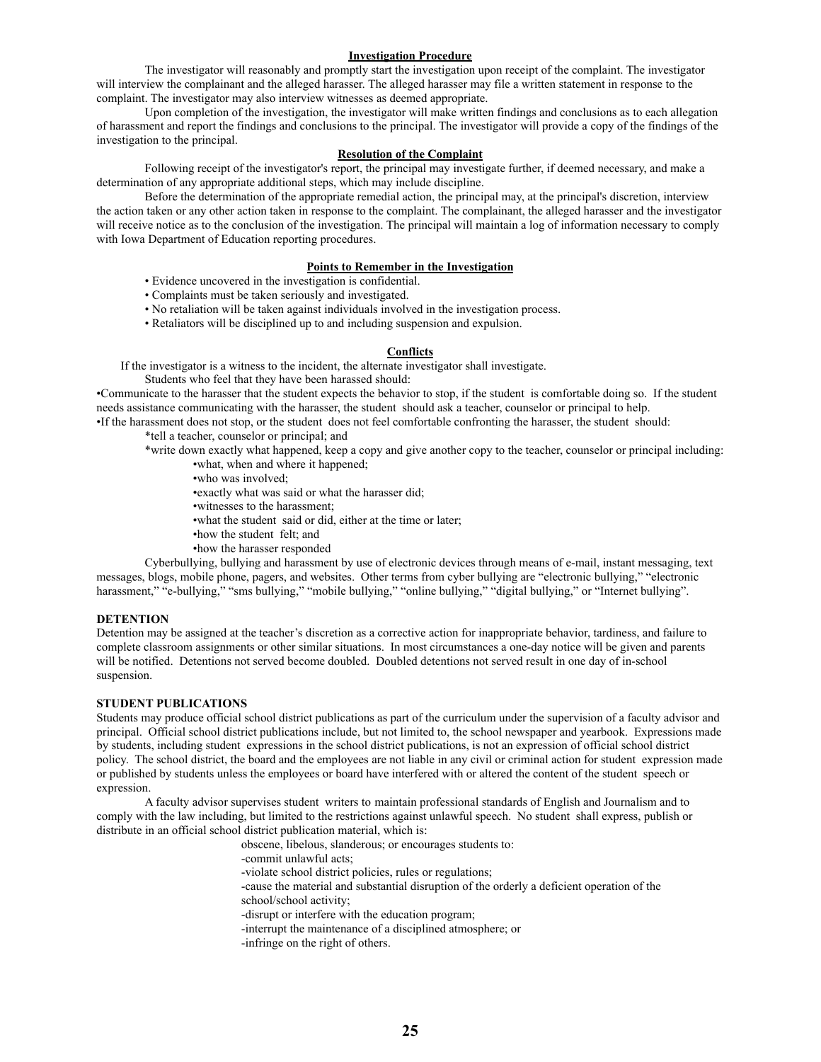### Investigation Procedure

The investigator will reasonably and promptly start the investigation upon receipt of the complaint. The investigator will interview the complainant and the alleged harasser. The alleged harasser may file a written statement in response to the complaint. The investigator may also interview witnesses as deemed appropriate.

Upon completion of the investigation, the investigator will make written findings and conclusions as to each allegation of harassment and report the findings and conclusions to the principal. The investigator will provide a copy of the findings of the investigation to the principal.

### Resolution of the Complaint

Following receipt of the investigator's report, the principal may investigate further, if deemed necessary, and make a determination of any appropriate additional steps, which may include discipline.

Before the determination of the appropriate remedial action, the principal may, at the principal's discretion, interview the action taken or any other action taken in response to the complaint. The complainant, the alleged harasser and the investigator will receive notice as to the conclusion of the investigation. The principal will maintain a log of information necessary to comply with Iowa Department of Education reporting procedures.

### Points to Remember in the Investigation

- Evidence uncovered in the investigation is confidential.
- Complaints must be taken seriously and investigated.
- No retaliation will be taken against individuals involved in the investigation process.
- Retaliators will be disciplined up to and including suspension and expulsion.

### Conflicts

If the investigator is a witness to the incident, the alternate investigator shall investigate.

Students who feel that they have been harassed should:

•Communicate to the harasser that the student expects the behavior to stop, if the student is comfortable doing so. If the student needs assistance communicating with the harasser, the student should ask a teacher, counselor or principal to help.

•If the harassment does not stop, or the student does not feel comfortable confronting the harasser, the student should:

*tell a teacher, counselor or principal; and

*write down exactly what happened, keep a copy and give another copy to the teacher, counselor or principal including:

- what, when and where it happened;
- who was involved;
- exactly what was said or what the harasser did;
- witnesses to the harassment;
- what the student said or did, either at the time or later;
- how the student felt; and
- how the harasser responded

Cyberbullying, bullying and harassment by use of electronic devices through means of e-mail, instant messaging, text messages, blogs, mobile phone, pagers, and websites. Other terms from cyber bullying are "electronic bullying," "electronic harassment," "e-bullying," "sms bullying," "mobile bullying," "online bullying," "digital bullying," or "Internet bullying".

## DETENTION

Detention may be assigned at the teacher's discretion as a corrective action for inappropriate behavior, tardiness, and failure to complete classroom assignments or other similar situations. In most circumstances a one-day notice will be given and parents will be notified. Detentions not served become doubled. Doubled detentions not served result in one day of in-school suspension.

## STUDENT PUBLICATIONS

Students may produce official school district publications as part of the curriculum under the supervision of a faculty advisor and principal. Official school district publications include, but not limited to, the school newspaper and yearbook. Expressions made by students, including student expressions in the school district publications, is not an expression of official school district policy. The school district, the board and the employees are not liable in any civil or criminal action for student expression made or published by students unless the employees or board have interfered with or altered the content of the student speech or expression.

A faculty advisor supervises student writers to maintain professional standards of English and Journalism and to comply with the law including, but limited to the restrictions against unlawful speech. No student shall express, publish or distribute in an official school district publication material, which is:

obscene, libelous, slanderous; or encourages students to:

-commit unlawful acts;

-violate school district policies, rules or regulations;

-cause the material and substantial disruption of the orderly a deficient operation of the school/school activity;

-disrupt or interfere with the education program;

-interrupt the maintenance of a disciplined atmosphere; or

-infringe on the right of others.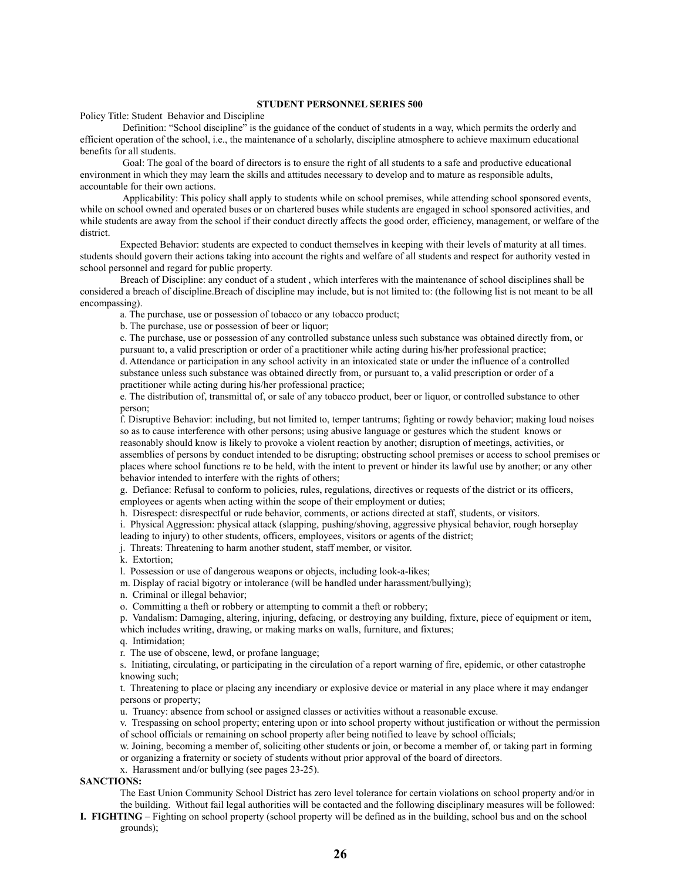**STUDENT PERSONNEL SERIES 500**

Policy Title: Student Behavior and Discipline

Definition: "School discipline" is the guidance of the conduct of students in a way, which permits the orderly and efficient operation of the school, i.e., the maintenance of a scholarly, discipline atmosphere to achieve maximum educational benefits for all students.

Goal: The goal of the board of directors is to ensure the right of all students to a safe and productive educational environment in which they may learn the skills and attitudes necessary to develop and to mature as responsible adults, accountable for their own actions.

Applicability: This policy shall apply to students while on school premises, while attending school sponsored events, while on school owned and operated buses or on chartered buses while students are engaged in school sponsored activities, and while students are away from the school if their conduct directly affects the good order, efficiency, management, or welfare of the district.

Expected Behavior: students are expected to conduct themselves in keeping with their levels of maturity at all times. students should govern their actions taking into account the rights and welfare of all students and respect for authority vested in school personnel and regard for public property.

Breach of Discipline: any conduct of a student , which interferes with the maintenance of school disciplines shall be considered a breach of discipline.Breach of discipline may include, but is not limited to: (the following list is not meant to be all encompassing).

a. The purchase, use or possession of tobacco or any tobacco product;

b. The purchase, use or possession of beer or liquor;

c. The purchase, use or possession of any controlled substance unless such substance was obtained directly from, or pursuant to, a valid prescription or order of a practitioner while acting during his/her professional practice;

d. Attendance or participation in any school activity in an intoxicated state or under the influence of a controlled substance unless such substance was obtained directly from, or pursuant to, a valid prescription or order of a practitioner while acting during his/her professional practice;

e. The distribution of, transmittal of, or sale of any tobacco product, beer or liquor, or controlled substance to other person;

f. Disruptive Behavior: including, but not limited to, temper tantrums; fighting or rowdy behavior; making loud noises so as to cause interference with other persons; using abusive language or gestures which the student knows or reasonably should know is likely to provoke a violent reaction by another; disruption of meetings, activities, or assemblies of persons by conduct intended to be disrupting; obstructing school premises or access to school premises or places where school functions re to be held, with the intent to prevent or hinder its lawful use by another; or any other behavior intended to interfere with the rights of others;

g. Defiance: Refusal to conform to policies, rules, regulations, directives or requests of the district or its officers, employees or agents when acting within the scope of their employment or duties;

h. Disrespect: disrespectful or rude behavior, comments, or actions directed at staff, students, or visitors.

i. Physical Aggression: physical attack (slapping, pushing/shoving, aggressive physical behavior, rough horseplay leading to injury) to other students, officers, employees, visitors or agents of the district;

j. Threats: Threatening to harm another student, staff member, or visitor.

k. Extortion;

l. Possession or use of dangerous weapons or objects, including look-a-likes;

m. Display of racial bigotry or intolerance (will be handled under harassment/bullying);

n. Criminal or illegal behavior;

o. Committing a theft or robbery or attempting to commit a theft or robbery;

p. Vandalism: Damaging, altering, injuring, defacing, or destroying any building, fixture, piece of equipment or item, which includes writing, drawing, or making marks on walls, furniture, and fixtures;

q. Intimidation;

r. The use of obscene, lewd, or profane language;

s. Initiating, circulating, or participating in the circulation of a report warning of fire, epidemic, or other catastrophe knowing such;

t. Threatening to place or placing any incendiary or explosive device or material in any place where it may endanger persons or property;

u. Truancy: absence from school or assigned classes or activities without a reasonable excuse.

v. Trespassing on school property; entering upon or into school property without justification or without the permission of school officials or remaining on school property after being notified to leave by school officials;

w. Joining, becoming a member of, soliciting other students or join, or become a member of, or taking part in forming or organizing a fraternity or society of students without prior approval of the board of directors.

x. Harassment and/or bullying (see pages 23-25).

**SANCTIONS:**

The East Union Community School District has zero level tolerance for certain violations on school property and/or in the building. Without fail legal authorities will be contacted and the following disciplinary measures will be followed:

**I. FIGHTING** – Fighting on school property (school property will be defined as in the building, school bus and on the school grounds);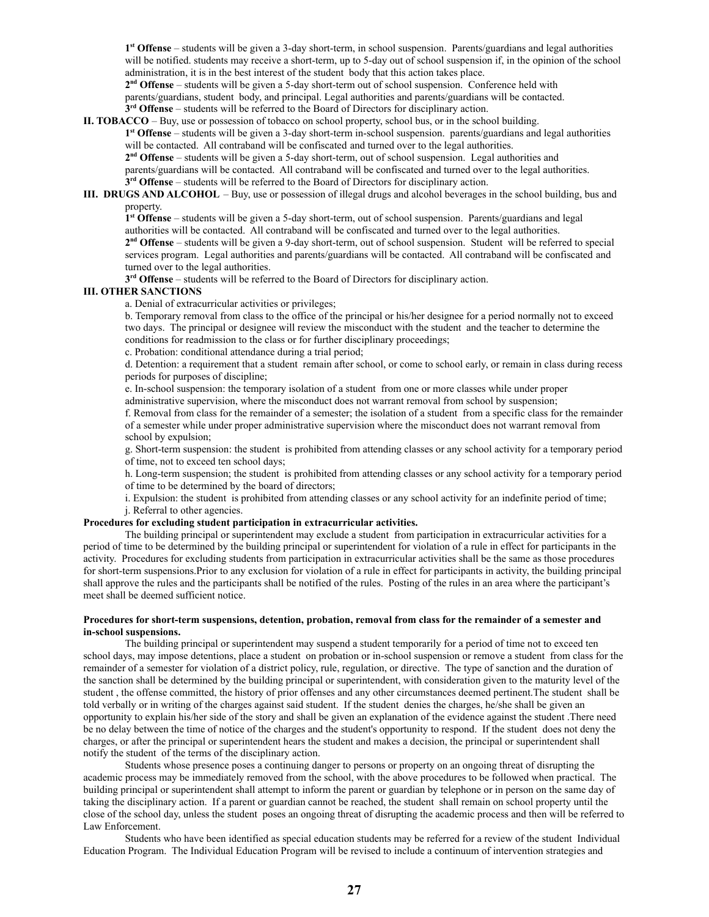**1st Offense** – students will be given a 3-day short-term, in school suspension. Parents/guardians and legal authorities will be notified. students may receive a short-term, up to 5-day out of school suspension if, in the opinion of the school administration, it is in the best interest of the student body that this action takes place.

**2nd Offense** – students will be given a 5-day short-term out of school suspension. Conference held with parents/guardians, student body, and principal. Legal authorities and parents/guardians will be contacted.

**3rd Offense** – students will be referred to the Board of Directors for disciplinary action.

**II. TOBACCO** – Buy, use or possession of tobacco on school property, school bus, or in the school building.

**1st Offense** – students will be given a 3-day short-term in-school suspension. parents/guardians and legal authorities will be contacted. All contraband will be confiscated and turned over to the legal authorities.

**2nd Offense** – students will be given a 5-day short-term, out of school suspension. Legal authorities and parents/guardians will be contacted. All contraband will be confiscated and turned over to the legal authorities.

**3rd Offense** – students will be referred to the Board of Directors for disciplinary action.

**III. DRUGS AND ALCOHOL** – Buy, use or possession of illegal drugs and alcohol beverages in the school building, bus and property.

**1st Offense** – students will be given a 5-day short-term, out of school suspension. Parents/guardians and legal authorities will be contacted. All contraband will be confiscated and turned over to the legal authorities.

**2nd Offense** – students will be given a 9-day short-term, out of school suspension. Student will be referred to special services program. Legal authorities and parents/guardians will be contacted. All contraband will be confiscated and turned over to the legal authorities.

**3rd Offense** – students will be referred to the Board of Directors for disciplinary action.

**III. OTHER SANCTIONS**

a. Denial of extracurricular activities or privileges;

b. Temporary removal from class to the office of the principal or his/her designee for a period normally not to exceed two days. The principal or designee will review the misconduct with the student and the teacher to determine the conditions for readmission to the class or for further disciplinary proceedings;

c. Probation: conditional attendance during a trial period;

d. Detention: a requirement that a student remain after school, or come to school early, or remain in class during recess periods for purposes of discipline;

e. In-school suspension: the temporary isolation of a student from one or more classes while under proper administrative supervision, where the misconduct does not warrant removal from school by suspension;

f. Removal from class for the remainder of a semester; the isolation of a student from a specific class for the remainder of a semester while under proper administrative supervision where the misconduct does not warrant removal from school by expulsion;

g. Short-term suspension: the student is prohibited from attending classes or any school activity for a temporary period of time, not to exceed ten school days;

h. Long-term suspension; the student is prohibited from attending classes or any school activity for a temporary period of time to be determined by the board of directors;

i. Expulsion: the student is prohibited from attending classes or any school activity for an indefinite period of time;

j. Referral to other agencies.

**Procedures for excluding student participation in extracurricular activities.**

The building principal or superintendent may exclude a student from participation in extracurricular activities for a period of time to be determined by the building principal or superintendent for violation of a rule in effect for participants in the activity. Procedures for excluding students from participation in extracurricular activities shall be the same as those procedures for short-term suspensions.Prior to any exclusion for violation of a rule in effect for participants in activity, the building principal shall approve the rules and the participants shall be notified of the rules. Posting of the rules in an area where the participant's meet shall be deemed sufficient notice.

**Procedures for short-term suspensions, detention, probation, removal from class for the remainder of a semester and in-school suspensions.**

The building principal or superintendent may suspend a student temporarily for a period of time not to exceed ten school days, may impose detentions, place a student on probation or in-school suspension or remove a student from class for the remainder of a semester for violation of a district policy, rule, regulation, or directive. The type of sanction and the duration of the sanction shall be determined by the building principal or superintendent, with consideration given to the maturity level of the student , the offense committed, the history of prior offenses and any other circumstances deemed pertinent.The student shall be told verbally or in writing of the charges against said student. If the student denies the charges, he/she shall be given an opportunity to explain his/her side of the story and shall be given an explanation of the evidence against the student .There need be no delay between the time of notice of the charges and the student's opportunity to respond. If the student does not deny the charges, or after the principal or superintendent hears the student and makes a decision, the principal or superintendent shall notify the student of the terms of the disciplinary action.

Students whose presence poses a continuing danger to persons or property on an ongoing threat of disrupting the academic process may be immediately removed from the school, with the above procedures to be followed when practical. The building principal or superintendent shall attempt to inform the parent or guardian by telephone or in person on the same day of taking the disciplinary action. If a parent or guardian cannot be reached, the student shall remain on school property until the close of the school day, unless the student poses an ongoing threat of disrupting the academic process and then will be referred to Law Enforcement.

Students who have been identified as special education students may be referred for a review of the student Individual Education Program. The Individual Education Program will be revised to include a continuum of intervention strategies and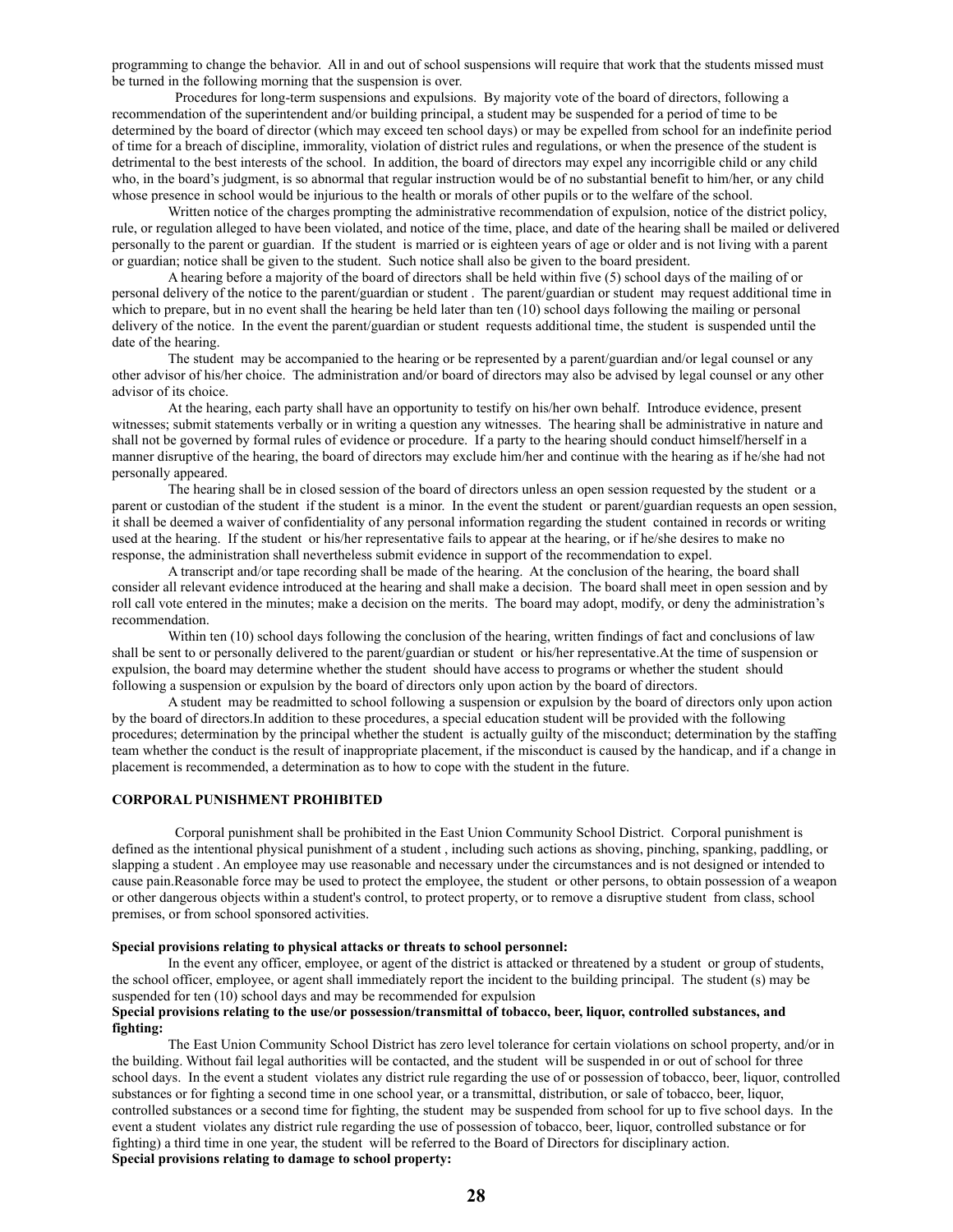programming to change the behavior. All in and out of school suspensions will require that work that the students missed must be turned in the following morning that the suspension is over.

Procedures for long-term suspensions and expulsions. By majority vote of the board of directors, following a recommendation of the superintendent and/or building principal, a student may be suspended for a period of time to be determined by the board of director (which may exceed ten school days) or may be expelled from school for an indefinite period of time for a breach of discipline, immorality, violation of district rules and regulations, or when the presence of the student is detrimental to the best interests of the school. In addition, the board of directors may expel any incorrigible child or any child who, in the board's judgment, is so abnormal that regular instruction would be of no substantial benefit to him/her, or any child whose presence in school would be injurious to the health or morals of other pupils or to the welfare of the school.

Written notice of the charges prompting the administrative recommendation of expulsion, notice of the district policy, rule, or regulation alleged to have been violated, and notice of the time, place, and date of the hearing shall be mailed or delivered personally to the parent or guardian. If the student is married or is eighteen years of age or older and is not living with a parent or guardian; notice shall be given to the student. Such notice shall also be given to the board president.

A hearing before a majority of the board of directors shall be held within five (5) school days of the mailing of or personal delivery of the notice to the parent/guardian or student . The parent/guardian or student may request additional time in which to prepare, but in no event shall the hearing be held later than ten (10) school days following the mailing or personal delivery of the notice. In the event the parent/guardian or student requests additional time, the student is suspended until the date of the hearing.

The student may be accompanied to the hearing or be represented by a parent/guardian and/or legal counsel or any other advisor of his/her choice. The administration and/or board of directors may also be advised by legal counsel or any other advisor of its choice.

At the hearing, each party shall have an opportunity to testify on his/her own behalf. Introduce evidence, present witnesses; submit statements verbally or in writing a question any witnesses. The hearing shall be administrative in nature and shall not be governed by formal rules of evidence or procedure. If a party to the hearing should conduct himself/herself in a manner disruptive of the hearing, the board of directors may exclude him/her and continue with the hearing as if he/she had not personally appeared.

The hearing shall be in closed session of the board of directors unless an open session requested by the student or a parent or custodian of the student if the student is a minor. In the event the student or parent/guardian requests an open session, it shall be deemed a waiver of confidentiality of any personal information regarding the student contained in records or writing used at the hearing. If the student or his/her representative fails to appear at the hearing, or if he/she desires to make no response, the administration shall nevertheless submit evidence in support of the recommendation to expel.

A transcript and/or tape recording shall be made of the hearing. At the conclusion of the hearing, the board shall consider all relevant evidence introduced at the hearing and shall make a decision. The board shall meet in open session and by roll call vote entered in the minutes; make a decision on the merits. The board may adopt, modify, or deny the administration's recommendation.

Within ten (10) school days following the conclusion of the hearing, written findings of fact and conclusions of law shall be sent to or personally delivered to the parent/guardian or student or his/her representative.At the time of suspension or expulsion, the board may determine whether the student should have access to programs or whether the student should following a suspension or expulsion by the board of directors only upon action by the board of directors.

A student may be readmitted to school following a suspension or expulsion by the board of directors only upon action by the board of directors.In addition to these procedures, a special education student will be provided with the following procedures; determination by the principal whether the student is actually guilty of the misconduct; determination by the staffing team whether the conduct is the result of inappropriate placement, if the misconduct is caused by the handicap, and if a change in placement is recommended, a determination as to how to cope with the student in the future.

**CORPORAL PUNISHMENT PROHIBITED**

Corporal punishment shall be prohibited in the East Union Community School District. Corporal punishment is defined as the intentional physical punishment of a student , including such actions as shoving, pinching, spanking, paddling, or slapping a student . An employee may use reasonable and necessary under the circumstances and is not designed or intended to cause pain.Reasonable force may be used to protect the employee, the student or other persons, to obtain possession of a weapon or other dangerous objects within a student's control, to protect property, or to remove a disruptive student from class, school premises, or from school sponsored activities.

**Special provisions relating to physical attacks or threats to school personnel:**

In the event any officer, employee, or agent of the district is attacked or threatened by a student or group of students, the school officer, employee, or agent shall immediately report the incident to the building principal. The student (s) may be suspended for ten (10) school days and may be recommended for expulsion

**Special provisions relating to the use/or possession/transmittal of tobacco, beer, liquor, controlled substances, and fighting:**

The East Union Community School District has zero level tolerance for certain violations on school property, and/or in the building. Without fail legal authorities will be contacted, and the student will be suspended in or out of school for three school days. In the event a student violates any district rule regarding the use of or possession of tobacco, beer, liquor, controlled substances or for fighting a second time in one school year, or a transmittal, distribution, or sale of tobacco, beer, liquor, controlled substances or a second time for fighting, the student may be suspended from school for up to five school days. In the event a student violates any district rule regarding the use of possession of tobacco, beer, liquor, controlled substance or for fighting) a third time in one year, the student will be referred to the Board of Directors for disciplinary action.

**Special provisions relating to damage to school property:**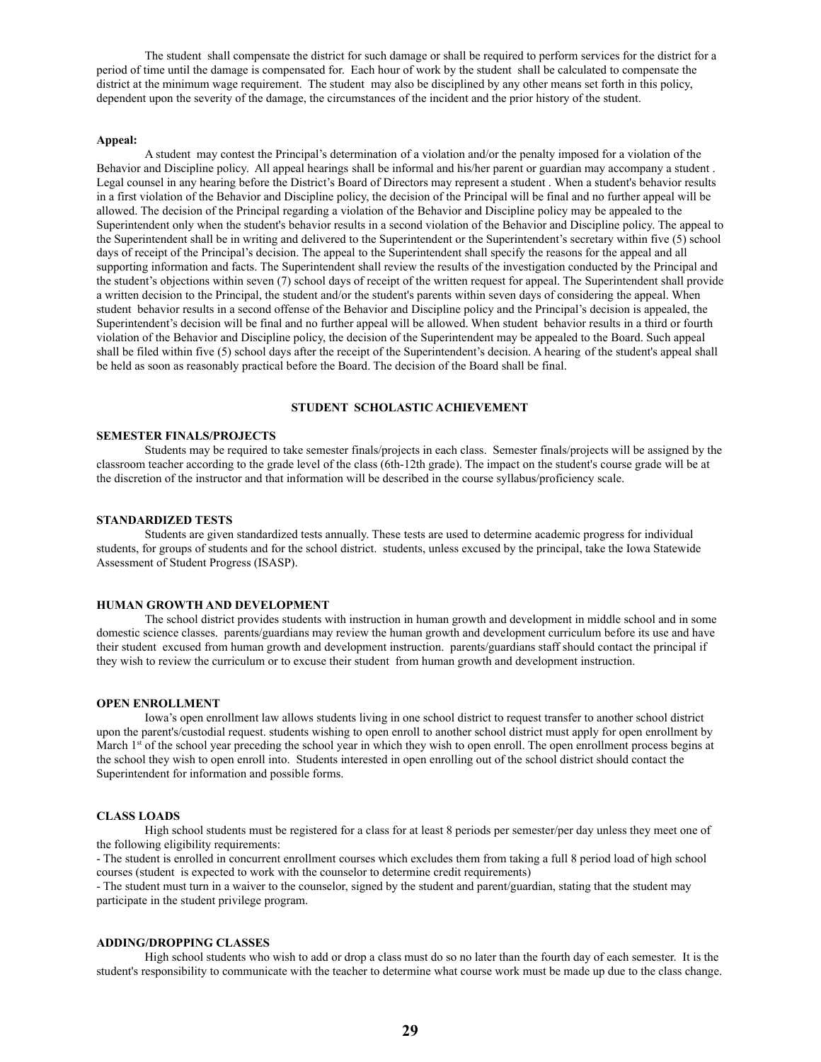The student shall compensate the district for such damage or shall be required to perform services for the district for a period of time until the damage is compensated for. Each hour of work by the student shall be calculated to compensate the district at the minimum wage requirement. The student may also be disciplined by any other means set forth in this policy, dependent upon the severity of the damage, the circumstances of the incident and the prior history of the student.

**Appeal:**

A student may contest the Principal's determination of a violation and/or the penalty imposed for a violation of the Behavior and Discipline policy. All appeal hearings shall be informal and his/her parent or guardian may accompany a student . Legal counsel in any hearing before the District's Board of Directors may represent a student . When a student's behavior results in a first violation of the Behavior and Discipline policy, the decision of the Principal will be final and no further appeal will be allowed. The decision of the Principal regarding a violation of the Behavior and Discipline policy may be appealed to the Superintendent only when the student's behavior results in a second violation of the Behavior and Discipline policy. The appeal to the Superintendent shall be in writing and delivered to the Superintendent or the Superintendent's secretary within five (5) school days of receipt of the Principal's decision. The appeal to the Superintendent shall specify the reasons for the appeal and all supporting information and facts. The Superintendent shall review the results of the investigation conducted by the Principal and the student's objections within seven (7) school days of receipt of the written request for appeal. The Superintendent shall provide a written decision to the Principal, the student and/or the student's parents within seven days of considering the appeal. When student behavior results in a second offense of the Behavior and Discipline policy and the Principal's decision is appealed, the Superintendent's decision will be final and no further appeal will be allowed. When student behavior results in a third or fourth violation of the Behavior and Discipline policy, the decision of the Superintendent may be appealed to the Board. Such appeal shall be filed within five (5) school days after the receipt of the Superintendent's decision. A hearing of the student's appeal shall be held as soon as reasonably practical before the Board. The decision of the Board shall be final.

## STUDENT SCHOLASTIC ACHIEVEMENT

### SEMESTER FINALS/PROJECTS

Students may be required to take semester finals/projects in each class. Semester finals/projects will be assigned by the classroom teacher according to the grade level of the class (6th-12th grade). The impact on the student's course grade will be at the discretion of the instructor and that information will be described in the course syllabus/proficiency scale.

### STANDARDIZED TESTS

Students are given standardized tests annually. These tests are used to determine academic progress for individual students, for groups of students and for the school district. students, unless excused by the principal, take the Iowa Statewide Assessment of Student Progress (ISASP).

### HUMAN GROWTH AND DEVELOPMENT

The school district provides students with instruction in human growth and development in middle school and in some domestic science classes. parents/guardians may review the human growth and development curriculum before its use and have their student excused from human growth and development instruction. parents/guardians staff should contact the principal if they wish to review the curriculum or to excuse their student from human growth and development instruction.

### OPEN ENROLLMENT

Iowa's open enrollment law allows students living in one school district to request transfer to another school district upon the parent's/custodial request. students wishing to open enroll to another school district must apply for open enrollment by March 1st of the school year preceding the school year in which they wish to open enroll. The open enrollment process begins at the school they wish to open enroll into. Students interested in open enrolling out of the school district should contact the Superintendent for information and possible forms.

### CLASS LOADS

High school students must be registered for a class for at least 8 periods per semester/per day unless they meet one of the following eligibility requirements:

- The student is enrolled in concurrent enrollment courses which excludes them from taking a full 8 period load of high school courses (student is expected to work with the counselor to determine credit requirements)
- The student must turn in a waiver to the counselor, signed by the student and parent/guardian, stating that the student may participate in the student privilege program.

### ADDING/DROPPING CLASSES

High school students who wish to add or drop a class must do so no later than the fourth day of each semester. It is the student's responsibility to communicate with the teacher to determine what course work must be made up due to the class change.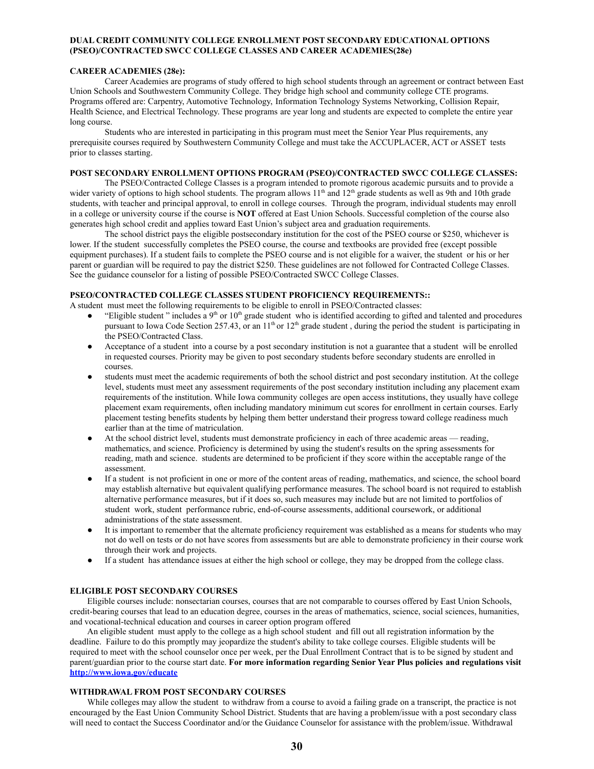**DUAL CREDIT COMMUNITY COLLEGE ENROLLMENT POST SECONDARY EDUCATIONAL OPTIONS (PSEO)/CONTRACTED SWCC COLLEGE CLASSES AND CAREER ACADEMIES(28e)**

**CAREER ACADEMIES (28e):**

Career Academies are programs of study offered to high school students through an agreement or contract between East Union Schools and Southwestern Community College. They bridge high school and community college CTE programs. Programs offered are: Carpentry, Automotive Technology, Information Technology Systems Networking, Collision Repair, Health Science, and Electrical Technology. These programs are year long and students are expected to complete the entire year long course.

Students who are interested in participating in this program must meet the Senior Year Plus requirements, any prerequisite courses required by Southwestern Community College and must take the ACCUPLACER, ACT or ASSET tests prior to classes starting.

**POST SECONDARY ENROLLMENT OPTIONS PROGRAM (PSEO)/CONTRACTED SWCC COLLEGE CLASSES:**

The PSEO/Contracted College Classes is a program intended to promote rigorous academic pursuits and to provide a wider variety of options to high school students. The program allows 11th and 12th grade students as well as 9th and 10th grade students, with teacher and principal approval, to enroll in college courses. Through the program, individual students may enroll in a college or university course if the course is **NOT** offered at East Union Schools. Successful completion of the course also generates high school credit and applies toward East Union's subject area and graduation requirements.

The school district pays the eligible postsecondary institution for the cost of the PSEO course or $250, whichever is lower. If the student successfully completes the PSEO course, the course and textbooks are provided free (except possible equipment purchases). If a student fails to complete the PSEO course and is not eligible for a waiver, the student or his or her parent or guardian will be required to pay the district $250. These guidelines are not followed for Contracted College Classes. See the guidance counselor for a listing of possible PSEO/Contracted SWCC College Classes.

**PSEO/CONTRACTED COLLEGE CLASSES STUDENT PROFICIENCY REQUIREMENTS::**

A student must meet the following requirements to be eligible to enroll in PSEO/Contracted classes:

- "Eligible student " includes a 9th or 10th grade student who is identified according to gifted and talented and procedures pursuant to Iowa Code Section 257.43, or an 11th or 12th grade student , during the period the student is participating in the PSEO/Contracted Class.
- Acceptance of a student into a course by a post secondary institution is not a guarantee that a student will be enrolled in requested courses. Priority may be given to post secondary students before secondary students are enrolled in courses.
- students must meet the academic requirements of both the school district and post secondary institution. At the college level, students must meet any assessment requirements of the post secondary institution including any placement exam requirements of the institution. While Iowa community colleges are open access institutions, they usually have college placement exam requirements, often including mandatory minimum cut scores for enrollment in certain courses. Early placement testing benefits students by helping them better understand their progress toward college readiness much earlier than at the time of matriculation.
- At the school district level, students must demonstrate proficiency in each of three academic areas — reading, mathematics, and science. Proficiency is determined by using the student's results on the spring assessments for reading, math and science. students are determined to be proficient if they score within the acceptable range of the assessment.
- If a student is not proficient in one or more of the content areas of reading, mathematics, and science, the school board may establish alternative but equivalent qualifying performance measures. The school board is not required to establish alternative performance measures, but if it does so, such measures may include but are not limited to portfolios of student work, student performance rubric, end-of-course assessments, additional coursework, or additional administrations of the state assessment.
- It is important to remember that the alternate proficiency requirement was established as a means for students who may not do well on tests or do not have scores from assessments but are able to demonstrate proficiency in their course work through their work and projects.
- If a student has attendance issues at either the high school or college, they may be dropped from the college class.

**ELIGIBLE POST SECONDARY COURSES**

Eligible courses include: nonsectarian courses, courses that are not comparable to courses offered by East Union Schools, credit-bearing courses that lead to an education degree, courses in the areas of mathematics, science, social sciences, humanities, and vocational-technical education and courses in career option program offered

An eligible student must apply to the college as a high school student and fill out all registration information by the deadline. Failure to do this promptly may jeopardize the student's ability to take college courses. Eligible students will be required to meet with the school counselor once per week, per the Dual Enrollment Contract that is to be signed by student and parent/guardian prior to the course start date. **For more information regarding Senior Year Plus policies and regulations visit [http://www.iowa.gov/educate](http://www.iowa.gov/educate)**

**WITHDRAWAL FROM POST SECONDARY COURSES**

While colleges may allow the student to withdraw from a course to avoid a failing grade on a transcript, the practice is not encouraged by the East Union Community School District. Students that are having a problem/issue with a post secondary class will need to contact the Success Coordinator and/or the Guidance Counselor for assistance with the problem/issue. Withdrawal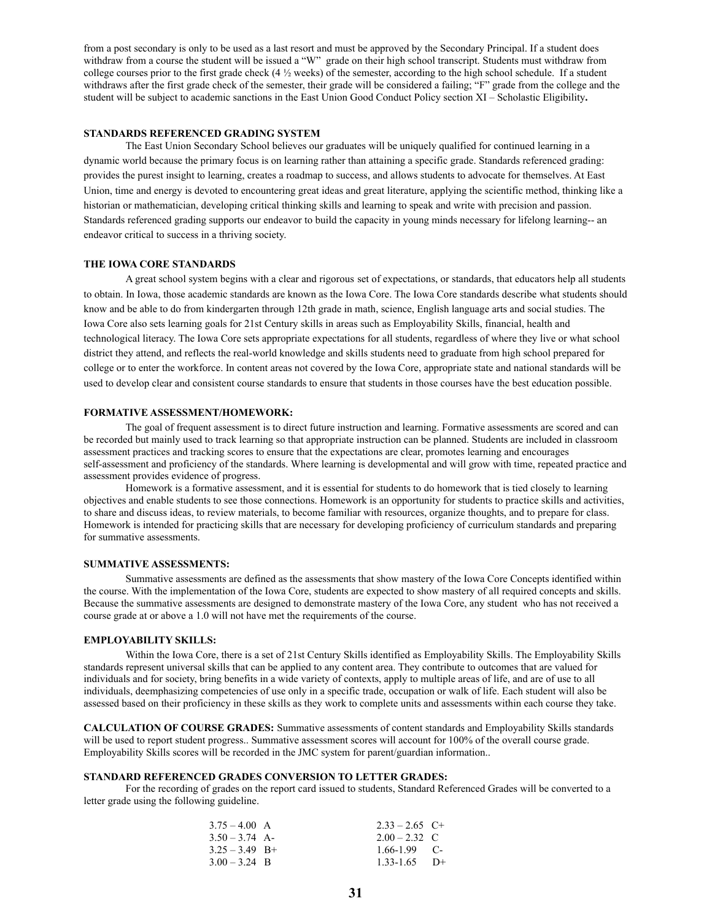from a post secondary is only to be used as a last resort and must be approved by the Secondary Principal. If a student does withdraw from a course the student will be issued a "W" grade on their high school transcript. Students must withdraw from college courses prior to the first grade check (4 ½ weeks) of the semester, according to the high school schedule. If a student withdraws after the first grade check of the semester, their grade will be considered a failing; "F" grade from the college and the student will be subject to academic sanctions in the East Union Good Conduct Policy section XI – Scholastic Eligibility**.**

**STANDARDS REFERENCED GRADING SYSTEM**

The East Union Secondary School believes our graduates will be uniquely qualified for continued learning in a dynamic world because the primary focus is on learning rather than attaining a specific grade. Standards referenced grading: provides the purest insight to learning, creates a roadmap to success, and allows students to advocate for themselves. At East Union, time and energy is devoted to encountering great ideas and great literature, applying the scientific method, thinking like a historian or mathematician, developing critical thinking skills and learning to speak and write with precision and passion. Standards referenced grading supports our endeavor to build the capacity in young minds necessary for lifelong learning-- an endeavor critical to success in a thriving society.

**THE IOWA CORE STANDARDS**

A great school system begins with a clear and rigorous set of expectations, or standards, that educators help all students to obtain. In Iowa, those academic standards are known as the Iowa Core. The Iowa Core standards describe what students should know and be able to do from kindergarten through 12th grade in math, science, English language arts and social studies. The Iowa Core also sets learning goals for 21st Century skills in areas such as Employability Skills, financial, health and technological literacy. The Iowa Core sets appropriate expectations for all students, regardless of where they live or what school district they attend, and reflects the real-world knowledge and skills students need to graduate from high school prepared for college or to enter the workforce. In content areas not covered by the Iowa Core, appropriate state and national standards will be used to develop clear and consistent course standards to ensure that students in those courses have the best education possible.

**FORMATIVE ASSESSMENT/HOMEWORK:**

The goal of frequent assessment is to direct future instruction and learning. Formative assessments are scored and can be recorded but mainly used to track learning so that appropriate instruction can be planned. Students are included in classroom assessment practices and tracking scores to ensure that the expectations are clear, promotes learning and encourages self-assessment and proficiency of the standards. Where learning is developmental and will grow with time, repeated practice and assessment provides evidence of progress.

Homework is a formative assessment, and it is essential for students to do homework that is tied closely to learning objectives and enable students to see those connections. Homework is an opportunity for students to practice skills and activities, to share and discuss ideas, to review materials, to become familiar with resources, organize thoughts, and to prepare for class. Homework is intended for practicing skills that are necessary for developing proficiency of curriculum standards and preparing for summative assessments.

**SUMMATIVE ASSESSMENTS:**

Summative assessments are defined as the assessments that show mastery of the Iowa Core Concepts identified within the course. With the implementation of the Iowa Core, students are expected to show mastery of all required concepts and skills. Because the summative assessments are designed to demonstrate mastery of the Iowa Core, any student who has not received a course grade at or above a 1.0 will not have met the requirements of the course.

**EMPLOYABILITY SKILLS:**

Within the Iowa Core, there is a set of 21st Century Skills identified as Employability Skills. The Employability Skills standards represent universal skills that can be applied to any content area. They contribute to outcomes that are valued for individuals and for society, bring benefits in a wide variety of contexts, apply to multiple areas of life, and are of use to all individuals, deemphasizing competencies of use only in a specific trade, occupation or walk of life. Each student will also be assessed based on their proficiency in these skills as they work to complete units and assessments within each course they take.

**CALCULATION OF COURSE GRADES:** Summative assessments of content standards and Employability Skills standards will be used to report student progress.. Summative assessment scores will account for 100% of the overall course grade. Employability Skills scores will be recorded in the JMC system for parent/guardian information..

**STANDARD REFERENCED GRADES CONVERSION TO LETTER GRADES:**

For the recording of grades on the report card issued to students, Standard Referenced Grades will be converted to a letter grade using the following guideline.

| | | | |
|---|---|---|---|
| 3.75 – 4.00 | A | 2.33 – 2.65 | C+ |
| 3.50 – 3.74 | A- | 2.00 – 2.32 | C |
| 3.25 – 3.49 | B+ | 1.66-1.99 | C- |
| 3.00 – 3.24 | B | 1.33-1.65 | D+ |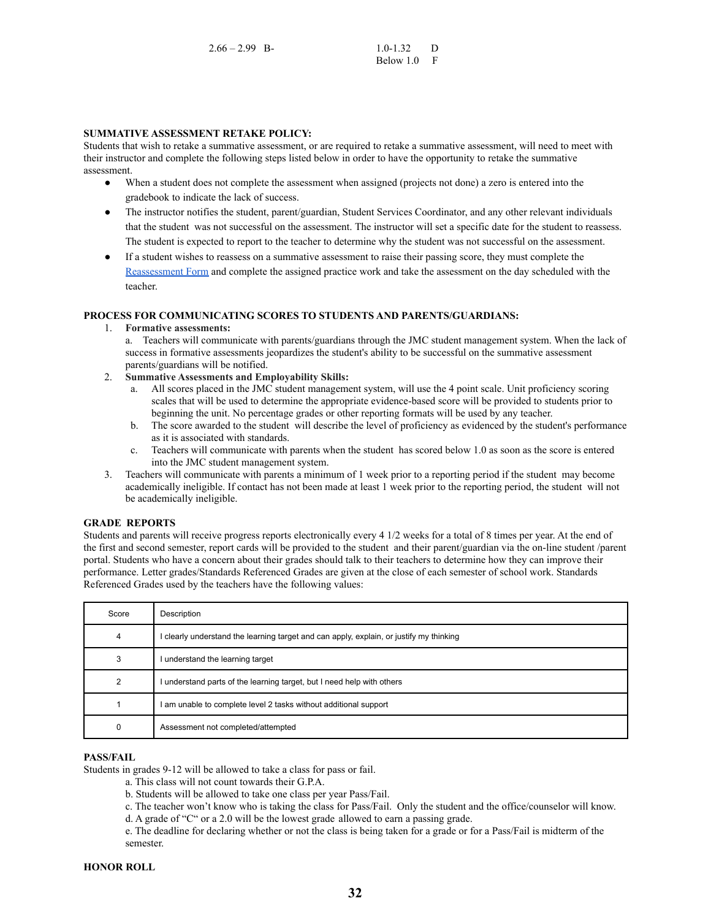2.66 – 2.99 B-

1.0-1.32 D
Below 1.0 F

**SUMMATIVE ASSESSMENT RETAKE POLICY:**
Students that wish to retake a summative assessment, or are required to retake a summative assessment, will need to meet with their instructor and complete the following steps listed below in order to have the opportunity to retake the summative assessment.

- When a student does not complete the assessment when assigned (projects not done) a zero is entered into the gradebook to indicate the lack of success.
- The instructor notifies the student, parent/guardian, Student Services Coordinator, and any other relevant individuals that the student was not successful on the assessment. The instructor will set a specific date for the student to reassess. The student is expected to report to the teacher to determine why the student was not successful on the assessment.
- If a student wishes to reassess on a summative assessment to raise their passing score, they must complete the Reassessment Form and complete the assigned practice work and take the assessment on the day scheduled with the teacher.

**PROCESS FOR COMMUNICATING SCORES TO STUDENTS AND PARENTS/GUARDIANS:**

1. **Formative assessments:**
   a. Teachers will communicate with parents/guardians through the JMC student management system. When the lack of success in formative assessments jeopardizes the student's ability to be successful on the summative assessment parents/guardians will be notified.
2. **Summative Assessments and Employability Skills:**
   a. All scores placed in the JMC student management system, will use the 4 point scale. Unit proficiency scoring scales that will be used to determine the appropriate evidence-based score will be provided to students prior to beginning the unit. No percentage grades or other reporting formats will be used by any teacher.
   b. The score awarded to the student will describe the level of proficiency as evidenced by the student's performance as it is associated with standards.
   c. Teachers will communicate with parents when the student has scored below 1.0 as soon as the score is entered into the JMC student management system.
3. Teachers will communicate with parents a minimum of 1 week prior to a reporting period if the student may become academically ineligible. If contact has not been made at least 1 week prior to the reporting period, the student will not be academically ineligible.

**GRADE REPORTS**
Students and parents will receive progress reports electronically every 4 1/2 weeks for a total of 8 times per year. At the end of the first and second semester, report cards will be provided to the student and their parent/guardian via the on-line student /parent portal. Students who have a concern about their grades should talk to their teachers to determine how they can improve their performance. Letter grades/Standards Referenced Grades are given at the close of each semester of school work. Standards Referenced Grades used by the teachers have the following values:

| Score | Description |
|---|---|
| 4 | I clearly understand the learning target and can apply, explain, or justify my thinking |
| 3 | I understand the learning target |
| 2 | I understand parts of the learning target, but I need help with others |
| 1 | I am unable to complete level 2 tasks without additional support |
| 0 | Assessment not completed/attempted |

**PASS/FAIL**
Students in grades 9-12 will be allowed to take a class for pass or fail.

a. This class will not count towards their G.P.A.
b. Students will be allowed to take one class per year Pass/Fail.
c. The teacher won't know who is taking the class for Pass/Fail. Only the student and the office/counselor will know.
d. A grade of "C" or a 2.0 will be the lowest grade allowed to earn a passing grade.
e. The deadline for declaring whether or not the class is being taken for a grade or for a Pass/Fail is midterm of the semester.

**HONOR ROLL**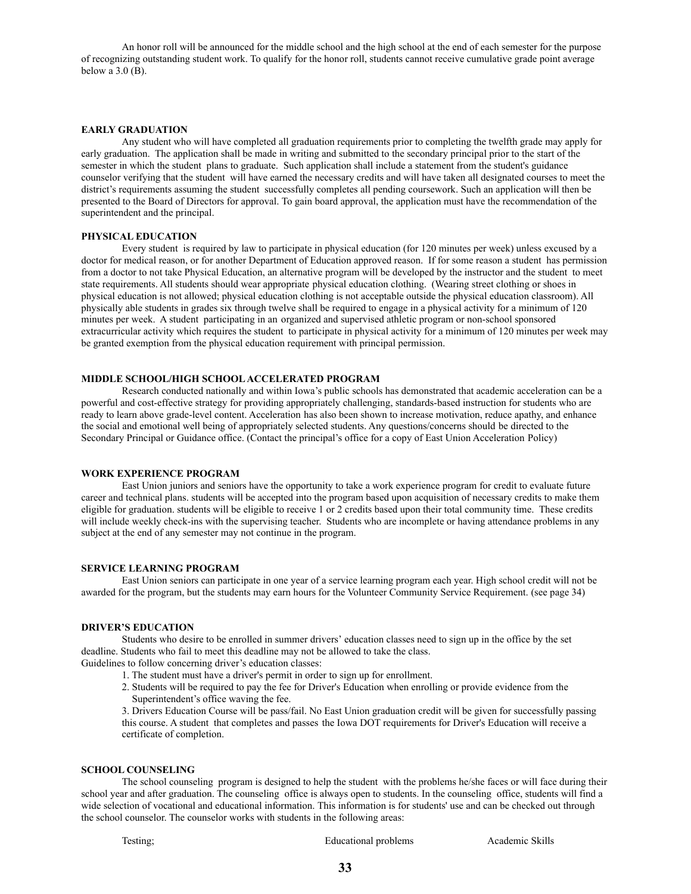An honor roll will be announced for the middle school and the high school at the end of each semester for the purpose of recognizing outstanding student work. To qualify for the honor roll, students cannot receive cumulative grade point average below a 3.0 (B).

**EARLY GRADUATION**

Any student who will have completed all graduation requirements prior to completing the twelfth grade may apply for early graduation. The application shall be made in writing and submitted to the secondary principal prior to the start of the semester in which the student plans to graduate. Such application shall include a statement from the student's guidance counselor verifying that the student will have earned the necessary credits and will have taken all designated courses to meet the district's requirements assuming the student successfully completes all pending coursework. Such an application will then be presented to the Board of Directors for approval. To gain board approval, the application must have the recommendation of the superintendent and the principal.

**PHYSICAL EDUCATION**

Every student is required by law to participate in physical education (for 120 minutes per week) unless excused by a doctor for medical reason, or for another Department of Education approved reason. If for some reason a student has permission from a doctor to not take Physical Education, an alternative program will be developed by the instructor and the student to meet state requirements. All students should wear appropriate physical education clothing. (Wearing street clothing or shoes in physical education is not allowed; physical education clothing is not acceptable outside the physical education classroom). All physically able students in grades six through twelve shall be required to engage in a physical activity for a minimum of 120 minutes per week. A student participating in an organized and supervised athletic program or non-school sponsored extracurricular activity which requires the student to participate in physical activity for a minimum of 120 minutes per week may be granted exemption from the physical education requirement with principal permission.

**MIDDLE SCHOOL/HIGH SCHOOL ACCELERATED PROGRAM**

Research conducted nationally and within Iowa's public schools has demonstrated that academic acceleration can be a powerful and cost-effective strategy for providing appropriately challenging, standards-based instruction for students who are ready to learn above grade-level content. Acceleration has also been shown to increase motivation, reduce apathy, and enhance the social and emotional well being of appropriately selected students. Any questions/concerns should be directed to the Secondary Principal or Guidance office. (Contact the principal's office for a copy of East Union Acceleration Policy)

**WORK EXPERIENCE PROGRAM**

East Union juniors and seniors have the opportunity to take a work experience program for credit to evaluate future career and technical plans. students will be accepted into the program based upon acquisition of necessary credits to make them eligible for graduation. students will be eligible to receive 1 or 2 credits based upon their total community time. These credits will include weekly check-ins with the supervising teacher. Students who are incomplete or having attendance problems in any subject at the end of any semester may not continue in the program.

**SERVICE LEARNING PROGRAM**

East Union seniors can participate in one year of a service learning program each year. High school credit will not be awarded for the program, but the students may earn hours for the Volunteer Community Service Requirement. (see page 34)

**DRIVER'S EDUCATION**

Students who desire to be enrolled in summer drivers' education classes need to sign up in the office by the set deadline. Students who fail to meet this deadline may not be allowed to take the class.

Guidelines to follow concerning driver's education classes:

1. The student must have a driver's permit in order to sign up for enrollment.
2. Students will be required to pay the fee for Driver's Education when enrolling or provide evidence from the Superintendent's office waving the fee.
3. Drivers Education Course will be pass/fail. No East Union graduation credit will be given for successfully passing this course. A student that completes and passes the Iowa DOT requirements for Driver's Education will receive a certificate of completion.

**SCHOOL COUNSELING**

The school counseling program is designed to help the student with the problems he/she faces or will face during their school year and after graduation. The counseling office is always open to students. In the counseling office, students will find a wide selection of vocational and educational information. This information is for students' use and can be checked out through the school counselor. The counselor works with students in the following areas:

Testing; Educational problems Academic Skills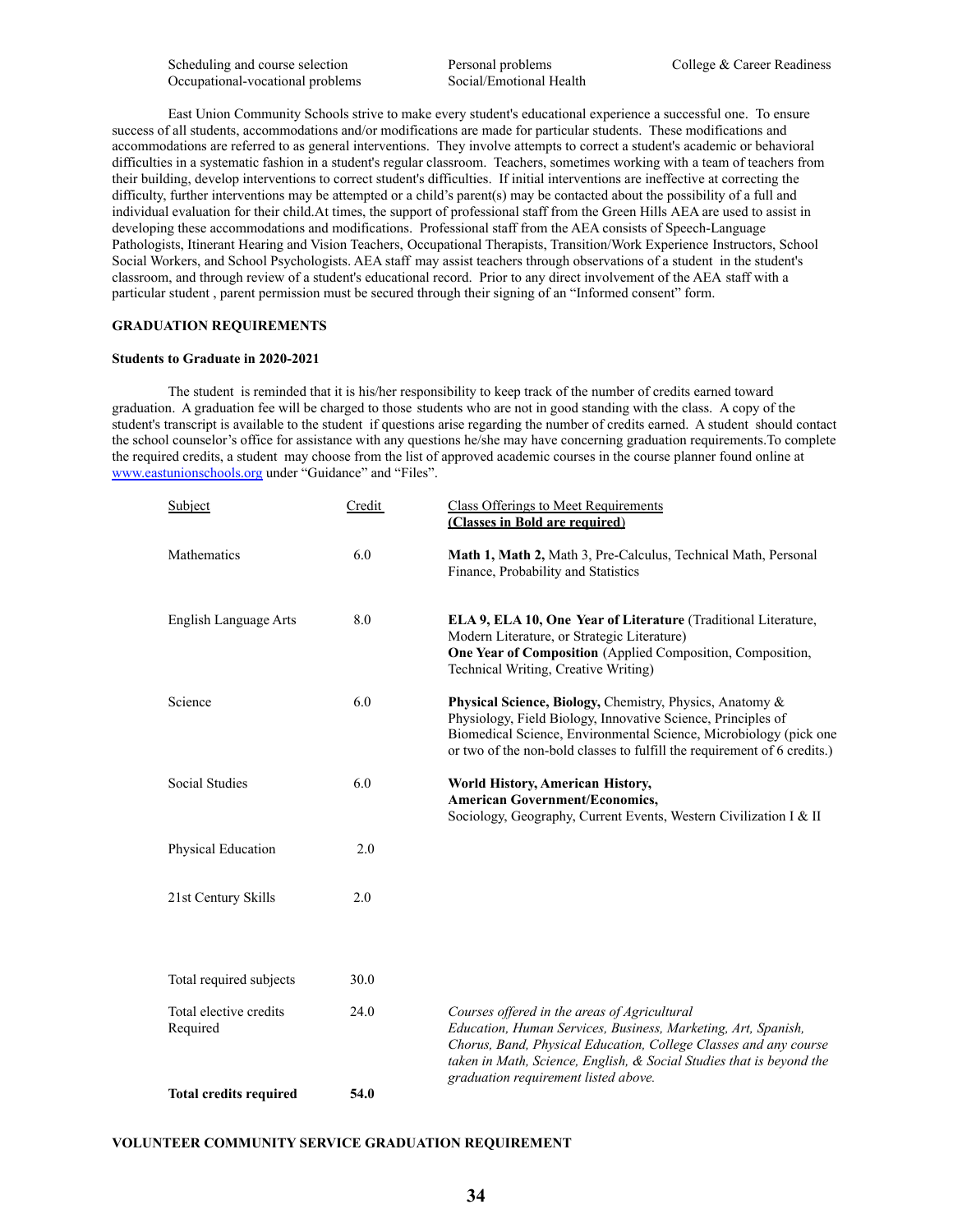| | | |
|---|---|---|
| Scheduling and course selection | Personal problems | College & Career Readiness |
| Occupational-vocational problems | Social/Emotional Health | |

East Union Community Schools strive to make every student's educational experience a successful one. To ensure success of all students, accommodations and/or modifications are made for particular students. These modifications and accommodations are referred to as general interventions. They involve attempts to correct a student's academic or behavioral difficulties in a systematic fashion in a student's regular classroom. Teachers, sometimes working with a team of teachers from their building, develop interventions to correct student's difficulties. If initial interventions are ineffective at correcting the difficulty, further interventions may be attempted or a child's parent(s) may be contacted about the possibility of a full and individual evaluation for their child.At times, the support of professional staff from the Green Hills AEA are used to assist in developing these accommodations and modifications. Professional staff from the AEA consists of Speech-Language Pathologists, Itinerant Hearing and Vision Teachers, Occupational Therapists, Transition/Work Experience Instructors, School Social Workers, and School Psychologists. AEA staff may assist teachers through observations of a student in the student's classroom, and through review of a student's educational record. Prior to any direct involvement of the AEA staff with a particular student , parent permission must be secured through their signing of an "Informed consent" form.

## GRADUATION REQUIREMENTS

### Students to Graduate in 2020-2021

The student is reminded that it is his/her responsibility to keep track of the number of credits earned toward graduation. A graduation fee will be charged to those students who are not in good standing with the class. A copy of the student's transcript is available to the student if questions arise regarding the number of credits earned. A student should contact the school counselor's office for assistance with any questions he/she may have concerning graduation requirements.To complete the required credits, a student may choose from the list of approved academic courses in the course planner found online at www.eastunionschools.org under "Guidance" and "Files".

| Subject | Credit | Class Offerings to Meet Requirements **(Classes in Bold are required)** |
|---|---|---|
| Mathematics | 6.0 | **Math 1, Math 2,** Math 3, Pre-Calculus, Technical Math, Personal Finance, Probability and Statistics |
| English Language Arts | 8.0 | **ELA 9, ELA 10, One Year of Literature** (Traditional Literature, Modern Literature, or Strategic Literature) **One Year of Composition** (Applied Composition, Composition, Technical Writing, Creative Writing) |
| Science | 6.0 | **Physical Science, Biology,** Chemistry, Physics, Anatomy & Physiology, Field Biology, Innovative Science, Principles of Biomedical Science, Environmental Science, Microbiology (pick one or two of the non-bold classes to fulfill the requirement of 6 credits.) |
| Social Studies | 6.0 | **World History, American History, American Government/Economics,** Sociology, Geography, Current Events, Western Civilization I & II |
| Physical Education | 2.0 | |
| 21st Century Skills | 2.0 | |
| Total required subjects | 30.0 | |
| Total elective credits Required | 24.0 | *Courses offered in the areas of Agricultural Education, Human Services, Business, Marketing, Art, Spanish, Chorus, Band, Physical Education, College Classes and any course taken in Math, Science, English, & Social Studies that is beyond the graduation requirement listed above.* |
| **Total credits required** | **54.0** | |

## VOLUNTEER COMMUNITY SERVICE GRADUATION REQUIREMENT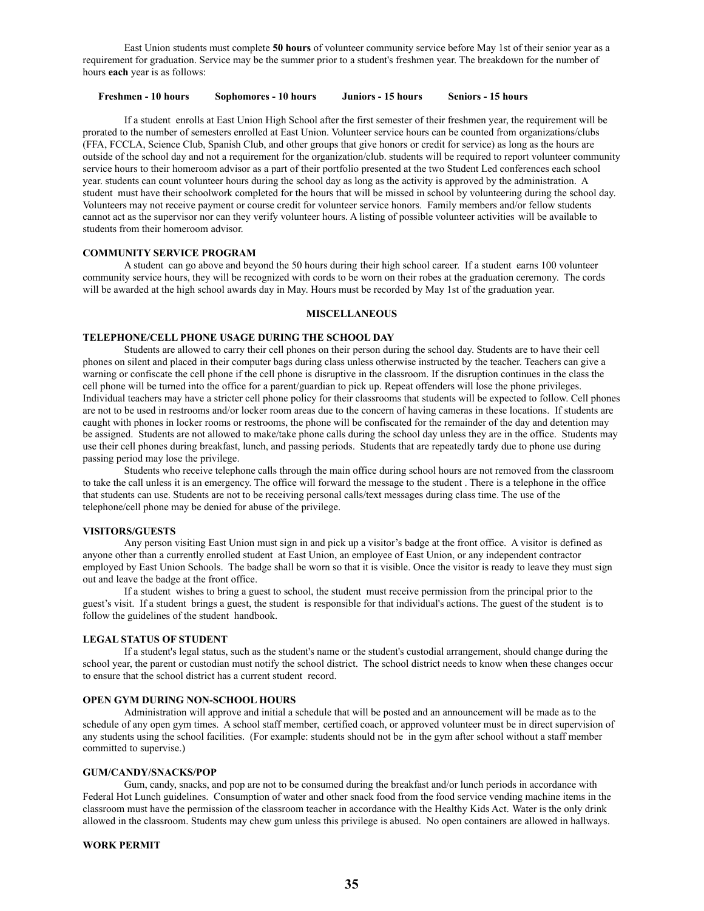East Union students must complete **50 hours** of volunteer community service before May 1st of their senior year as a requirement for graduation. Service may be the summer prior to a student's freshmen year. The breakdown for the number of hours **each** year is as follows:

**Freshmen - 10 hours** **Sophomores - 10 hours** **Juniors - 15 hours** **Seniors - 15 hours**

If a student enrolls at East Union High School after the first semester of their freshmen year, the requirement will be prorated to the number of semesters enrolled at East Union. Volunteer service hours can be counted from organizations/clubs (FFA, FCCLA, Science Club, Spanish Club, and other groups that give honors or credit for service) as long as the hours are outside of the school day and not a requirement for the organization/club. students will be required to report volunteer community service hours to their homeroom advisor as a part of their portfolio presented at the two Student Led conferences each school year. students can count volunteer hours during the school day as long as the activity is approved by the administration. A student must have their schoolwork completed for the hours that will be missed in school by volunteering during the school day. Volunteers may not receive payment or course credit for volunteer service honors. Family members and/or fellow students cannot act as the supervisor nor can they verify volunteer hours. A listing of possible volunteer activities will be available to students from their homeroom advisor.

### COMMUNITY SERVICE PROGRAM

A student can go above and beyond the 50 hours during their high school career. If a student earns 100 volunteer community service hours, they will be recognized with cords to be worn on their robes at the graduation ceremony. The cords will be awarded at the high school awards day in May. Hours must be recorded by May 1st of the graduation year.

## MISCELLANEOUS

### TELEPHONE/CELL PHONE USAGE DURING THE SCHOOL DAY

Students are allowed to carry their cell phones on their person during the school day. Students are to have their cell phones on silent and placed in their computer bags during class unless otherwise instructed by the teacher. Teachers can give a warning or confiscate the cell phone if the cell phone is disruptive in the classroom. If the disruption continues in the class the cell phone will be turned into the office for a parent/guardian to pick up. Repeat offenders will lose the phone privileges. Individual teachers may have a stricter cell phone policy for their classrooms that students will be expected to follow. Cell phones are not to be used in restrooms and/or locker room areas due to the concern of having cameras in these locations. If students are caught with phones in locker rooms or restrooms, the phone will be confiscated for the remainder of the day and detention may be assigned. Students are not allowed to make/take phone calls during the school day unless they are in the office. Students may use their cell phones during breakfast, lunch, and passing periods. Students that are repeatedly tardy due to phone use during passing period may lose the privilege.

Students who receive telephone calls through the main office during school hours are not removed from the classroom to take the call unless it is an emergency. The office will forward the message to the student . There is a telephone in the office that students can use. Students are not to be receiving personal calls/text messages during class time. The use of the telephone/cell phone may be denied for abuse of the privilege.

### VISITORS/GUESTS

Any person visiting East Union must sign in and pick up a visitor's badge at the front office. A visitor is defined as anyone other than a currently enrolled student at East Union, an employee of East Union, or any independent contractor employed by East Union Schools. The badge shall be worn so that it is visible. Once the visitor is ready to leave they must sign out and leave the badge at the front office.

If a student wishes to bring a guest to school, the student must receive permission from the principal prior to the guest's visit. If a student brings a guest, the student is responsible for that individual's actions. The guest of the student is to follow the guidelines of the student handbook.

### LEGAL STATUS OF STUDENT

If a student's legal status, such as the student's name or the student's custodial arrangement, should change during the school year, the parent or custodian must notify the school district. The school district needs to know when these changes occur to ensure that the school district has a current student record.

### OPEN GYM DURING NON-SCHOOL HOURS

Administration will approve and initial a schedule that will be posted and an announcement will be made as to the schedule of any open gym times. A school staff member, certified coach, or approved volunteer must be in direct supervision of any students using the school facilities. (For example: students should not be in the gym after school without a staff member committed to supervise.)

### GUM/CANDY/SNACKS/POP

Gum, candy, snacks, and pop are not to be consumed during the breakfast and/or lunch periods in accordance with Federal Hot Lunch guidelines. Consumption of water and other snack food from the food service vending machine items in the classroom must have the permission of the classroom teacher in accordance with the Healthy Kids Act. Water is the only drink allowed in the classroom. Students may chew gum unless this privilege is abused. No open containers are allowed in hallways.

### WORK PERMIT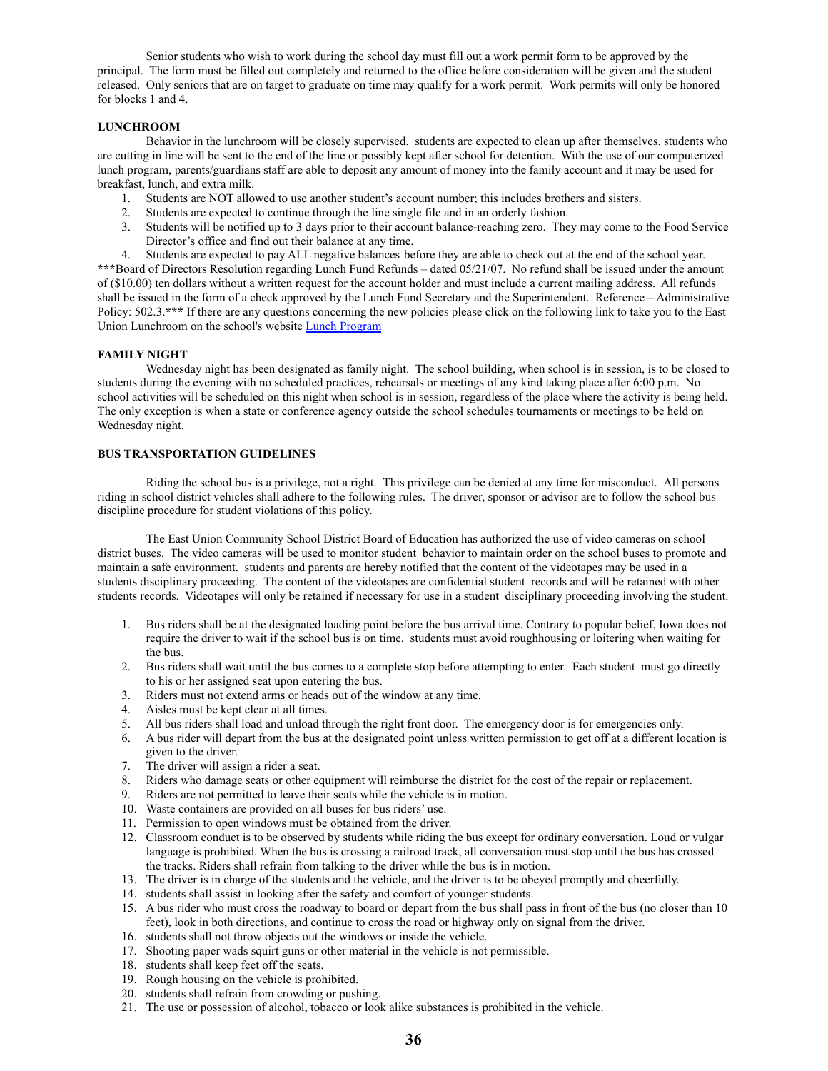Senior students who wish to work during the school day must fill out a work permit form to be approved by the principal. The form must be filled out completely and returned to the office before consideration will be given and the student released. Only seniors that are on target to graduate on time may qualify for a work permit. Work permits will only be honored for blocks 1 and 4.

**LUNCHROOM**

Behavior in the lunchroom will be closely supervised. students are expected to clean up after themselves. students who are cutting in line will be sent to the end of the line or possibly kept after school for detention. With the use of our computerized lunch program, parents/guardians staff are able to deposit any amount of money into the family account and it may be used for breakfast, lunch, and extra milk.

1. Students are NOT allowed to use another student's account number; this includes brothers and sisters.
2. Students are expected to continue through the line single file and in an orderly fashion.
3. Students will be notified up to 3 days prior to their account balance-reaching zero. They may come to the Food Service Director's office and find out their balance at any time.
4. Students are expected to pay ALL negative balances before they are able to check out at the end of the school year.

**\*\*\***Board of Directors Resolution regarding Lunch Fund Refunds – dated 05/21/07. No refund shall be issued under the amount of ($10.00) ten dollars without a written request for the account holder and must include a current mailing address. All refunds shall be issued in the form of a check approved by the Lunch Fund Secretary and the Superintendent. Reference – Administrative Policy: 502.3.**\*\*\*** If there are any questions concerning the new policies please click on the following link to take you to the East Union Lunchroom on the school's website [Lunch Program]

**FAMILY NIGHT**

Wednesday night has been designated as family night. The school building, when school is in session, is to be closed to students during the evening with no scheduled practices, rehearsals or meetings of any kind taking place after 6:00 p.m. No school activities will be scheduled on this night when school is in session, regardless of the place where the activity is being held. The only exception is when a state or conference agency outside the school schedules tournaments or meetings to be held on Wednesday night.

**BUS TRANSPORTATION GUIDELINES**

Riding the school bus is a privilege, not a right. This privilege can be denied at any time for misconduct. All persons riding in school district vehicles shall adhere to the following rules. The driver, sponsor or advisor are to follow the school bus discipline procedure for student violations of this policy.

The East Union Community School District Board of Education has authorized the use of video cameras on school district buses. The video cameras will be used to monitor student behavior to maintain order on the school buses to promote and maintain a safe environment. students and parents are hereby notified that the content of the videotapes may be used in a students disciplinary proceeding. The content of the videotapes are confidential student records and will be retained with other students records. Videotapes will only be retained if necessary for use in a student disciplinary proceeding involving the student.

1. Bus riders shall be at the designated loading point before the bus arrival time. Contrary to popular belief, Iowa does not require the driver to wait if the school bus is on time. students must avoid roughhousing or loitering when waiting for the bus.
2. Bus riders shall wait until the bus comes to a complete stop before attempting to enter. Each student must go directly to his or her assigned seat upon entering the bus.
3. Riders must not extend arms or heads out of the window at any time.
4. Aisles must be kept clear at all times.
5. All bus riders shall load and unload through the right front door. The emergency door is for emergencies only.
6. A bus rider will depart from the bus at the designated point unless written permission to get off at a different location is given to the driver.
7. The driver will assign a rider a seat.
8. Riders who damage seats or other equipment will reimburse the district for the cost of the repair or replacement.
9. Riders are not permitted to leave their seats while the vehicle is in motion.
10. Waste containers are provided on all buses for bus riders' use.
11. Permission to open windows must be obtained from the driver.
12. Classroom conduct is to be observed by students while riding the bus except for ordinary conversation. Loud or vulgar language is prohibited. When the bus is crossing a railroad track, all conversation must stop until the bus has crossed the tracks. Riders shall refrain from talking to the driver while the bus is in motion.
13. The driver is in charge of the students and the vehicle, and the driver is to be obeyed promptly and cheerfully.
14. students shall assist in looking after the safety and comfort of younger students.
15. A bus rider who must cross the roadway to board or depart from the bus shall pass in front of the bus (no closer than 10 feet), look in both directions, and continue to cross the road or highway only on signal from the driver.
16. students shall not throw objects out the windows or inside the vehicle.
17. Shooting paper wads squirt guns or other material in the vehicle is not permissible.
18. students shall keep feet off the seats.
19. Rough housing on the vehicle is prohibited.
20. students shall refrain from crowding or pushing.
21. The use or possession of alcohol, tobacco or look alike substances is prohibited in the vehicle.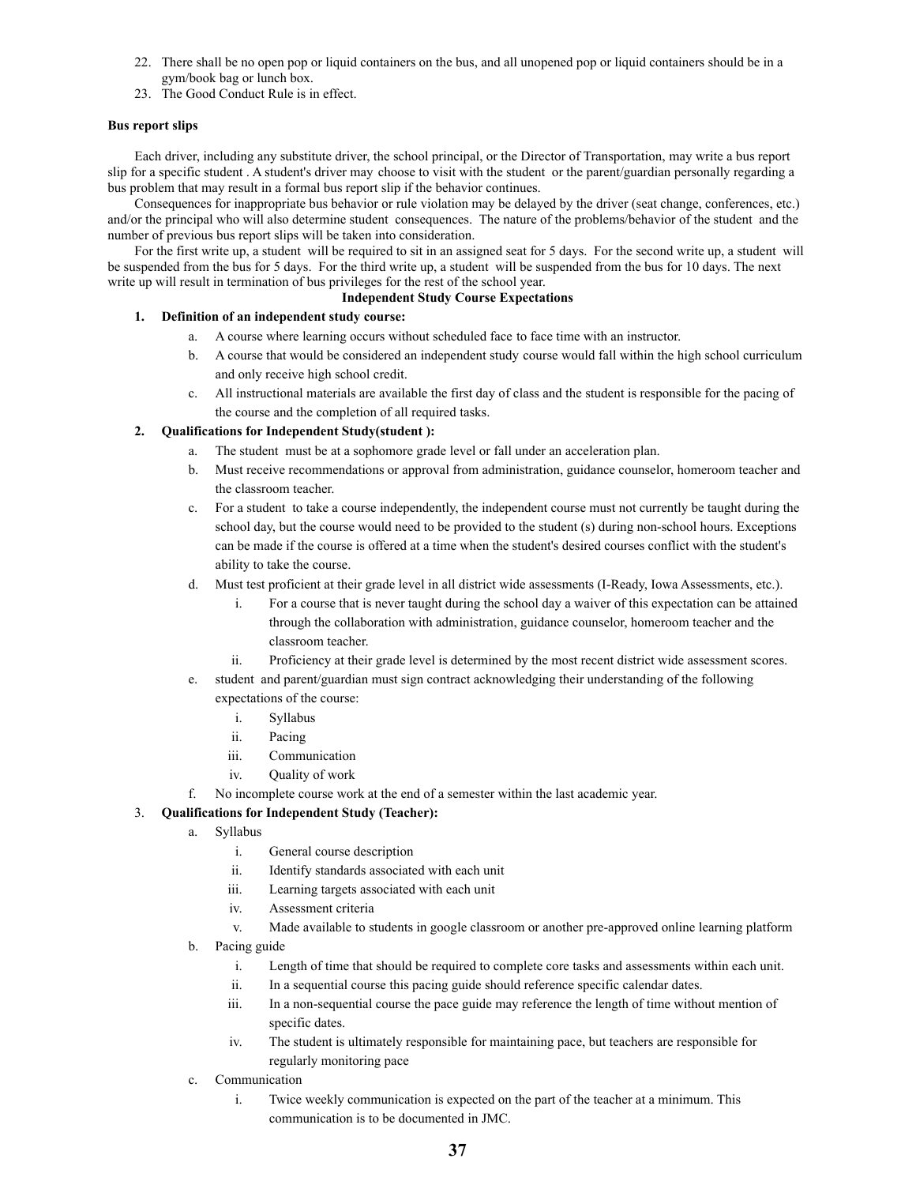22. There shall be no open pop or liquid containers on the bus, and all unopened pop or liquid containers should be in a gym/book bag or lunch box.
23. The Good Conduct Rule is in effect.

**Bus report slips**

Each driver, including any substitute driver, the school principal, or the Director of Transportation, may write a bus report slip for a specific student . A student's driver may choose to visit with the student or the parent/guardian personally regarding a bus problem that may result in a formal bus report slip if the behavior continues.

Consequences for inappropriate bus behavior or rule violation may be delayed by the driver (seat change, conferences, etc.) and/or the principal who will also determine student consequences. The nature of the problems/behavior of the student and the number of previous bus report slips will be taken into consideration.

For the first write up, a student will be required to sit in an assigned seat for 5 days. For the second write up, a student will be suspended from the bus for 5 days. For the third write up, a student will be suspended from the bus for 10 days. The next write up will result in termination of bus privileges for the rest of the school year.

**Independent Study Course Expectations**

1. **Definition of an independent study course:**
    a. A course where learning occurs without scheduled face to face time with an instructor.
    b. A course that would be considered an independent study course would fall within the high school curriculum and only receive high school credit.
    c. All instructional materials are available the first day of class and the student is responsible for the pacing of the course and the completion of all required tasks.
2. **Qualifications for Independent Study(student ):**
    a. The student must be at a sophomore grade level or fall under an acceleration plan.
    b. Must receive recommendations or approval from administration, guidance counselor, homeroom teacher and the classroom teacher.
    c. For a student to take a course independently, the independent course must not currently be taught during the school day, but the course would need to be provided to the student (s) during non-school hours. Exceptions can be made if the course is offered at a time when the student's desired courses conflict with the student's ability to take the course.
    d. Must test proficient at their grade level in all district wide assessments (I-Ready, Iowa Assessments, etc.).
        i. For a course that is never taught during the school day a waiver of this expectation can be attained through the collaboration with administration, guidance counselor, homeroom teacher and the classroom teacher.
        ii. Proficiency at their grade level is determined by the most recent district wide assessment scores.
    e. student and parent/guardian must sign contract acknowledging their understanding of the following expectations of the course:
        i. Syllabus
        ii. Pacing
        iii. Communication
        iv. Quality of work
    f. No incomplete course work at the end of a semester within the last academic year.
3. **Qualifications for Independent Study (Teacher):**
    a. Syllabus
        i. General course description
        ii. Identify standards associated with each unit
        iii. Learning targets associated with each unit
        iv. Assessment criteria
        v. Made available to students in google classroom or another pre-approved online learning platform
    b. Pacing guide
        i. Length of time that should be required to complete core tasks and assessments within each unit.
        ii. In a sequential course this pacing guide should reference specific calendar dates.
        iii. In a non-sequential course the pace guide may reference the length of time without mention of specific dates.
        iv. The student is ultimately responsible for maintaining pace, but teachers are responsible for regularly monitoring pace
    c. Communication
        i. Twice weekly communication is expected on the part of the teacher at a minimum. This communication is to be documented in JMC.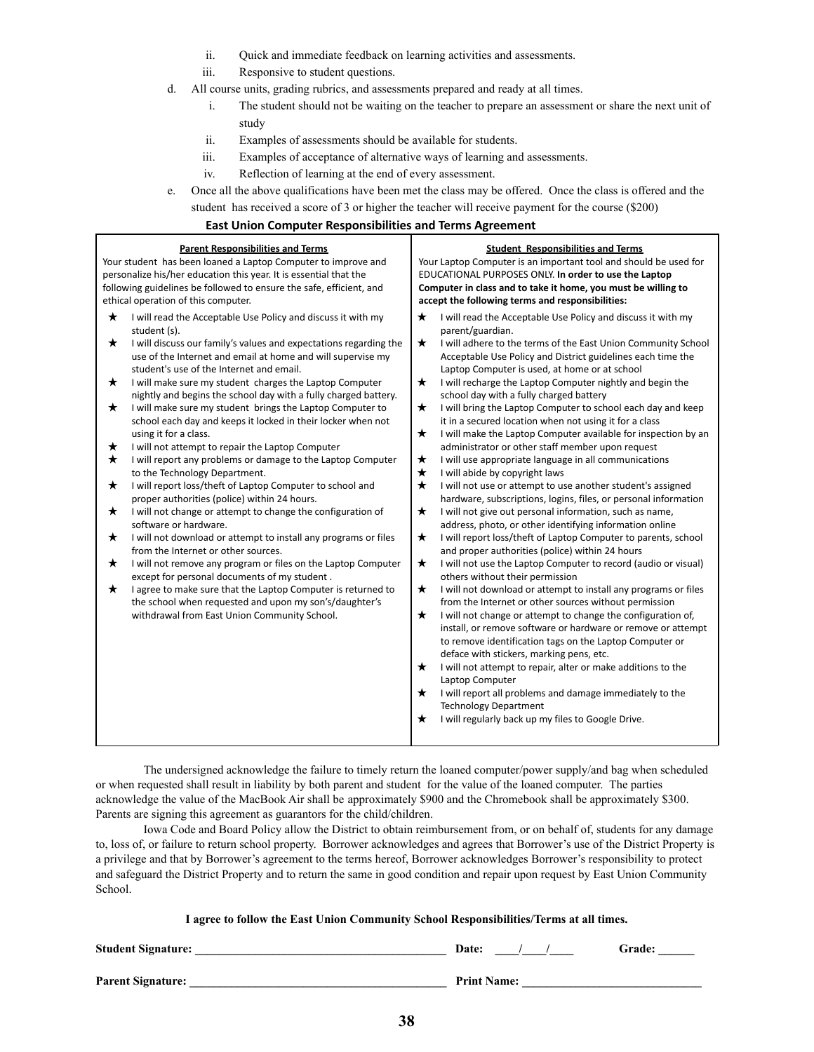ii. Quick and immediate feedback on learning activities and assessments.
  iii. Responsive to student questions.

d. All course units, grading rubrics, and assessments prepared and ready at all times.
  i. The student should not be waiting on the teacher to prepare an assessment or share the next unit of study
  ii. Examples of assessments should be available for students.
  iii. Examples of acceptance of alternative ways of learning and assessments.
  iv. Reflection of learning at the end of every assessment.

e. Once all the above qualifications have been met the class may be offered. Once the class is offered and the student has received a score of 3 or higher the teacher will receive payment for the course ($200)

## East Union Computer Responsibilities and Terms Agreement

**Parent Responsibilities and Terms**

Your student has been loaned a Laptop Computer to improve and personalize his/her education this year. It is essential that the following guidelines be followed to ensure the safe, efficient, and ethical operation of this computer.

- ★ I will read the Acceptable Use Policy and discuss it with my student (s).
- ★ I will discuss our family's values and expectations regarding the use of the Internet and email at home and will supervise my student's use of the Internet and email.
- ★ I will make sure my student charges the Laptop Computer nightly and begins the school day with a fully charged battery.
- ★ I will make sure my student brings the Laptop Computer to school each day and keeps it locked in their locker when not using it for a class.
- ★ I will not attempt to repair the Laptop Computer
- ★ I will report any problems or damage to the Laptop Computer to the Technology Department.
- ★ I will report loss/theft of Laptop Computer to school and proper authorities (police) within 24 hours.
- ★ I will not change or attempt to change the configuration of software or hardware.
- ★ I will not download or attempt to install any programs or files from the Internet or other sources.
- ★ I will not remove any program or files on the Laptop Computer except for personal documents of my student .
- ★ I agree to make sure that the Laptop Computer is returned to the school when requested and upon my son's/daughter's withdrawal from East Union Community School.

**Student Responsibilities and Terms**

Your Laptop Computer is an important tool and should be used for EDUCATIONAL PURPOSES ONLY. **In order to use the Laptop Computer in class and to take it home, you must be willing to accept the following terms and responsibilities:**

- ★ I will read the Acceptable Use Policy and discuss it with my parent/guardian.
- ★ I will adhere to the terms of the East Union Community School Acceptable Use Policy and District guidelines each time the Laptop Computer is used, at home or at school
- ★ I will recharge the Laptop Computer nightly and begin the school day with a fully charged battery
- ★ I will bring the Laptop Computer to school each day and keep it in a secured location when not using it for a class
- ★ I will make the Laptop Computer available for inspection by an administrator or other staff member upon request
- ★ I will use appropriate language in all communications
- ★ I will abide by copyright laws
- ★ I will not use or attempt to use another student's assigned hardware, subscriptions, logins, files, or personal information
- ★ I will not give out personal information, such as name, address, photo, or other identifying information online
- ★ I will report loss/theft of Laptop Computer to parents, school and proper authorities (police) within 24 hours
- ★ I will not use the Laptop Computer to record (audio or visual) others without their permission
- ★ I will not download or attempt to install any programs or files from the Internet or other sources without permission
- ★ I will not change or attempt to change the configuration of, install, or remove software or hardware or remove or attempt to remove identification tags on the Laptop Computer or deface with stickers, marking pens, etc.
- ★ I will not attempt to repair, alter or make additions to the Laptop Computer
- ★ I will report all problems and damage immediately to the Technology Department
- ★ I will regularly back up my files to Google Drive.

The undersigned acknowledge the failure to timely return the loaned computer/power supply/and bag when scheduled or when requested shall result in liability by both parent and student for the value of the loaned computer. The parties acknowledge the value of the MacBook Air shall be approximately $900 and the Chromebook shall be approximately $300. Parents are signing this agreement as guarantors for the child/children.

Iowa Code and Board Policy allow the District to obtain reimbursement from, or on behalf of, students for any damage to, loss of, or failure to return school property. Borrower acknowledges and agrees that Borrower's use of the District Property is a privilege and that by Borrower's agreement to the terms hereof, Borrower acknowledges Borrower's responsibility to protect and safeguard the District Property and to return the same in good condition and repair upon request by East Union Community School.

**I agree to follow the East Union Community School Responsibilities/Terms at all times.**

**Student Signature:** ________________________________________ **Date:** ____/____/____ **Grade:** ______

**Parent Signature:** ________________________________________ **Print Name:** ____________________________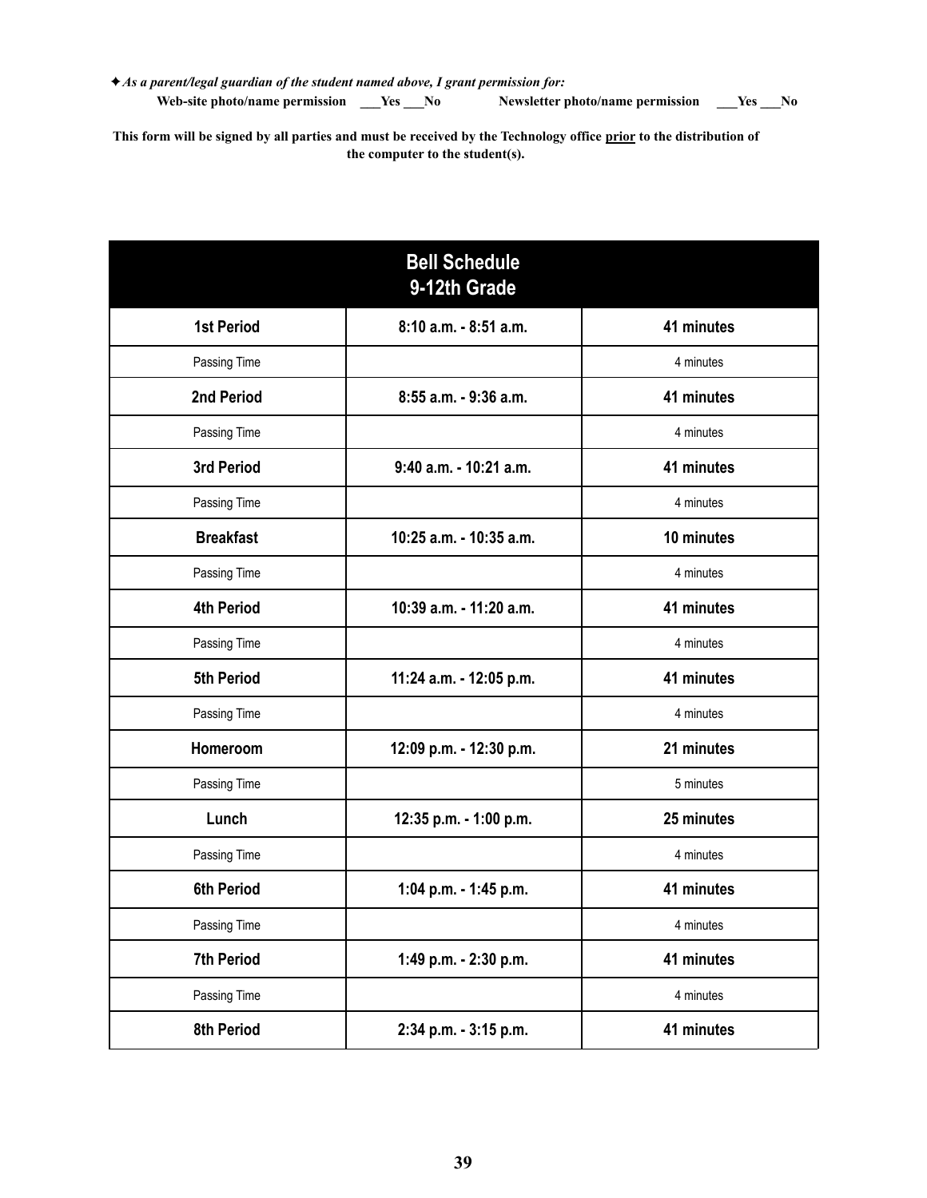✦*As a parent/legal guardian of the student named above, I grant permission for:*

**Web-site photo/name permission \_\_\_Yes \_\_\_No Newsletter photo/name permission \_\_\_Yes \_\_\_No**

**This form will be signed by all parties and must be received by the Technology office <u>prior</u> to the distribution of the computer to the student(s).**

| Bell Schedule 9-12th Grade | | |
|---|---|---|
| **1st Period** | **8:10 a.m. - 8:51 a.m.** | **41 minutes** |
| Passing Time | | 4 minutes |
| **2nd Period** | **8:55 a.m. - 9:36 a.m.** | **41 minutes** |
| Passing Time | | 4 minutes |
| **3rd Period** | **9:40 a.m. - 10:21 a.m.** | **41 minutes** |
| Passing Time | | 4 minutes |
| **Breakfast** | **10:25 a.m. - 10:35 a.m.** | **10 minutes** |
| Passing Time | | 4 minutes |
| **4th Period** | **10:39 a.m. - 11:20 a.m.** | **41 minutes** |
| Passing Time | | 4 minutes |
| **5th Period** | **11:24 a.m. - 12:05 p.m.** | **41 minutes** |
| Passing Time | | 4 minutes |
| **Homeroom** | **12:09 p.m. - 12:30 p.m.** | **21 minutes** |
| Passing Time | | 5 minutes |
| **Lunch** | **12:35 p.m. - 1:00 p.m.** | **25 minutes** |
| Passing Time | | 4 minutes |
| **6th Period** | **1:04 p.m. - 1:45 p.m.** | **41 minutes** |
| Passing Time | | 4 minutes |
| **7th Period** | **1:49 p.m. - 2:30 p.m.** | **41 minutes** |
| Passing Time | | 4 minutes |
| **8th Period** | **2:34 p.m. - 3:15 p.m.** | **41 minutes** |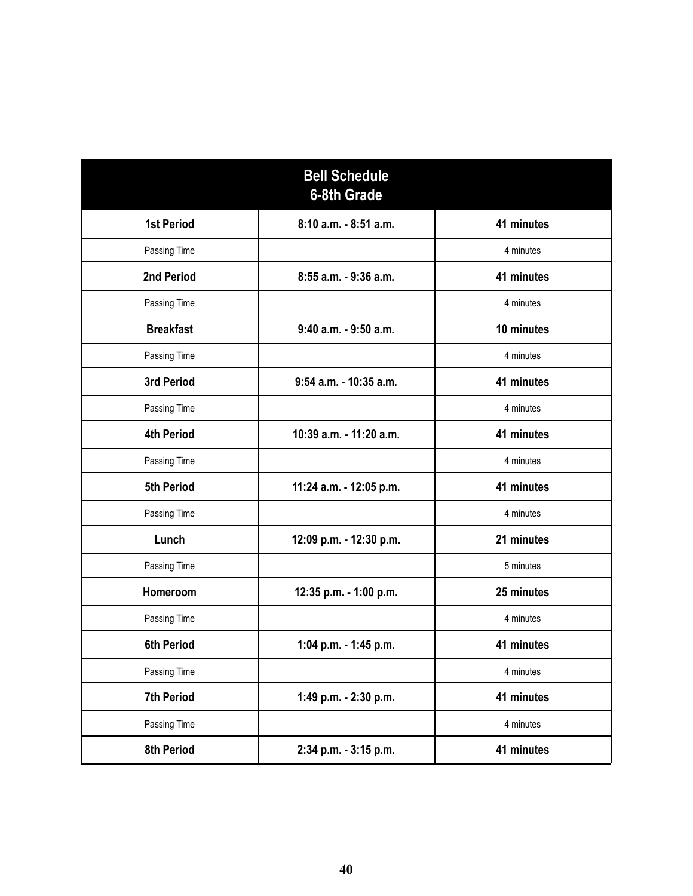| Bell Schedule<br>6-8th Grade | | |
|---|---|---|
| **1st Period** | **8:10 a.m. - 8:51 a.m.** | **41 minutes** |
| Passing Time | | 4 minutes |
| **2nd Period** | **8:55 a.m. - 9:36 a.m.** | **41 minutes** |
| Passing Time | | 4 minutes |
| **Breakfast** | **9:40 a.m. - 9:50 a.m.** | **10 minutes** |
| Passing Time | | 4 minutes |
| **3rd Period** | **9:54 a.m. - 10:35 a.m.** | **41 minutes** |
| Passing Time | | 4 minutes |
| **4th Period** | **10:39 a.m. - 11:20 a.m.** | **41 minutes** |
| Passing Time | | 4 minutes |
| **5th Period** | **11:24 a.m. - 12:05 p.m.** | **41 minutes** |
| Passing Time | | 4 minutes |
| **Lunch** | **12:09 p.m. - 12:30 p.m.** | **21 minutes** |
| Passing Time | | 5 minutes |
| **Homeroom** | **12:35 p.m. - 1:00 p.m.** | **25 minutes** |
| Passing Time | | 4 minutes |
| **6th Period** | **1:04 p.m. - 1:45 p.m.** | **41 minutes** |
| Passing Time | | 4 minutes |
| **7th Period** | **1:49 p.m. - 2:30 p.m.** | **41 minutes** |
| Passing Time | | 4 minutes |
| **8th Period** | **2:34 p.m. - 3:15 p.m.** | **41 minutes** |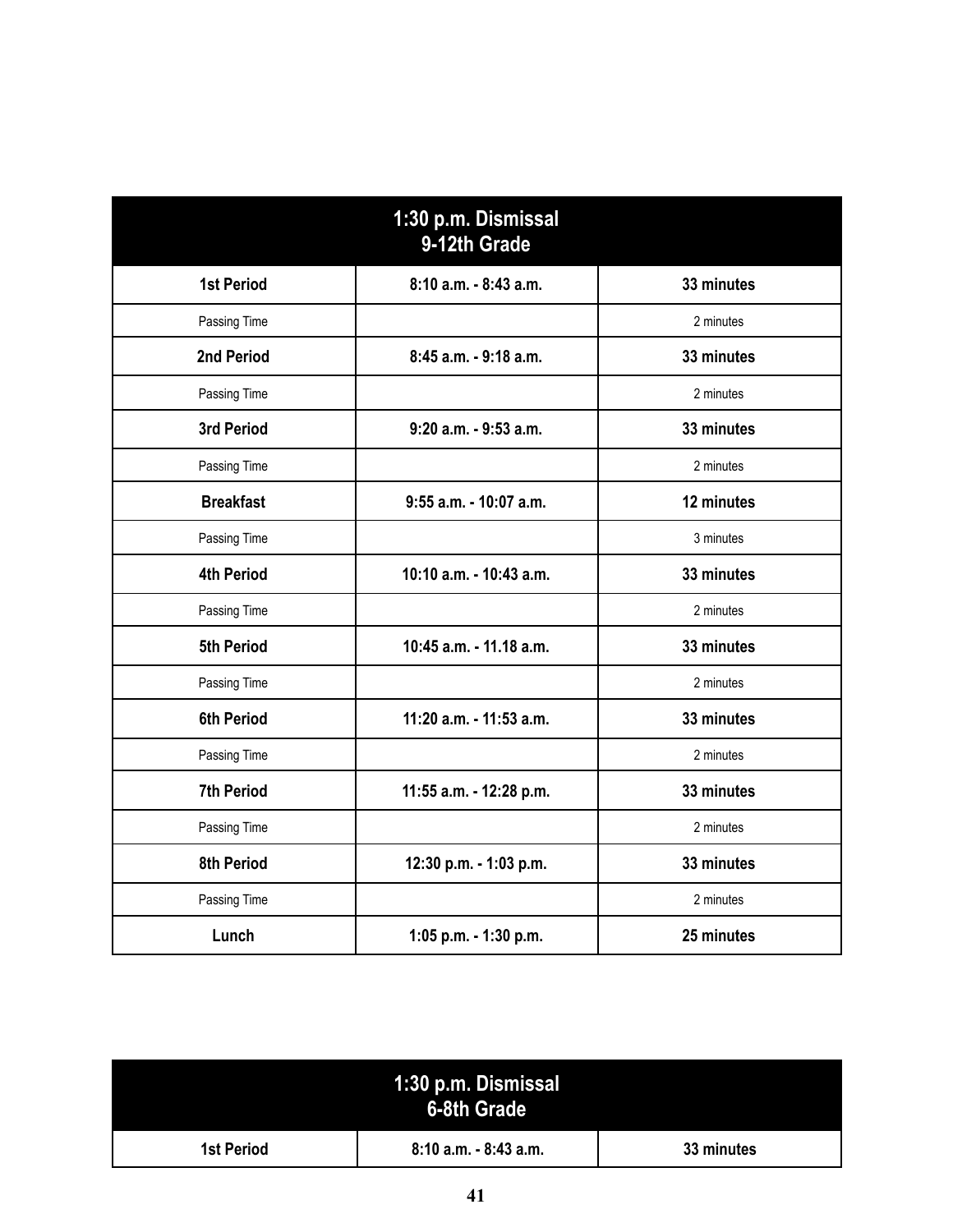| 1:30 p.m. Dismissal<br>9-12th Grade | | |
|---|---|---|
| **1st Period** | **8:10 a.m. - 8:43 a.m.** | **33 minutes** |
| Passing Time | | 2 minutes |
| **2nd Period** | **8:45 a.m. - 9:18 a.m.** | **33 minutes** |
| Passing Time | | 2 minutes |
| **3rd Period** | **9:20 a.m. - 9:53 a.m.** | **33 minutes** |
| Passing Time | | 2 minutes |
| **Breakfast** | **9:55 a.m. - 10:07 a.m.** | **12 minutes** |
| Passing Time | | 3 minutes |
| **4th Period** | **10:10 a.m. - 10:43 a.m.** | **33 minutes** |
| Passing Time | | 2 minutes |
| **5th Period** | **10:45 a.m. - 11.18 a.m.** | **33 minutes** |
| Passing Time | | 2 minutes |
| **6th Period** | **11:20 a.m. - 11:53 a.m.** | **33 minutes** |
| Passing Time | | 2 minutes |
| **7th Period** | **11:55 a.m. - 12:28 p.m.** | **33 minutes** |
| Passing Time | | 2 minutes |
| **8th Period** | **12:30 p.m. - 1:03 p.m.** | **33 minutes** |
| Passing Time | | 2 minutes |
| **Lunch** | **1:05 p.m. - 1:30 p.m.** | **25 minutes** |

| 1:30 p.m. Dismissal<br>6-8th Grade | | |
|---|---|---|
| **1st Period** | **8:10 a.m. - 8:43 a.m.** | **33 minutes** |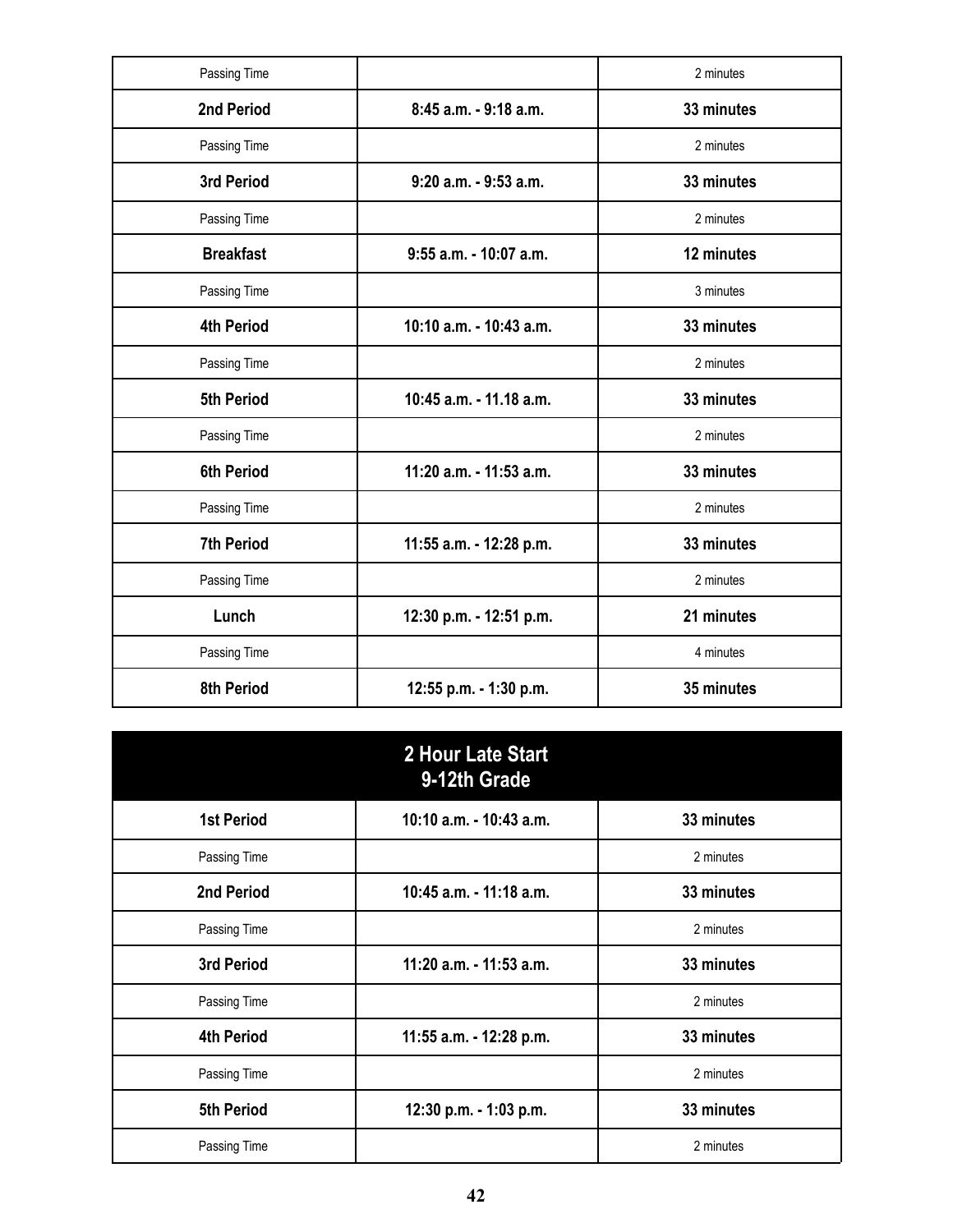| | | |
|---|---|---|
| Passing Time | | 2 minutes |
| **2nd Period** | **8:45 a.m. - 9:18 a.m.** | **33 minutes** |
| Passing Time | | 2 minutes |
| **3rd Period** | **9:20 a.m. - 9:53 a.m.** | **33 minutes** |
| Passing Time | | 2 minutes |
| **Breakfast** | **9:55 a.m. - 10:07 a.m.** | **12 minutes** |
| Passing Time | | 3 minutes |
| **4th Period** | **10:10 a.m. - 10:43 a.m.** | **33 minutes** |
| Passing Time | | 2 minutes |
| **5th Period** | **10:45 a.m. - 11.18 a.m.** | **33 minutes** |
| Passing Time | | 2 minutes |
| **6th Period** | **11:20 a.m. - 11:53 a.m.** | **33 minutes** |
| Passing Time | | 2 minutes |
| **7th Period** | **11:55 a.m. - 12:28 p.m.** | **33 minutes** |
| Passing Time | | 2 minutes |
| **Lunch** | **12:30 p.m. - 12:51 p.m.** | **21 minutes** |
| Passing Time | | 4 minutes |
| **8th Period** | **12:55 p.m. - 1:30 p.m.** | **35 minutes** |

| 2 Hour Late Start 9-12th Grade | | |
|---|---|---|
| **1st Period** | **10:10 a.m. - 10:43 a.m.** | **33 minutes** |
| Passing Time | | 2 minutes |
| **2nd Period** | **10:45 a.m. - 11:18 a.m.** | **33 minutes** |
| Passing Time | | 2 minutes |
| **3rd Period** | **11:20 a.m. - 11:53 a.m.** | **33 minutes** |
| Passing Time | | 2 minutes |
| **4th Period** | **11:55 a.m. - 12:28 p.m.** | **33 minutes** |
| Passing Time | | 2 minutes |
| **5th Period** | **12:30 p.m. - 1:03 p.m.** | **33 minutes** |
| Passing Time | | 2 minutes |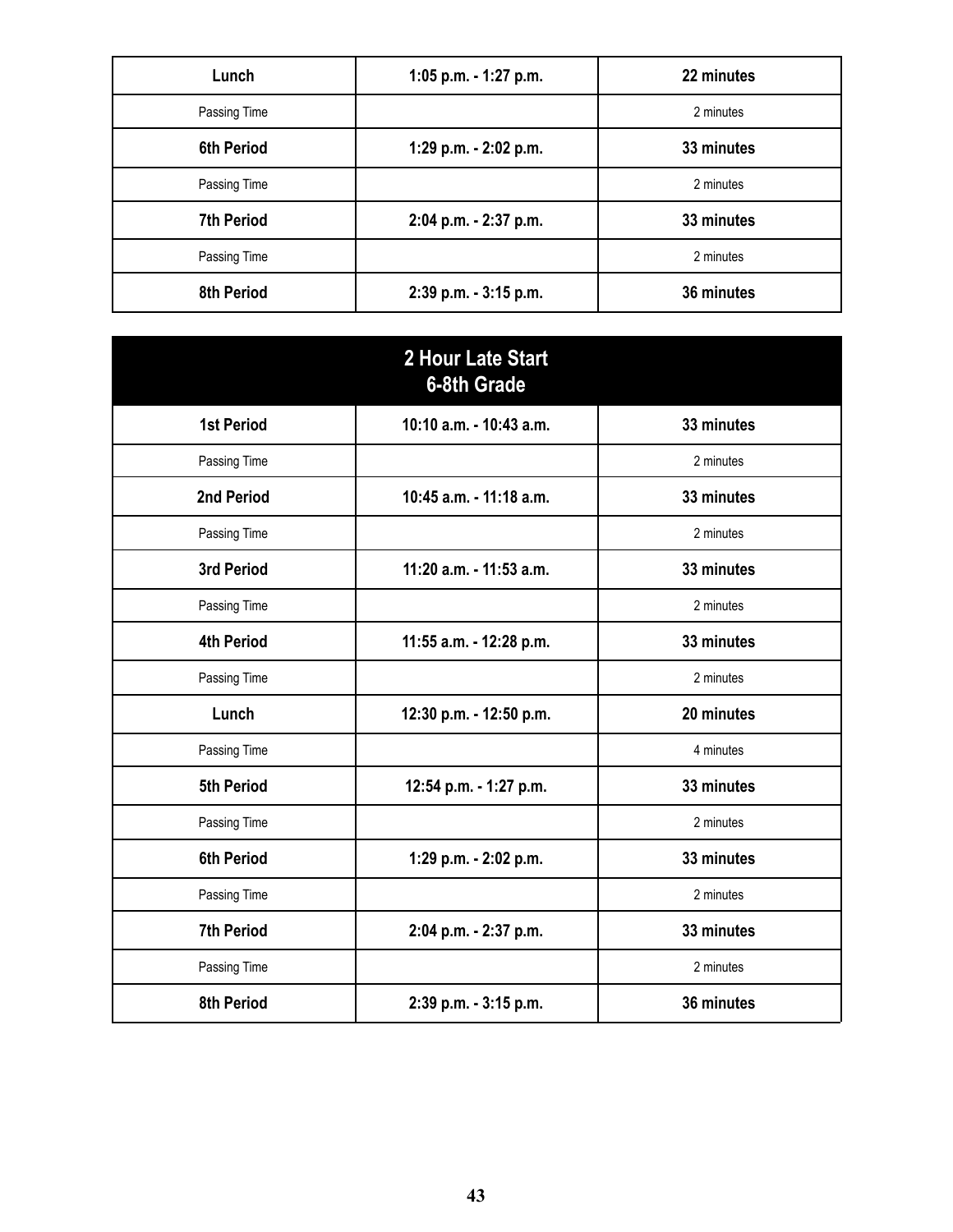| | | |
|---|---|---|
| **Lunch** | **1:05 p.m. - 1:27 p.m.** | **22 minutes** |
| Passing Time | | 2 minutes |
| **6th Period** | **1:29 p.m. - 2:02 p.m.** | **33 minutes** |
| Passing Time | | 2 minutes |
| **7th Period** | **2:04 p.m. - 2:37 p.m.** | **33 minutes** |
| Passing Time | | 2 minutes |
| **8th Period** | **2:39 p.m. - 3:15 p.m.** | **36 minutes** |

| 2 Hour Late Start 6-8th Grade | | |
|---|---|---|
| **1st Period** | **10:10 a.m. - 10:43 a.m.** | **33 minutes** |
| Passing Time | | 2 minutes |
| **2nd Period** | **10:45 a.m. - 11:18 a.m.** | **33 minutes** |
| Passing Time | | 2 minutes |
| **3rd Period** | **11:20 a.m. - 11:53 a.m.** | **33 minutes** |
| Passing Time | | 2 minutes |
| **4th Period** | **11:55 a.m. - 12:28 p.m.** | **33 minutes** |
| Passing Time | | 2 minutes |
| **Lunch** | **12:30 p.m. - 12:50 p.m.** | **20 minutes** |
| Passing Time | | 4 minutes |
| **5th Period** | **12:54 p.m. - 1:27 p.m.** | **33 minutes** |
| Passing Time | | 2 minutes |
| **6th Period** | **1:29 p.m. - 2:02 p.m.** | **33 minutes** |
| Passing Time | | 2 minutes |
| **7th Period** | **2:04 p.m. - 2:37 p.m.** | **33 minutes** |
| Passing Time | | 2 minutes |
| **8th Period** | **2:39 p.m. - 3:15 p.m.** | **36 minutes** |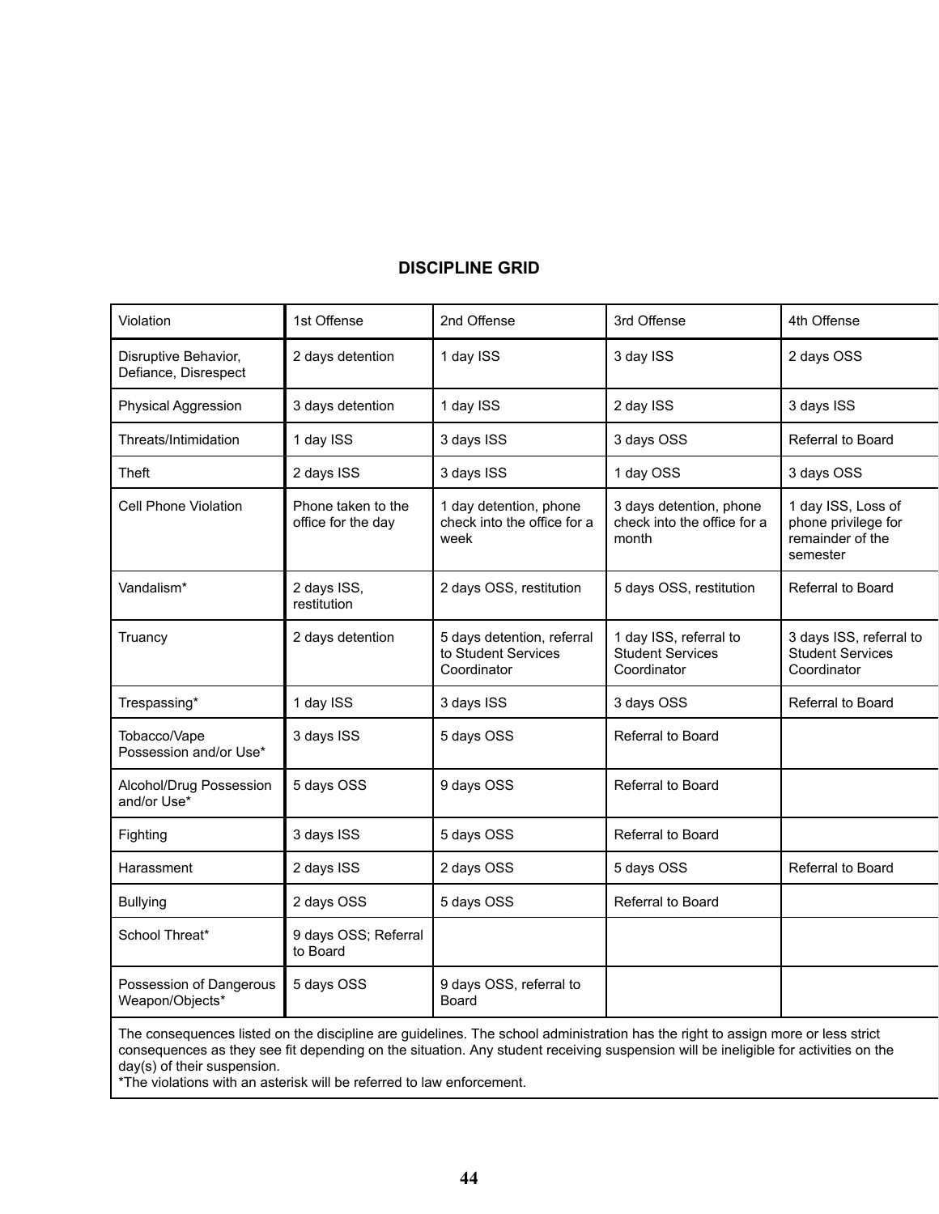## DISCIPLINE GRID

| Violation | 1st Offense | 2nd Offense | 3rd Offense | 4th Offense |
|---|---|---|---|---|
| Disruptive Behavior, Defiance, Disrespect | 2 days detention | 1 day ISS | 3 day ISS | 2 days OSS |
| Physical Aggression | 3 days detention | 1 day ISS | 2 day ISS | 3 days ISS |
| Threats/Intimidation | 1 day ISS | 3 days ISS | 3 days OSS | Referral to Board |
| Theft | 2 days ISS | 3 days ISS | 1 day OSS | 3 days OSS |
| Cell Phone Violation | Phone taken to the office for the day | 1 day detention, phone check into the office for a week | 3 days detention, phone check into the office for a month | 1 day ISS, Loss of phone privilege for remainder of the semester |
| Vandalism* | 2 days ISS, restitution | 2 days OSS, restitution | 5 days OSS, restitution | Referral to Board |
| Truancy | 2 days detention | 5 days detention, referral to Student Services Coordinator | 1 day ISS, referral to Student Services Coordinator | 3 days ISS, referral to Student Services Coordinator |
| Trespassing* | 1 day ISS | 3 days ISS | 3 days OSS | Referral to Board |
| Tobacco/Vape Possession and/or Use* | 3 days ISS | 5 days OSS | Referral to Board | |
| Alcohol/Drug Possession and/or Use* | 5 days OSS | 9 days OSS | Referral to Board | |
| Fighting | 3 days ISS | 5 days OSS | Referral to Board | |
| Harassment | 2 days ISS | 2 days OSS | 5 days OSS | Referral to Board |
| Bullying | 2 days OSS | 5 days OSS | Referral to Board | |
| School Threat* | 9 days OSS; Referral to Board | | | |
| Possession of Dangerous Weapon/Objects* | 5 days OSS | 9 days OSS, referral to Board | | |

The consequences listed on the discipline are guidelines. The school administration has the right to assign more or less strict consequences as they see fit depending on the situation. Any student receiving suspension will be ineligible for activities on the day(s) of their suspension.
*The violations with an asterisk will be referred to law enforcement.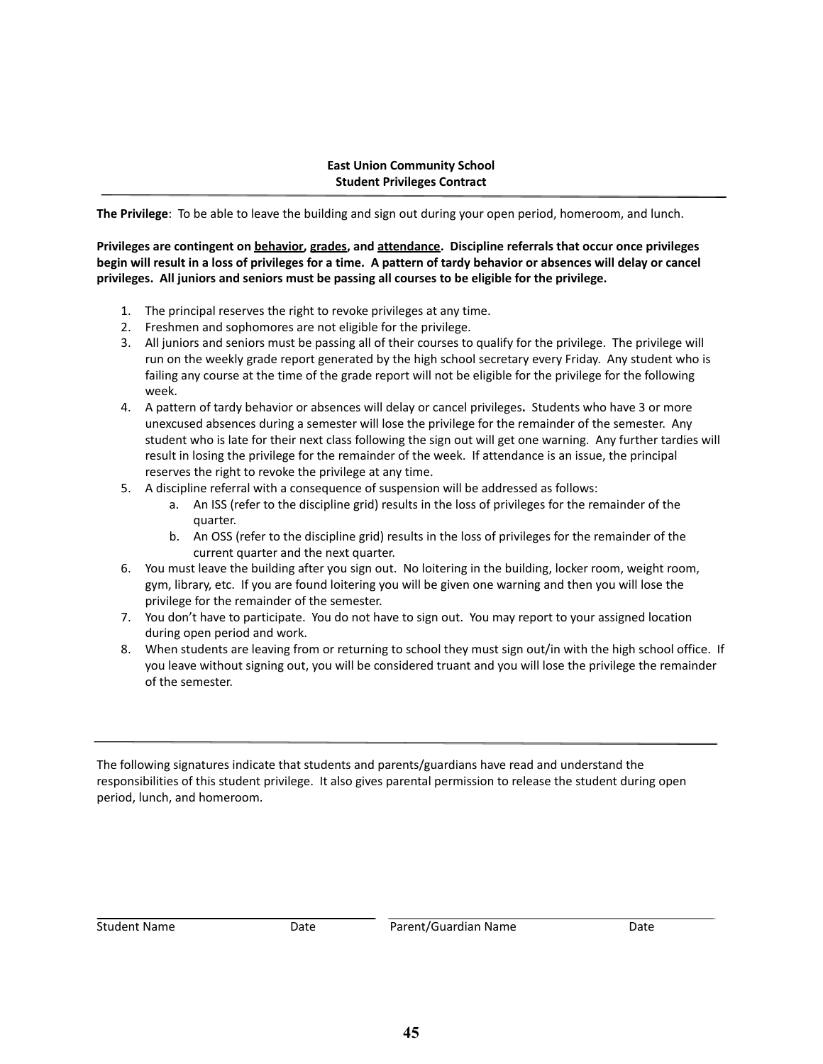**East Union Community School**
**Student Privileges Contract**

---

**The Privilege**: To be able to leave the building and sign out during your open period, homeroom, and lunch.

**Privileges are contingent on <u>behavior</u>, <u>grades</u>, and <u>attendance</u>. Discipline referrals that occur once privileges begin will result in a loss of privileges for a time. A pattern of tardy behavior or absences will delay or cancel privileges. All juniors and seniors must be passing all courses to be eligible for the privilege.**

1. The principal reserves the right to revoke privileges at any time.
2. Freshmen and sophomores are not eligible for the privilege.
3. All juniors and seniors must be passing all of their courses to qualify for the privilege. The privilege will run on the weekly grade report generated by the high school secretary every Friday. Any student who is failing any course at the time of the grade report will not be eligible for the privilege for the following week.
4. A pattern of tardy behavior or absences will delay or cancel privileges**.** Students who have 3 or more unexcused absences during a semester will lose the privilege for the remainder of the semester. Any student who is late for their next class following the sign out will get one warning. Any further tardies will result in losing the privilege for the remainder of the week. If attendance is an issue, the principal reserves the right to revoke the privilege at any time.
5. A discipline referral with a consequence of suspension will be addressed as follows:
    a. An ISS (refer to the discipline grid) results in the loss of privileges for the remainder of the quarter.
    b. An OSS (refer to the discipline grid) results in the loss of privileges for the remainder of the current quarter and the next quarter.
6. You must leave the building after you sign out. No loitering in the building, locker room, weight room, gym, library, etc. If you are found loitering you will be given one warning and then you will lose the privilege for the remainder of the semester.
7. You don't have to participate. You do not have to sign out. You may report to your assigned location during open period and work.
8. When students are leaving from or returning to school they must sign out/in with the high school office. If you leave without signing out, you will be considered truant and you will lose the privilege the remainder of the semester.

---

The following signatures indicate that students and parents/guardians have read and understand the responsibilities of this student privilege. It also gives parental permission to release the student during open period, lunch, and homeroom.

\_\_\_\_\_\_\_\_\_\_\_\_\_\_\_\_\_\_\_\_\_\_\_\_\_\_\_\_\_\_\_\_\_\_\_\_ \_\_\_\_\_\_\_\_\_\_\_\_\_\_\_\_\_\_\_\_\_\_\_\_\_\_\_\_\_\_\_\_\_\_\_\_

Student Name Date Parent/Guardian Name Date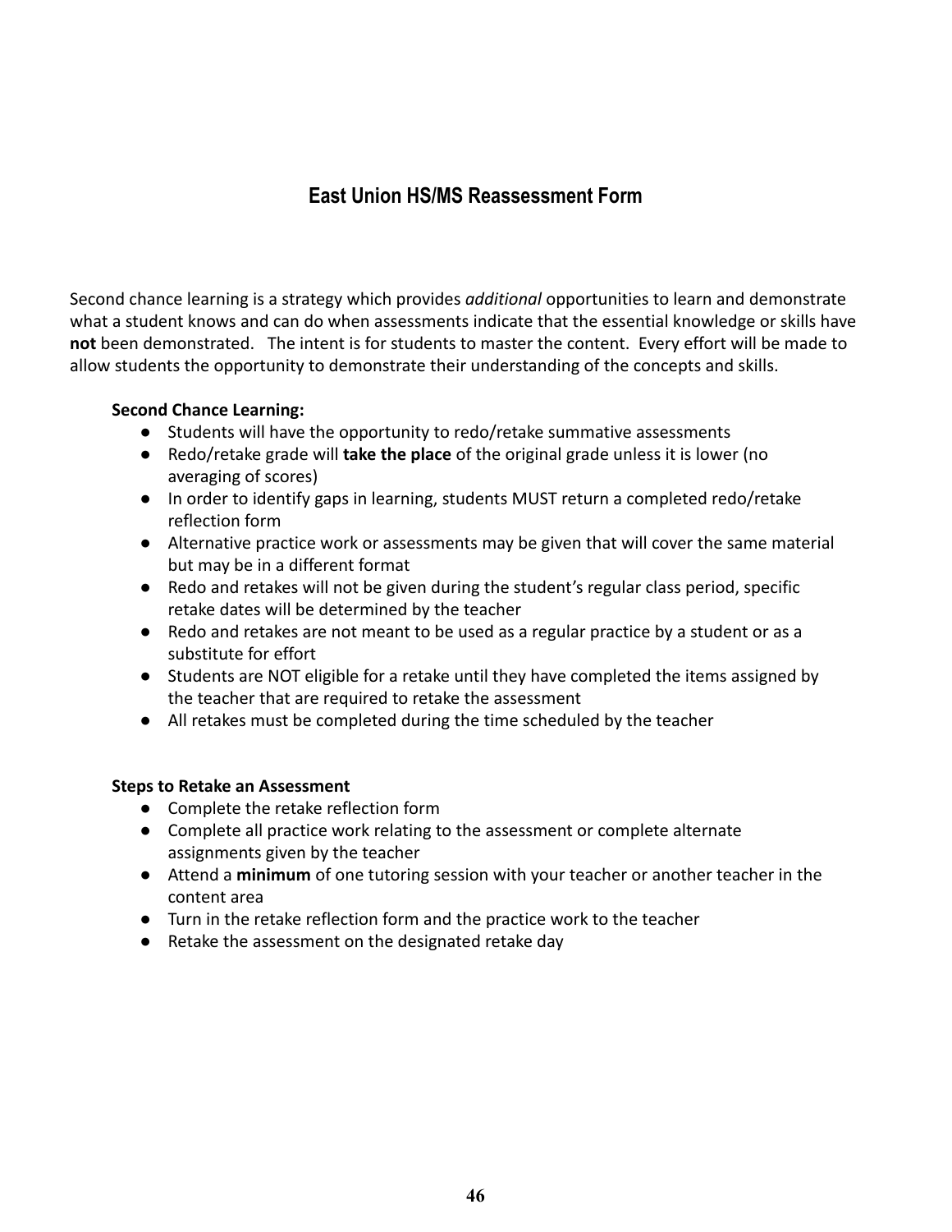## East Union HS/MS Reassessment Form

Second chance learning is a strategy which provides *additional* opportunities to learn and demonstrate what a student knows and can do when assessments indicate that the essential knowledge or skills have **not** been demonstrated. The intent is for students to master the content. Every effort will be made to allow students the opportunity to demonstrate their understanding of the concepts and skills.

**Second Chance Learning:**

- Students will have the opportunity to redo/retake summative assessments
- Redo/retake grade will **take the place** of the original grade unless it is lower (no averaging of scores)
- In order to identify gaps in learning, students MUST return a completed redo/retake reflection form
- Alternative practice work or assessments may be given that will cover the same material but may be in a different format
- Redo and retakes will not be given during the student's regular class period, specific retake dates will be determined by the teacher
- Redo and retakes are not meant to be used as a regular practice by a student or as a substitute for effort
- Students are NOT eligible for a retake until they have completed the items assigned by the teacher that are required to retake the assessment
- All retakes must be completed during the time scheduled by the teacher

**Steps to Retake an Assessment**

- Complete the retake reflection form
- Complete all practice work relating to the assessment or complete alternate assignments given by the teacher
- Attend a **minimum** of one tutoring session with your teacher or another teacher in the content area
- Turn in the retake reflection form and the practice work to the teacher
- Retake the assessment on the designated retake day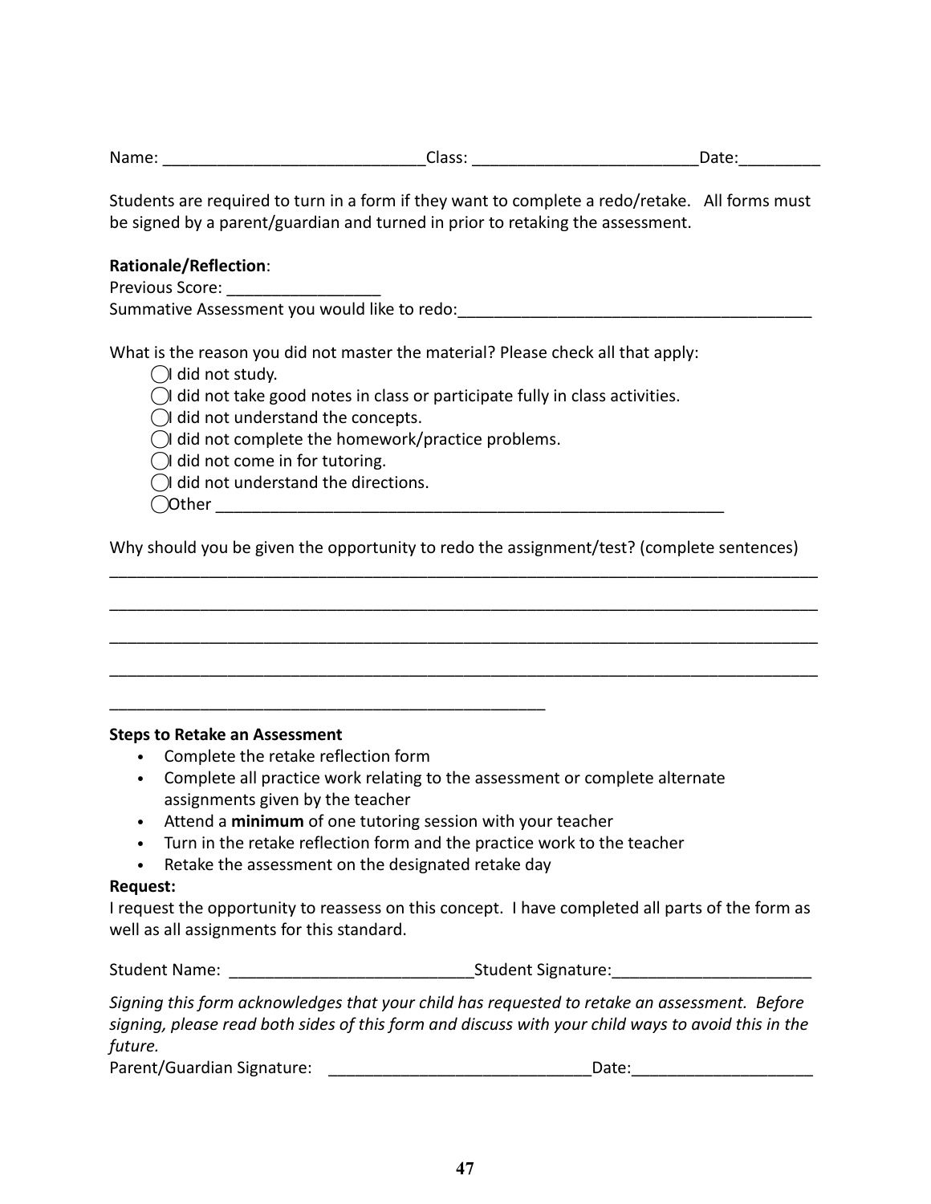Name: _____________________________Class: _________________________Date:_________

Students are required to turn in a form if they want to complete a redo/retake. All forms must be signed by a parent/guardian and turned in prior to retaking the assessment.

**Rationale/Reflection**:

Previous Score: _________________

Summative Assessment you would like to redo:________________________________________

What is the reason you did not master the material? Please check all that apply:

- ◯ I did not study.
- ◯ I did not take good notes in class or participate fully in class activities.
- ◯ I did not understand the concepts.
- ◯ I did not complete the homework/practice problems.
- ◯ I did not come in for tutoring.
- ◯ I did not understand the directions.
- ◯ Other ___________________________________________________________

Why should you be given the opportunity to redo the assignment/test? (complete sentences)

_______________________________________________________________________________

_______________________________________________________________________________

_______________________________________________________________________________

_______________________________________________________________________________

_________________________________________________

**Steps to Retake an Assessment**

- Complete the retake reflection form
- Complete all practice work relating to the assessment or complete alternate assignments given by the teacher
- Attend a **minimum** of one tutoring session with your teacher
- Turn in the retake reflection form and the practice work to the teacher
- Retake the assessment on the designated retake day

**Request:**

I request the opportunity to reassess on this concept. I have completed all parts of the form as well as all assignments for this standard.

Student Name: ___________________________Student Signature:______________________

*Signing this form acknowledges that your child has requested to retake an assessment. Before signing, please read both sides of this form and discuss with your child ways to avoid this in the future.*

Parent/Guardian Signature: _____________________________Date:____________________